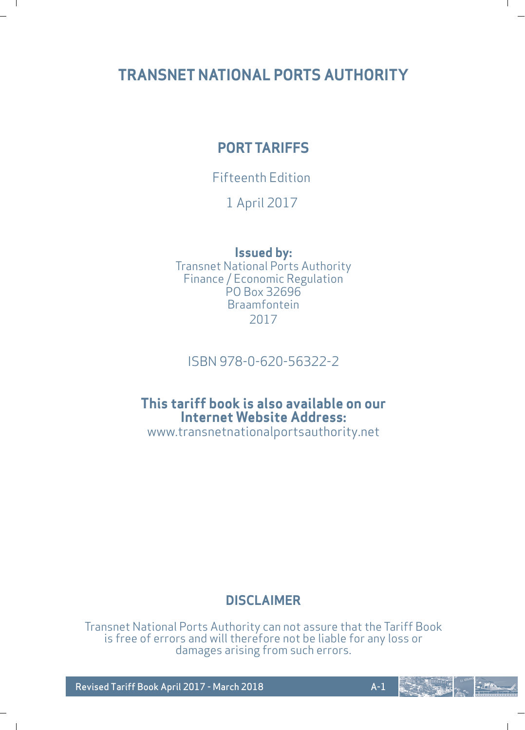# TRANSNET NATIONAL PORTS AUTHORITY

## PORT TARIFFS

Fifteenth Edition

1 April 2017

**Issued by:**
Transnet National Ports Authority
Finance / Economic Regulation
PO Box 32696
Braamfontein
2017

ISBN 978-0-620-56322-2

**This tariff book is also available on our Internet Website Address:**
www.transnetnationalportsauthority.net

## DISCLAIMER

Transnet National Ports Authority can not assure that the Tariff Book is free of errors and will therefore not be liable for any loss or damages arising from such errors.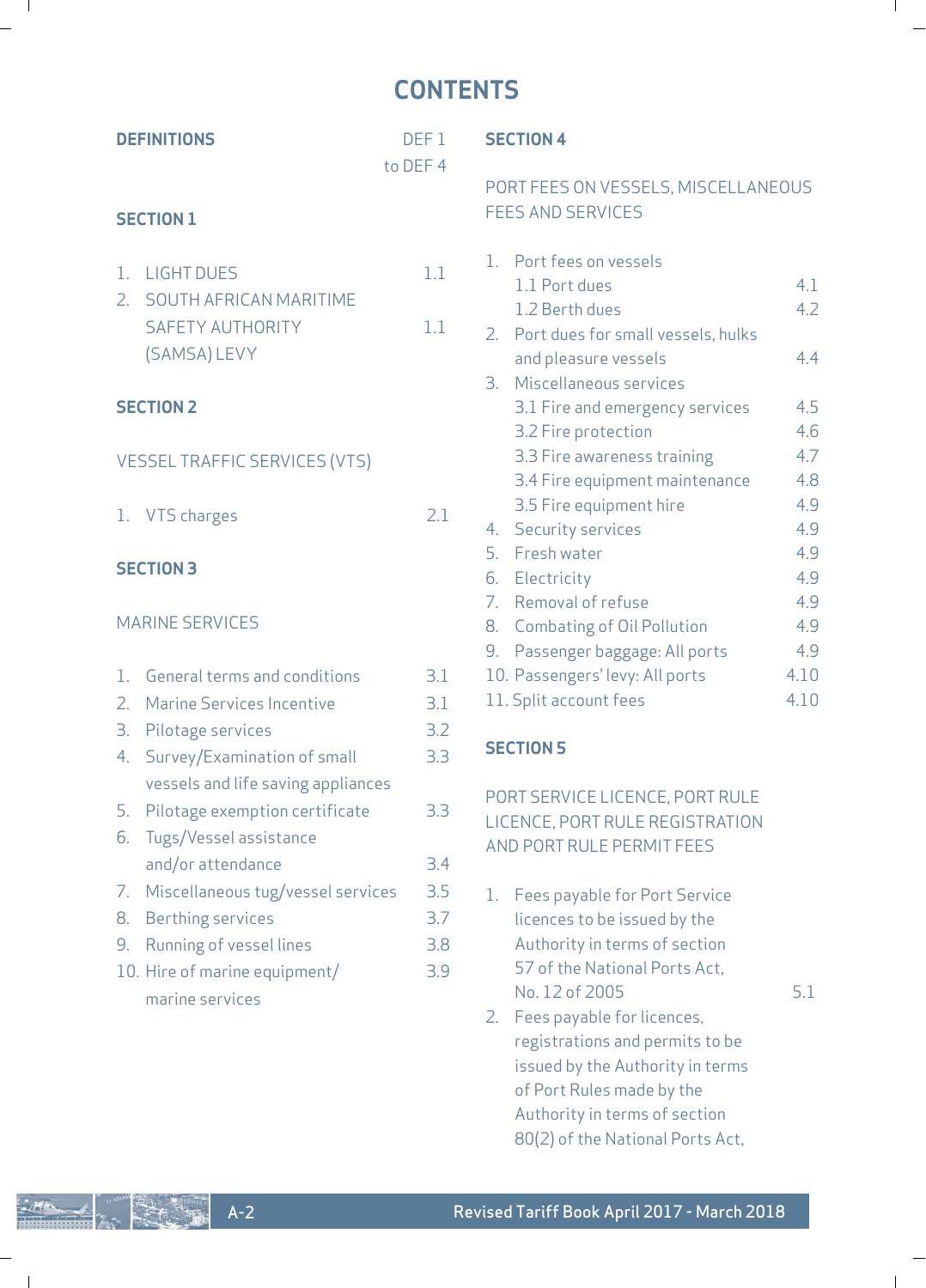# CONTENTS

| | |
|---|---|
| **DEFINITIONS** | DEF 1 to DEF 4 |

**SECTION 1**

| | |
|---|---|
| 1. LIGHT DUES | 1.1 |
| 2. SOUTH AFRICAN MARITIME SAFETY AUTHORITY (SAMSA) LEVY | 1.1 |

**SECTION 2**

VESSEL TRAFFIC SERVICES (VTS)

| | |
|---|---|
| 1. VTS charges | 2.1 |

**SECTION 3**

MARINE SERVICES

| | |
|---|---|
| 1. General terms and conditions | 3.1 |
| 2. Marine Services Incentive | 3.1 |
| 3. Pilotage services | 3.2 |
| 4. Survey/Examination of small vessels and life saving appliances | 3.3 |
| 5. Pilotage exemption certificate | 3.3 |
| 6. Tugs/Vessel assistance and/or attendance | 3.4 |
| 7. Miscellaneous tug/vessel services | 3.5 |
| 8. Berthing services | 3.7 |
| 9. Running of vessel lines | 3.8 |
| 10. Hire of marine equipment/ marine services | 3.9 |

**SECTION 4**

PORT FEES ON VESSELS, MISCELLANEOUS FEES AND SERVICES

| | |
|---|---|
| 1. Port fees on vessels | |
| 1.1 Port dues | 4.1 |
| 1.2 Berth dues | 4.2 |
| 2. Port dues for small vessels, hulks and pleasure vessels | 4.4 |
| 3. Miscellaneous services | |
| 3.1 Fire and emergency services | 4.5 |
| 3.2 Fire protection | 4.6 |
| 3.3 Fire awareness training | 4.7 |
| 3.4 Fire equipment maintenance | 4.8 |
| 3.5 Fire equipment hire | 4.9 |
| 4. Security services | 4.9 |
| 5. Fresh water | 4.9 |
| 6. Electricity | 4.9 |
| 7. Removal of refuse | 4.9 |
| 8. Combating of Oil Pollution | 4.9 |
| 9. Passenger baggage: All ports | 4.9 |
| 10. Passengers' levy: All ports | 4.10 |
| 11. Split account fees | 4.10 |

**SECTION 5**

PORT SERVICE LICENCE, PORT RULE LICENCE, PORT RULE REGISTRATION AND PORT RULE PERMIT FEES

| | |
|---|---|
| 1. Fees payable for Port Service licences to be issued by the Authority in terms of section 57 of the National Ports Act, No. 12 of 2005 | 5.1 |
| 2. Fees payable for licences, registrations and permits to be issued by the Authority in terms of Port Rules made by the Authority in terms of section 80(2) of the National Ports Act, | |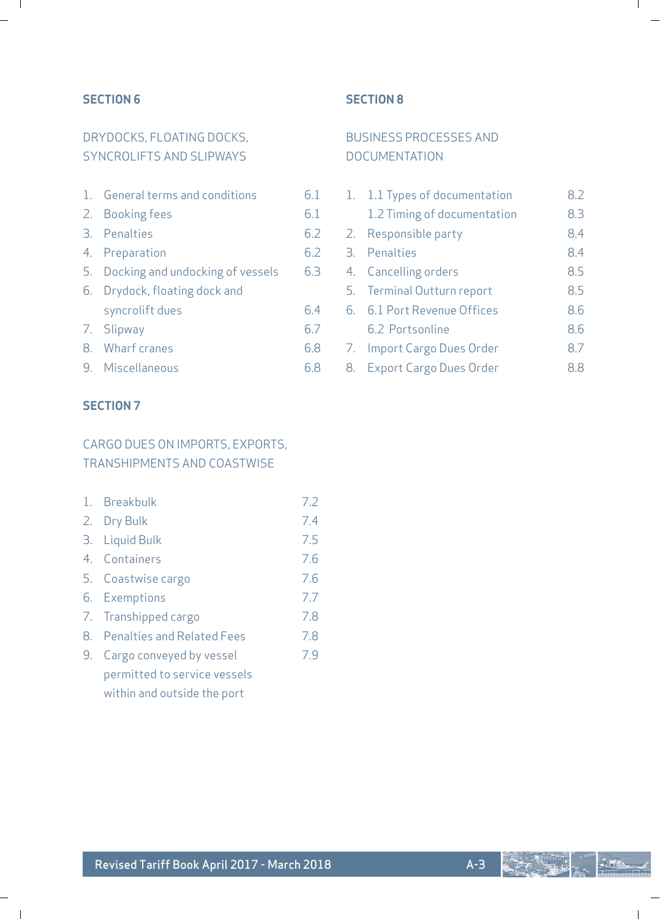## SECTION 6

### DRYDOCKS, FLOATING DOCKS, SYNCROLIFTS AND SLIPWAYS

| | | |
|---|---|---|
| 1. | General terms and conditions | 6.1 |
| 2. | Booking fees | 6.1 |
| 3. | Penalties | 6.2 |
| 4. | Preparation | 6.2 |
| 5. | Docking and undocking of vessels | 6.3 |
| 6. | Drydock, floating dock and syncrolift dues | 6.4 |
| 7. | Slipway | 6.7 |
| 8. | Wharf cranes | 6.8 |
| 9. | Miscellaneous | 6.8 |

## SECTION 7

### CARGO DUES ON IMPORTS, EXPORTS, TRANSHIPMENTS AND COASTWISE

| | | |
|---|---|---|
| 1. | Breakbulk | 7.2 |
| 2. | Dry Bulk | 7.4 |
| 3. | Liquid Bulk | 7.5 |
| 4. | Containers | 7.6 |
| 5. | Coastwise cargo | 7.6 |
| 6. | Exemptions | 7.7 |
| 7. | Transhipped cargo | 7.8 |
| 8. | Penalties and Related Fees | 7.8 |
| 9. | Cargo conveyed by vessel permitted to service vessels within and outside the port | 7.9 |

## SECTION 8

### BUSINESS PROCESSES AND DOCUMENTATION

| | | |
|---|---|---|
| 1. | 1.1 Types of documentation | 8.2 |
| | 1.2 Timing of documentation | 8.3 |
| 2. | Responsible party | 8.4 |
| 3. | Penalties | 8.4 |
| 4. | Cancelling orders | 8.5 |
| 5. | Terminal Outturn report | 8.5 |
| 6. | 6.1 Port Revenue Offices | 8.6 |
| | 6.2 Portsonline | 8.6 |
| 7. | Import Cargo Dues Order | 8.7 |
| 8. | Export Cargo Dues Order | 8.8 |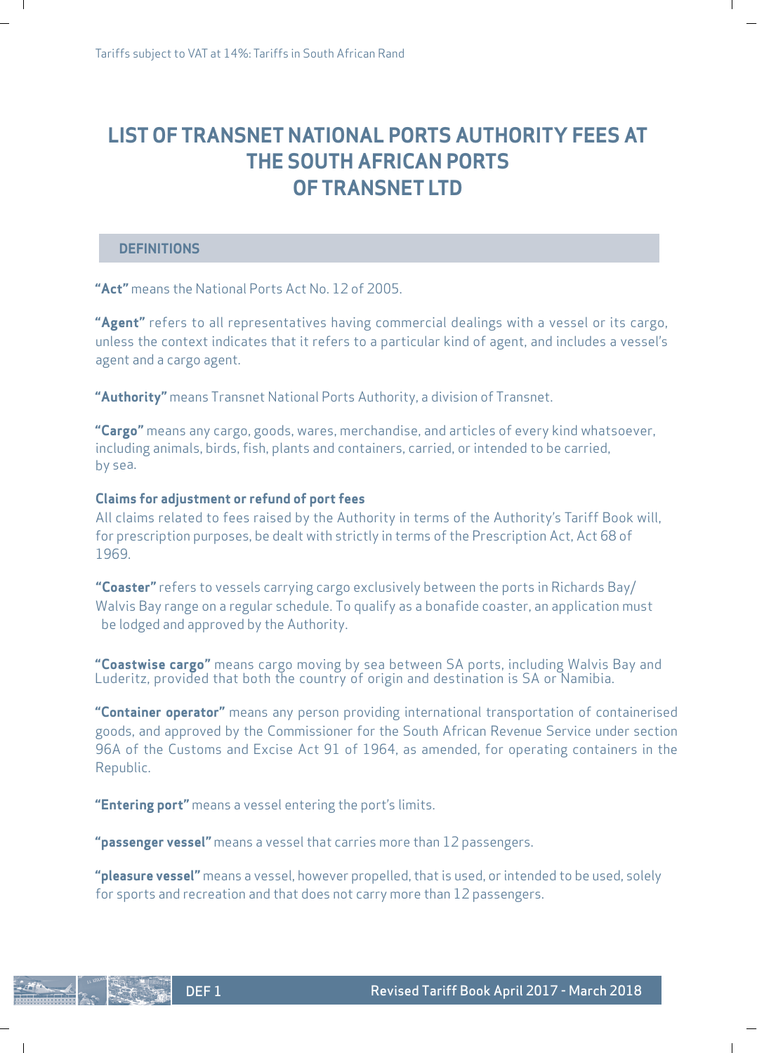Tariffs subject to VAT at 14%: Tariffs in South African Rand

# LIST OF TRANSNET NATIONAL PORTS AUTHORITY FEES AT THE SOUTH AFRICAN PORTS OF TRANSNET LTD

## DEFINITIONS

**"Act"** means the National Ports Act No. 12 of 2005.

**"Agent"** refers to all representatives having commercial dealings with a vessel or its cargo, unless the context indicates that it refers to a particular kind of agent, and includes a vessel's agent and a cargo agent.

**"Authority"** means Transnet National Ports Authority, a division of Transnet.

**"Cargo"** means any cargo, goods, wares, merchandise, and articles of every kind whatsoever, including animals, birds, fish, plants and containers, carried, or intended to be carried, by sea.

**Claims for adjustment or refund of port fees**

All claims related to fees raised by the Authority in terms of the Authority's Tariff Book will, for prescription purposes, be dealt with strictly in terms of the Prescription Act, Act 68 of 1969.

**"Coaster"** refers to vessels carrying cargo exclusively between the ports in Richards Bay/ Walvis Bay range on a regular schedule. To qualify as a bonafide coaster, an application must be lodged and approved by the Authority.

**"Coastwise cargo"** means cargo moving by sea between SA ports, including Walvis Bay and Luderitz, provided that both the country of origin and destination is SA or Namibia.

**"Container operator"** means any person providing international transportation of containerised goods, and approved by the Commissioner for the South African Revenue Service under section 96A of the Customs and Excise Act 91 of 1964, as amended, for operating containers in the Republic.

**"Entering port"** means a vessel entering the port's limits.

**"passenger vessel"** means a vessel that carries more than 12 passengers.

**"pleasure vessel"** means a vessel, however propelled, that is used, or intended to be used, solely for sports and recreation and that does not carry more than 12 passengers.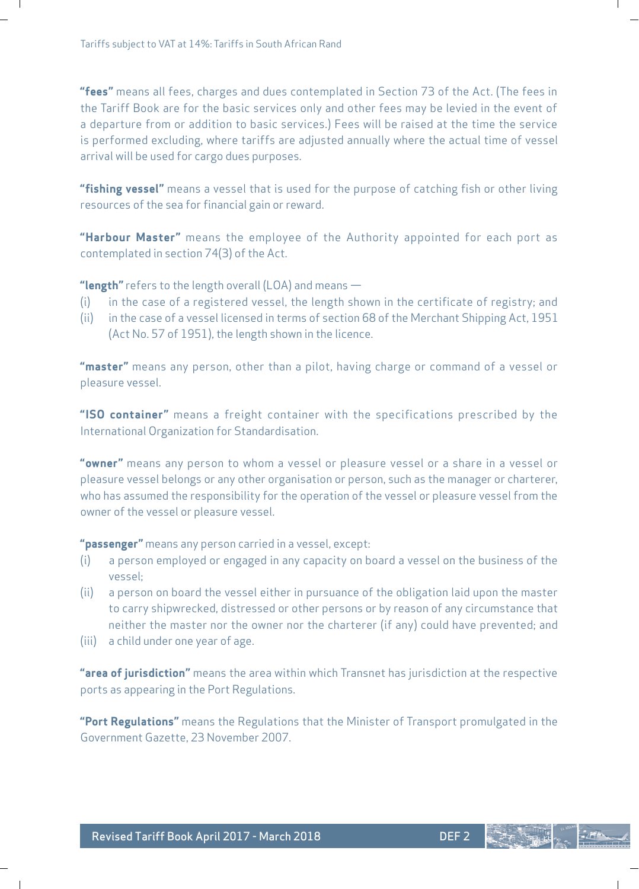**"fees"** means all fees, charges and dues contemplated in Section 73 of the Act. (The fees in the Tariff Book are for the basic services only and other fees may be levied in the event of a departure from or addition to basic services.) Fees will be raised at the time the service is performed excluding, where tariffs are adjusted annually where the actual time of vessel arrival will be used for cargo dues purposes.

**"fishing vessel"** means a vessel that is used for the purpose of catching fish or other living resources of the sea for financial gain or reward.

**"Harbour Master"** means the employee of the Authority appointed for each port as contemplated in section 74(3) of the Act.

**"length"** refers to the length overall (LOA) and means —

(i) in the case of a registered vessel, the length shown in the certificate of registry; and

(ii) in the case of a vessel licensed in terms of section 68 of the Merchant Shipping Act, 1951 (Act No. 57 of 1951), the length shown in the licence.

**"master"** means any person, other than a pilot, having charge or command of a vessel or pleasure vessel.

**"ISO container"** means a freight container with the specifications prescribed by the International Organization for Standardisation.

**"owner"** means any person to whom a vessel or pleasure vessel or a share in a vessel or pleasure vessel belongs or any other organisation or person, such as the manager or charterer, who has assumed the responsibility for the operation of the vessel or pleasure vessel from the owner of the vessel or pleasure vessel.

**"passenger"** means any person carried in a vessel, except:

(i) a person employed or engaged in any capacity on board a vessel on the business of the vessel;

(ii) a person on board the vessel either in pursuance of the obligation laid upon the master to carry shipwrecked, distressed or other persons or by reason of any circumstance that neither the master nor the owner nor the charterer (if any) could have prevented; and

(iii) a child under one year of age.

**"area of jurisdiction"** means the area within which Transnet has jurisdiction at the respective ports as appearing in the Port Regulations.

**"Port Regulations"** means the Regulations that the Minister of Transport promulgated in the Government Gazette, 23 November 2007.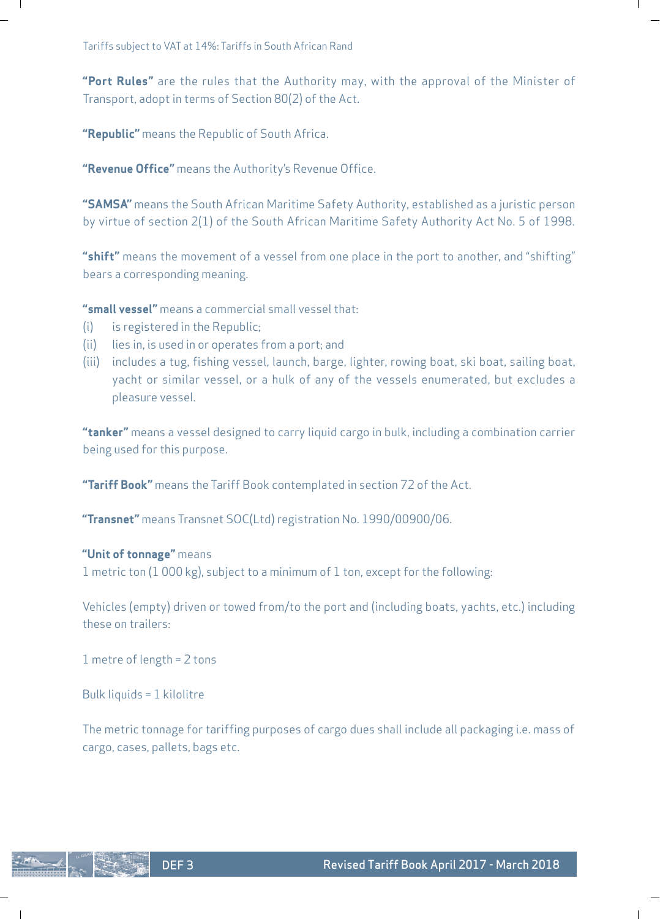**"Port Rules"** are the rules that the Authority may, with the approval of the Minister of Transport, adopt in terms of Section 80(2) of the Act.

**"Republic"** means the Republic of South Africa.

**"Revenue Office"** means the Authority's Revenue Office.

**"SAMSA"** means the South African Maritime Safety Authority, established as a juristic person by virtue of section 2(1) of the South African Maritime Safety Authority Act No. 5 of 1998.

**"shift"** means the movement of a vessel from one place in the port to another, and "shifting" bears a corresponding meaning.

**"small vessel"** means a commercial small vessel that:

(i) is registered in the Republic;

(ii) lies in, is used in or operates from a port; and

(iii) includes a tug, fishing vessel, launch, barge, lighter, rowing boat, ski boat, sailing boat, yacht or similar vessel, or a hulk of any of the vessels enumerated, but excludes a pleasure vessel.

**"tanker"** means a vessel designed to carry liquid cargo in bulk, including a combination carrier being used for this purpose.

**"Tariff Book"** means the Tariff Book contemplated in section 72 of the Act.

**"Transnet"** means Transnet SOC(Ltd) registration No. 1990/00900/06.

**"Unit of tonnage"** means
1 metric ton (1 000 kg), subject to a minimum of 1 ton, except for the following:

Vehicles (empty) driven or towed from/to the port and (including boats, yachts, etc.) including these on trailers:

1 metre of length = 2 tons

Bulk liquids = 1 kilolitre

The metric tonnage for tariffing purposes of cargo dues shall include all packaging i.e. mass of cargo, cases, pallets, bags etc.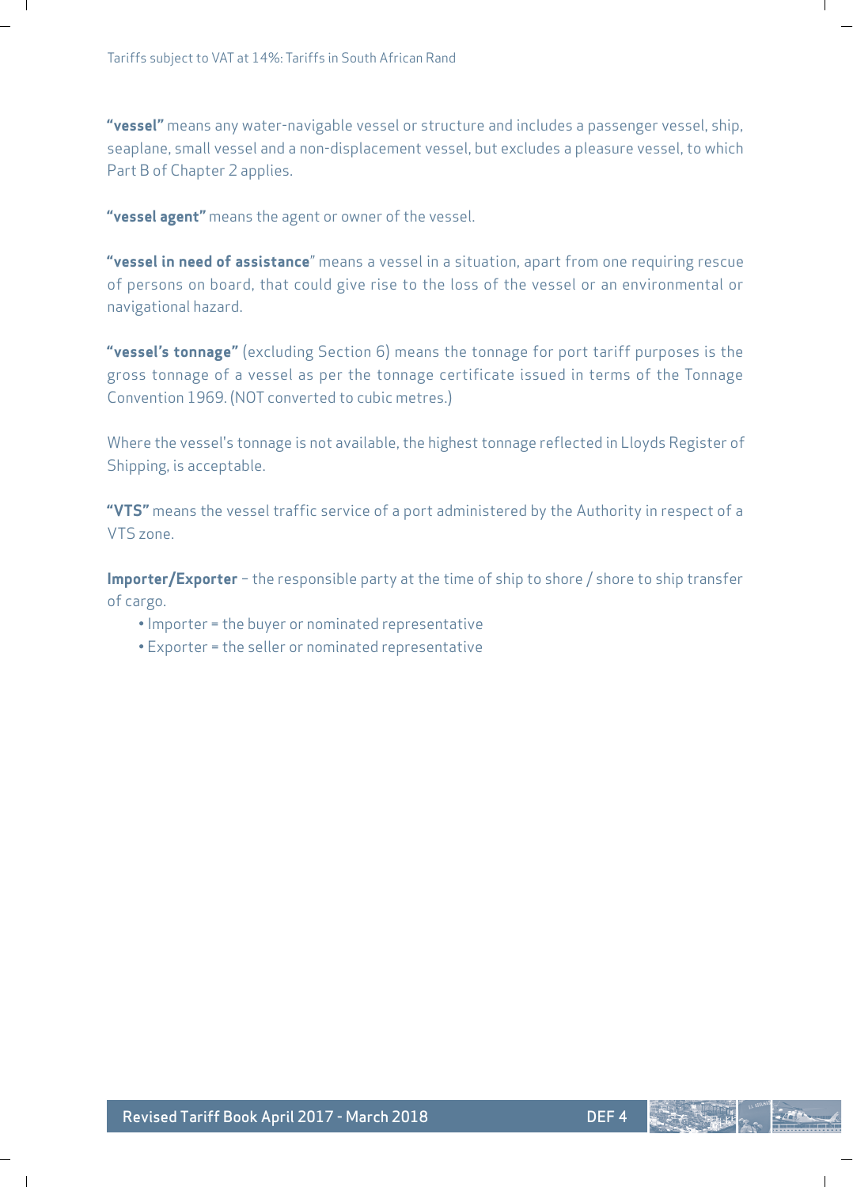**"vessel"** means any water-navigable vessel or structure and includes a passenger vessel, ship, seaplane, small vessel and a non-displacement vessel, but excludes a pleasure vessel, to which Part B of Chapter 2 applies.

**"vessel agent"** means the agent or owner of the vessel.

**"vessel in need of assistance"** means a vessel in a situation, apart from one requiring rescue of persons on board, that could give rise to the loss of the vessel or an environmental or navigational hazard.

**"vessel's tonnage"** (excluding Section 6) means the tonnage for port tariff purposes is the gross tonnage of a vessel as per the tonnage certificate issued in terms of the Tonnage Convention 1969. (NOT converted to cubic metres.)

Where the vessel's tonnage is not available, the highest tonnage reflected in Lloyds Register of Shipping, is acceptable.

**"VTS"** means the vessel traffic service of a port administered by the Authority in respect of a VTS zone.

**Importer/Exporter** – the responsible party at the time of ship to shore / shore to ship transfer of cargo.

- Importer = the buyer or nominated representative
- Exporter = the seller or nominated representative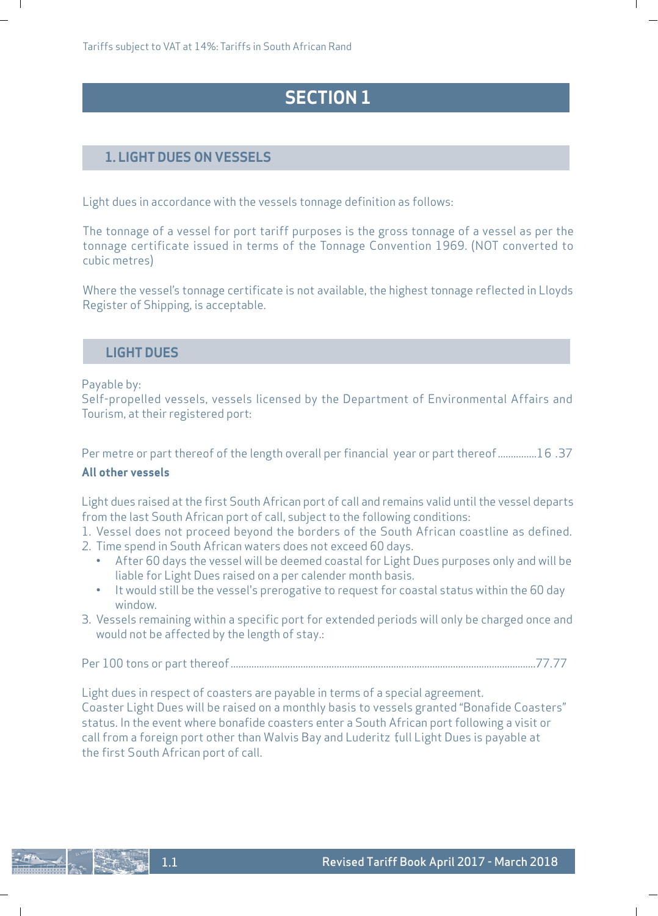# SECTION 1

## 1. LIGHT DUES ON VESSELS

Light dues in accordance with the vessels tonnage definition as follows:

The tonnage of a vessel for port tariff purposes is the gross tonnage of a vessel as per the tonnage certificate issued in terms of the Tonnage Convention 1969. (NOT converted to cubic metres)

Where the vessel's tonnage certificate is not available, the highest tonnage reflected in Lloyds Register of Shipping, is acceptable.

## LIGHT DUES

Payable by:
Self-propelled vessels, vessels licensed by the Department of Environmental Affairs and Tourism, at their registered port:

Per metre or part thereof of the length overall per financial year or part thereof ...............16 .37

**All other vessels**

Light dues raised at the first South African port of call and remains valid until the vessel departs from the last South African port of call, subject to the following conditions:

1. Vessel does not proceed beyond the borders of the South African coastline as defined.
2. Time spend in South African waters does not exceed 60 days.
   - After 60 days the vessel will be deemed coastal for Light Dues purposes only and will be liable for Light Dues raised on a per calender month basis.
   - It would still be the vessel's prerogative to request for coastal status within the 60 day window.
3. Vessels remaining within a specific port for extended periods will only be charged once and would not be affected by the length of stay.:

Per 100 tons or part thereof......................................................................................................................77.77

Light dues in respect of coasters are payable in terms of a special agreement.
Coaster Light Dues will be raised on a monthly basis to vessels granted "Bonafide Coasters" status. In the event where bonafide coasters enter a South African port following a visit or call from a foreign port other than Walvis Bay and Luderitz full Light Dues is payable at the first South African port of call.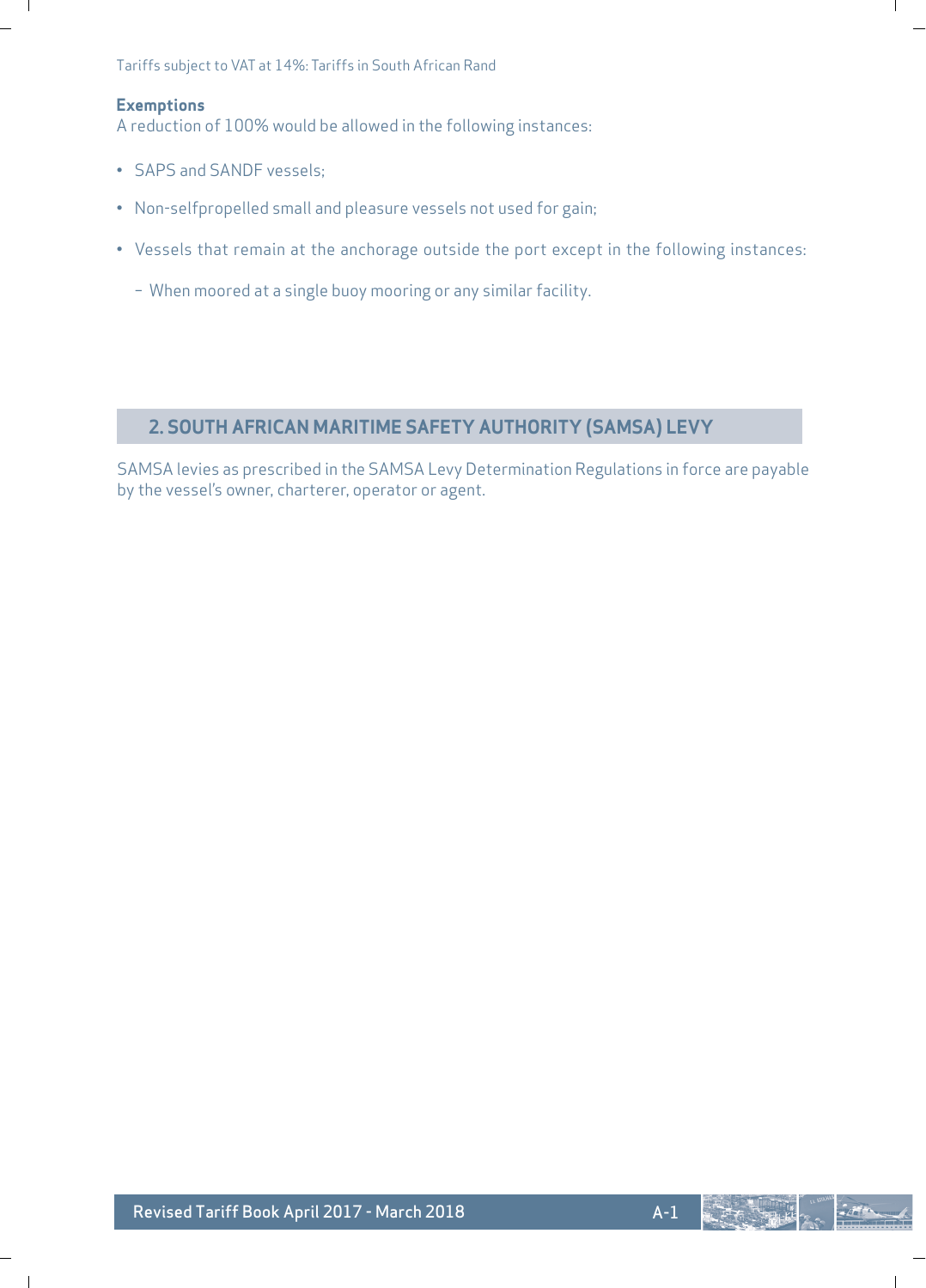**Exemptions**

A reduction of 100% would be allowed in the following instances:

- SAPS and SANDF vessels;
- Non-selfpropelled small and pleasure vessels not used for gain;
- Vessels that remain at the anchorage outside the port except in the following instances:
  - When moored at a single buoy mooring or any similar facility.

## 2. SOUTH AFRICAN MARITIME SAFETY AUTHORITY (SAMSA) LEVY

SAMSA levies as prescribed in the SAMSA Levy Determination Regulations in force are payable by the vessel's owner, charterer, operator or agent.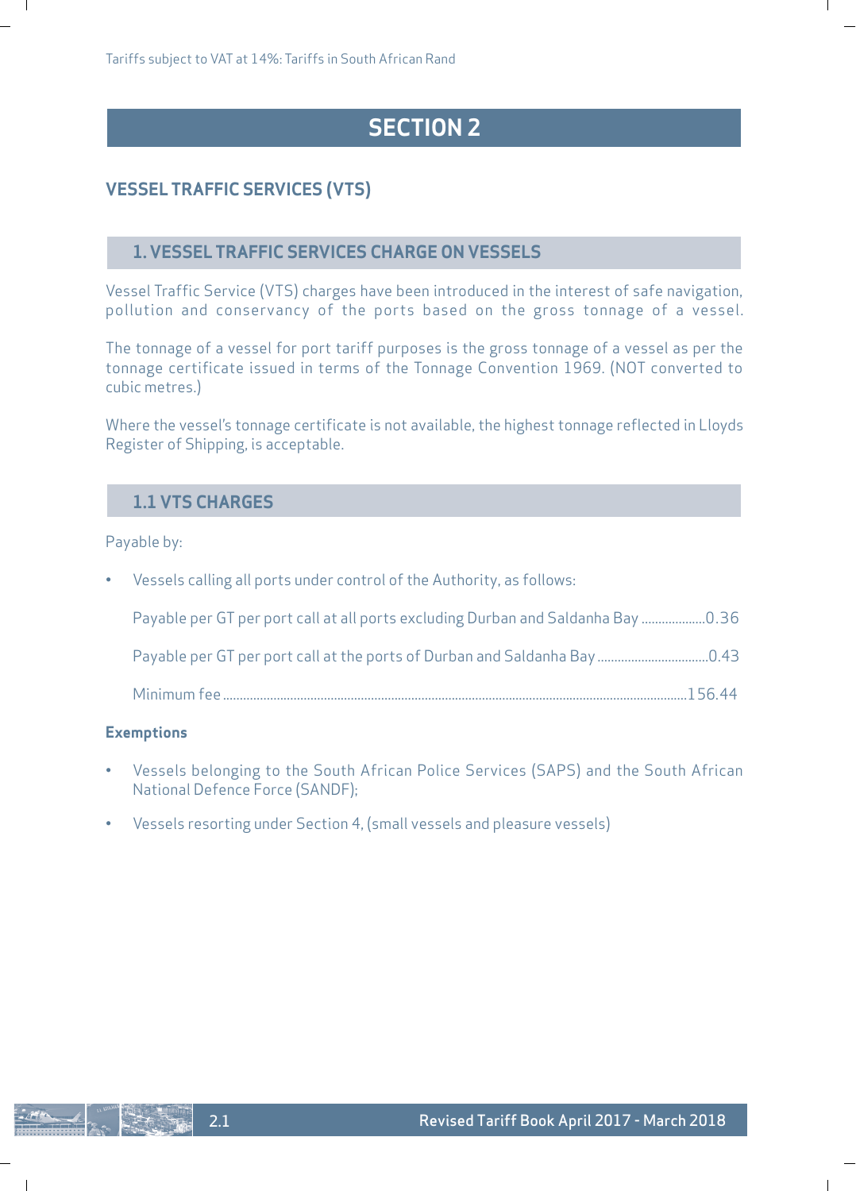Tariffs subject to VAT at 14%: Tariffs in South African Rand

# SECTION 2

## VESSEL TRAFFIC SERVICES (VTS)

### 1. VESSEL TRAFFIC SERVICES CHARGE ON VESSELS

Vessel Traffic Service (VTS) charges have been introduced in the interest of safe navigation, pollution and conservancy of the ports based on the gross tonnage of a vessel.

The tonnage of a vessel for port tariff purposes is the gross tonnage of a vessel as per the tonnage certificate issued in terms of the Tonnage Convention 1969. (NOT converted to cubic metres.)

Where the vessel's tonnage certificate is not available, the highest tonnage reflected in Lloyds Register of Shipping, is acceptable.

### 1.1 VTS CHARGES

Payable by:

- Vessels calling all ports under control of the Authority, as follows:

  Payable per GT per port call at all ports excluding Durban and Saldanha Bay ....................0.36

  Payable per GT per port call at the ports of Durban and Saldanha Bay ..................................0.43

  Minimum fee ..........................................................................................................................156.44

**Exemptions**

- Vessels belonging to the South African Police Services (SAPS) and the South African National Defence Force (SANDF);
- Vessels resorting under Section 4, (small vessels and pleasure vessels)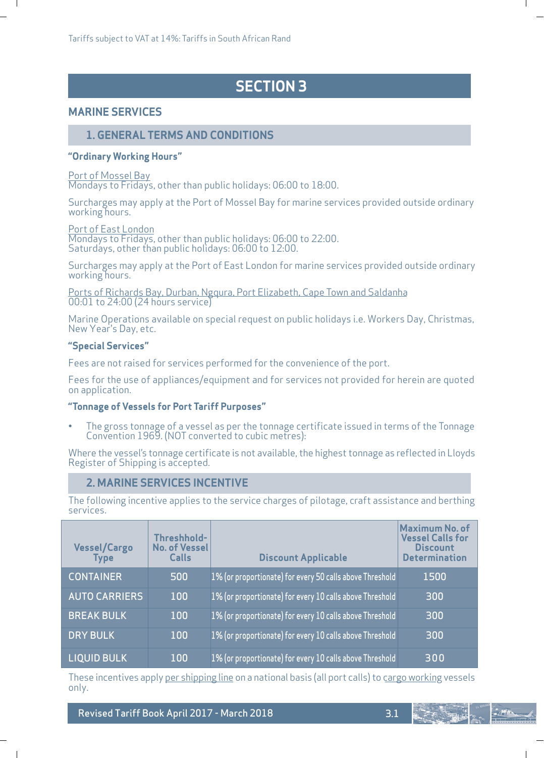Tariffs subject to VAT at 14%: Tariffs in South African Rand

# SECTION 3

## MARINE SERVICES

### 1. GENERAL TERMS AND CONDITIONS

**"Ordinary Working Hours"**

Port of Mossel Bay
Mondays to Fridays, other than public holidays: 06:00 to 18:00.

Surcharges may apply at the Port of Mossel Bay for marine services provided outside ordinary working hours.

Port of East London
Mondays to Fridays, other than public holidays: 06:00 to 22:00.
Saturdays, other than public holidays: 06:00 to 12:00.

Surcharges may apply at the Port of East London for marine services provided outside ordinary working hours.

Ports of Richards Bay, Durban, Ngqura, Port Elizabeth, Cape Town and Saldanha
00:01 to 24:00 (24 hours service)

Marine Operations available on special request on public holidays i.e. Workers Day, Christmas, New Year's Day, etc.

**"Special Services"**

Fees are not raised for services performed for the convenience of the port.

Fees for the use of appliances/equipment and for services not provided for herein are quoted on application.

**"Tonnage of Vessels for Port Tariff Purposes"**

- The gross tonnage of a vessel as per the tonnage certificate issued in terms of the Tonnage Convention 1969. (NOT converted to cubic metres):

Where the vessel's tonnage certificate is not available, the highest tonnage as reflected in Lloyds Register of Shipping is accepted.

### 2. MARINE SERVICES INCENTIVE

The following incentive applies to the service charges of pilotage, craft assistance and berthing services.

| Vessel/Cargo Type | Threshhold-No. of Vessel Calls | Discount Applicable | Maximum No. of Vessel Calls for Discount Determination |
|---|---|---|---|
| CONTAINER | 500 | 1% (or proportionate) for every 50 calls above Threshold | 1500 |
| AUTO CARRIERS | 100 | 1% (or proportionate) for every 10 calls above Threshold | 300 |
| BREAK BULK | 100 | 1% (or proportionate) for every 10 calls above Threshold | 300 |
| DRY BULK | 100 | 1% (or proportionate) for every 10 calls above Threshold | 300 |
| LIQUID BULK | 100 | 1% (or proportionate) for every 10 calls above Threshold | 300 |

These incentives apply per shipping line on a national basis (all port calls) to cargo working vessels only.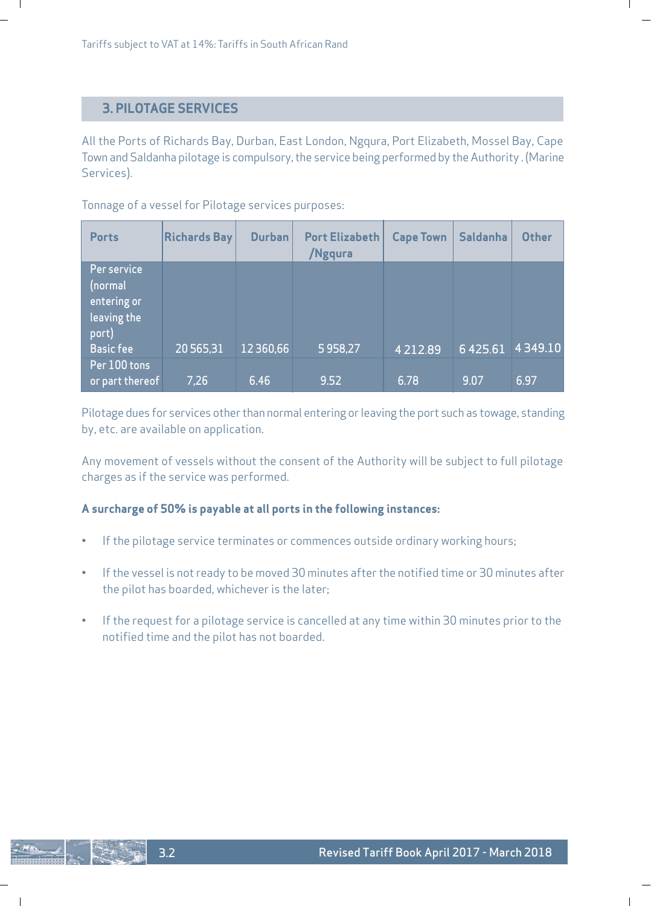Tariffs subject to VAT at 14%: Tariffs in South African Rand

## 3. PILOTAGE SERVICES

All the Ports of Richards Bay, Durban, East London, Ngqura, Port Elizabeth, Mossel Bay, Cape Town and Saldanha pilotage is compulsory, the service being performed by the Authority . (Marine Services).

Tonnage of a vessel for Pilotage services purposes:

| Ports | Richards Bay | Durban | Port Elizabeth /Ngqura | Cape Town | Saldanha | Other |
|---|---|---|---|---|---|---|
| Per service (normal entering or leaving the port) Basic fee | 20 565,31 | 12 360,66 | 5 958,27 | 4 212.89 | 6 425.61 | 4 349.10 |
| Per 100 tons or part thereof | 7,26 | 6.46 | 9.52 | 6.78 | 9.07 | 6.97 |

Pilotage dues for services other than normal entering or leaving the port such as towage, standing by, etc. are available on application.

Any movement of vessels without the consent of the Authority will be subject to full pilotage charges as if the service was performed.

**A surcharge of 50% is payable at all ports in the following instances:**

- If the pilotage service terminates or commences outside ordinary working hours;
- If the vessel is not ready to be moved 30 minutes after the notified time or 30 minutes after the pilot has boarded, whichever is the later;
- If the request for a pilotage service is cancelled at any time within 30 minutes prior to the notified time and the pilot has not boarded.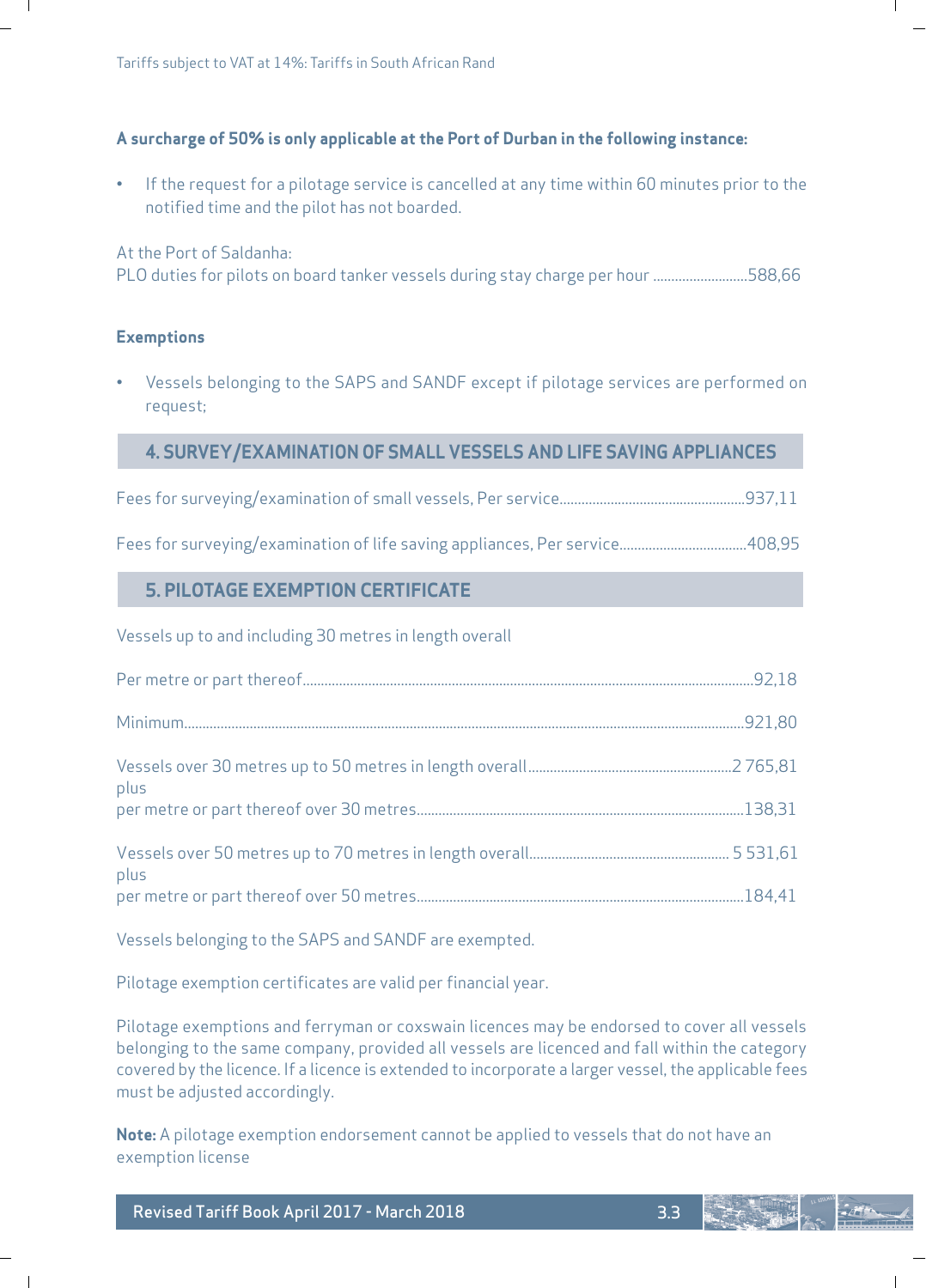**A surcharge of 50% is only applicable at the Port of Durban in the following instance:**

- If the request for a pilotage service is cancelled at any time within 60 minutes prior to the notified time and the pilot has not boarded.

At the Port of Saldanha:
PLO duties for pilots on board tanker vessels during stay charge per hour ..........................588,66

**Exemptions**

- Vessels belonging to the SAPS and SANDF except if pilotage services are performed on request;

## 4. SURVEY/EXAMINATION OF SMALL VESSELS AND LIFE SAVING APPLIANCES

Fees for surveying/examination of small vessels, Per service..................................................937,11

Fees for surveying/examination of life saving appliances, Per service..................................408,95

## 5. PILOTAGE EXEMPTION CERTIFICATE

Vessels up to and including 30 metres in length overall

Per metre or part thereof..........................................................................................................92,18

Minimum.....................................................................................................................................921,80

Vessels over 30 metres up to 50 metres in length overall.......................................................2 765,81
plus
per metre or part thereof over 30 metres..................................................................................138,31

Vessels over 50 metres up to 70 metres in length overall....................................................... 5 531,61
plus
per metre or part thereof over 50 metres..................................................................................184,41

Vessels belonging to the SAPS and SANDF are exempted.

Pilotage exemption certificates are valid per financial year.

Pilotage exemptions and ferryman or coxswain licences may be endorsed to cover all vessels belonging to the same company, provided all vessels are licenced and fall within the category covered by the licence. If a licence is extended to incorporate a larger vessel, the applicable fees must be adjusted accordingly.

**Note:** A pilotage exemption endorsement cannot be applied to vessels that do not have an exemption license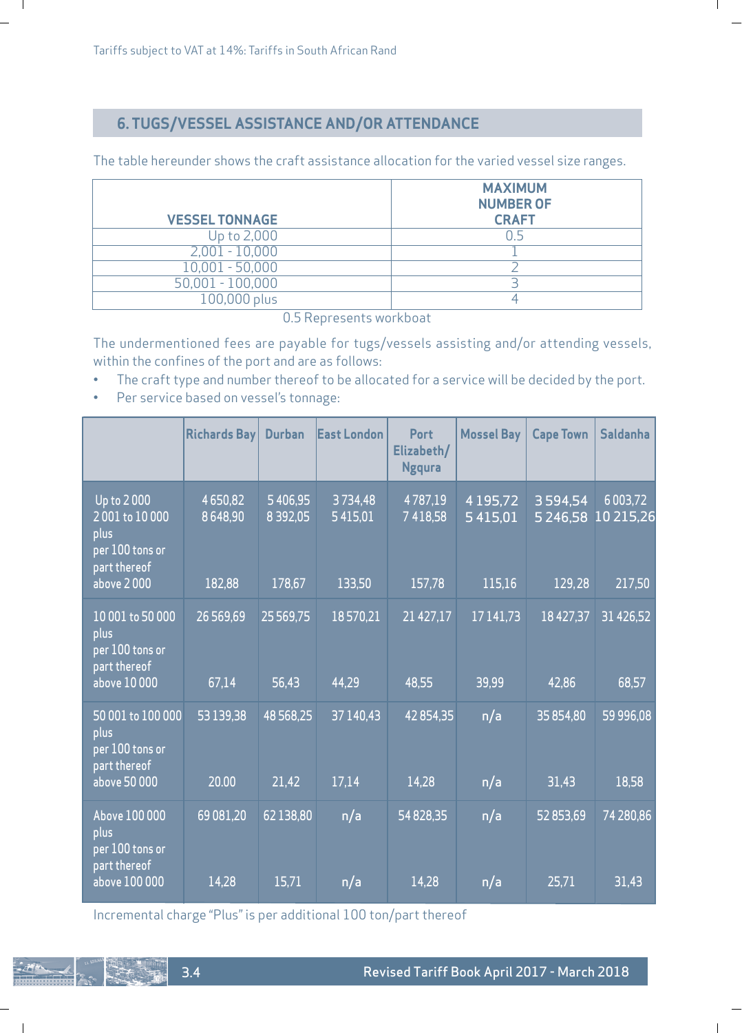Tariffs subject to VAT at 14%: Tariffs in South African Rand

## 6. TUGS/VESSEL ASSISTANCE AND/OR ATTENDANCE

The table hereunder shows the craft assistance allocation for the varied vessel size ranges.

| VESSEL TONNAGE | MAXIMUM NUMBER OF CRAFT |
|---|---|
| Up to 2,000 | 0.5 |
| 2,001 - 10,000 | 1 |
| 10,001 - 50,000 | 2 |
| 50,001 - 100,000 | 3 |
| 100,000 plus | 4 |

0.5 Represents workboat

The undermentioned fees are payable for tugs/vessels assisting and/or attending vessels, within the confines of the port and are as follows:

- The craft type and number thereof to be allocated for a service will be decided by the port.
- Per service based on vessel's tonnage:

| | Richards Bay | Durban | East London | Port Elizabeth/ Ngqura | Mossel Bay | Cape Town | Saldanha |
|---|---|---|---|---|---|---|---|
| Up to 2 000 | 4 650,82 | 5 406,95 | 3 734,48 | 4 787,19 | 4 195,72 | 3 594,54 | 6 003,72 |
| 2 001 to 10 000 | 8 648,90 | 8 392,05 | 5 415,01 | 7 418,58 | 5 415,01 | 5 246,58 | 10 215,26 |
| plus per 100 tons or part thereof above 2 000 | 182,88 | 178,67 | 133,50 | 157,78 | 115,16 | 129,28 | 217,50 |
| 10 001 to 50 000 | 26 569,69 | 25 569,75 | 18 570,21 | 21 427,17 | 17 141,73 | 18 427,37 | 31 426,52 |
| plus per 100 tons or part thereof above 10 000 | 67,14 | 56,43 | 44,29 | 48,55 | 39,99 | 42,86 | 68,57 |
| 50 001 to 100 000 | 53 139,38 | 48 568,25 | 37 140,43 | 42 854,35 | n/a | 35 854,80 | 59 996,08 |
| plus per 100 tons or part thereof above 50 000 | 20.00 | 21,42 | 17,14 | 14,28 | n/a | 31,43 | 18,58 |
| Above 100 000 | 69 081,20 | 62 138,80 | n/a | 54 828,35 | n/a | 52 853,69 | 74 280,86 |
| plus per 100 tons or part thereof above 100 000 | 14,28 | 15,71 | n/a | 14,28 | n/a | 25,71 | 31,43 |

Incremental charge "Plus" is per additional 100 ton/part thereof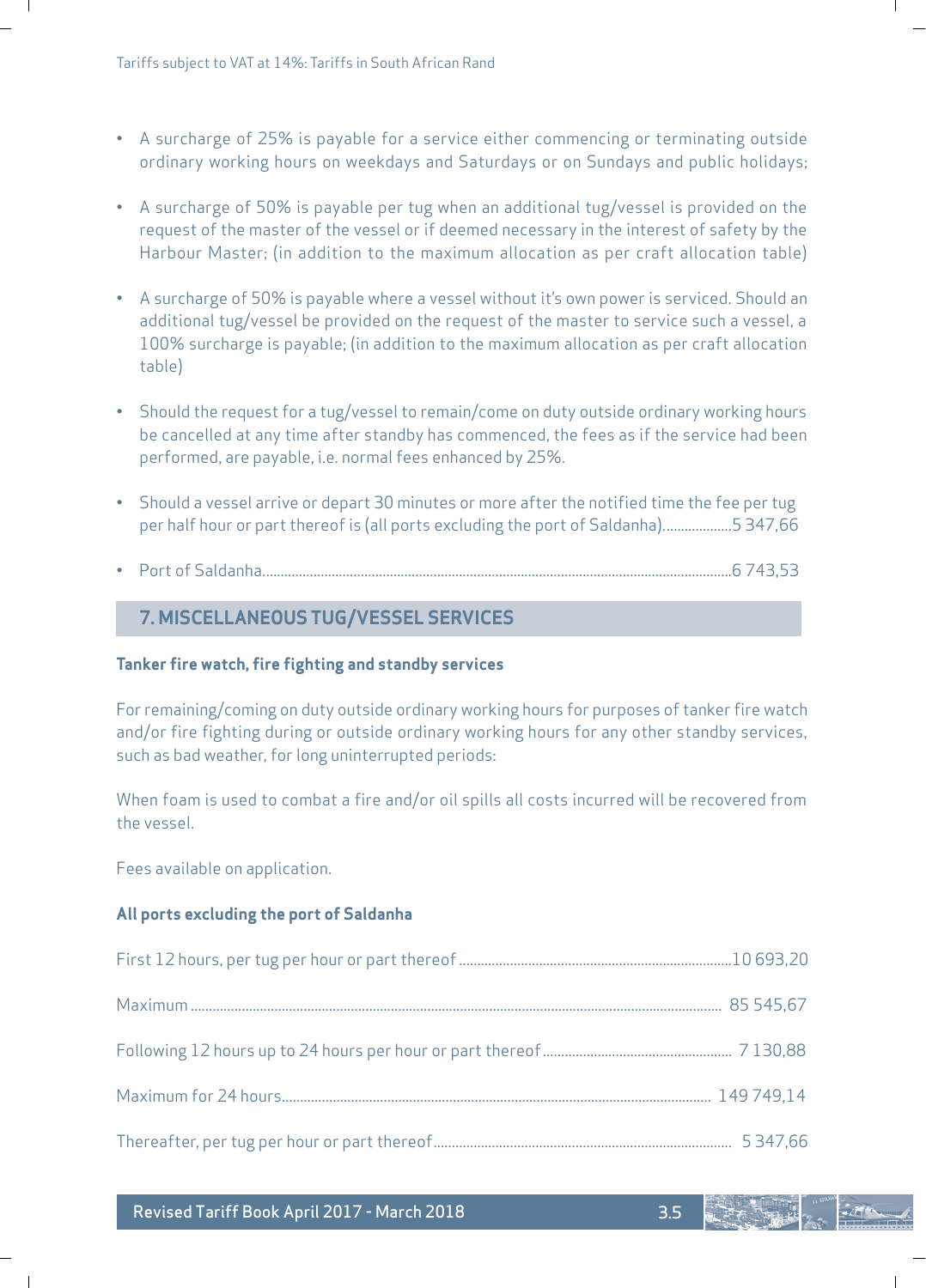Tariffs subject to VAT at 14%: Tariffs in South African Rand

- A surcharge of 25% is payable for a service either commencing or terminating outside ordinary working hours on weekdays and Saturdays or on Sundays and public holidays;
- A surcharge of 50% is payable per tug when an additional tug/vessel is provided on the request of the master of the vessel or if deemed necessary in the interest of safety by the Harbour Master; (in addition to the maximum allocation as per craft allocation table)
- A surcharge of 50% is payable where a vessel without it's own power is serviced. Should an additional tug/vessel be provided on the request of the master to service such a vessel, a 100% surcharge is payable; (in addition to the maximum allocation as per craft allocation table)
- Should the request for a tug/vessel to remain/come on duty outside ordinary working hours be cancelled at any time after standby has commenced, the fees as if the service had been performed, are payable, i.e. normal fees enhanced by 25%.
- Should a vessel arrive or depart 30 minutes or more after the notified time the fee per tug per half hour or part thereof is (all ports excluding the port of Saldanha)...................5 347,66
- Port of Saldanha.................................................................................................................................6 743,53

## 7. MISCELLANEOUS TUG/VESSEL SERVICES

**Tanker fire watch, fire fighting and standby services**

For remaining/coming on duty outside ordinary working hours for purposes of tanker fire watch and/or fire fighting during or outside ordinary working hours for any other standby services, such as bad weather, for long uninterrupted periods:

When foam is used to combat a fire and/or oil spills all costs incurred will be recovered from the vessel.

Fees available on application.

**All ports excluding the port of Saldanha**

First 12 hours, per tug per hour or part thereof ...........................................................................10 693,20

Maximum ................................................................................................................................... 85 545,67

Following 12 hours up to 24 hours per hour or part thereof .................................................... 7 130,88

Maximum for 24 hours...................................................................................................... 149 749,14

Thereafter, per tug per hour or part thereof.................................................................................. 5 347,66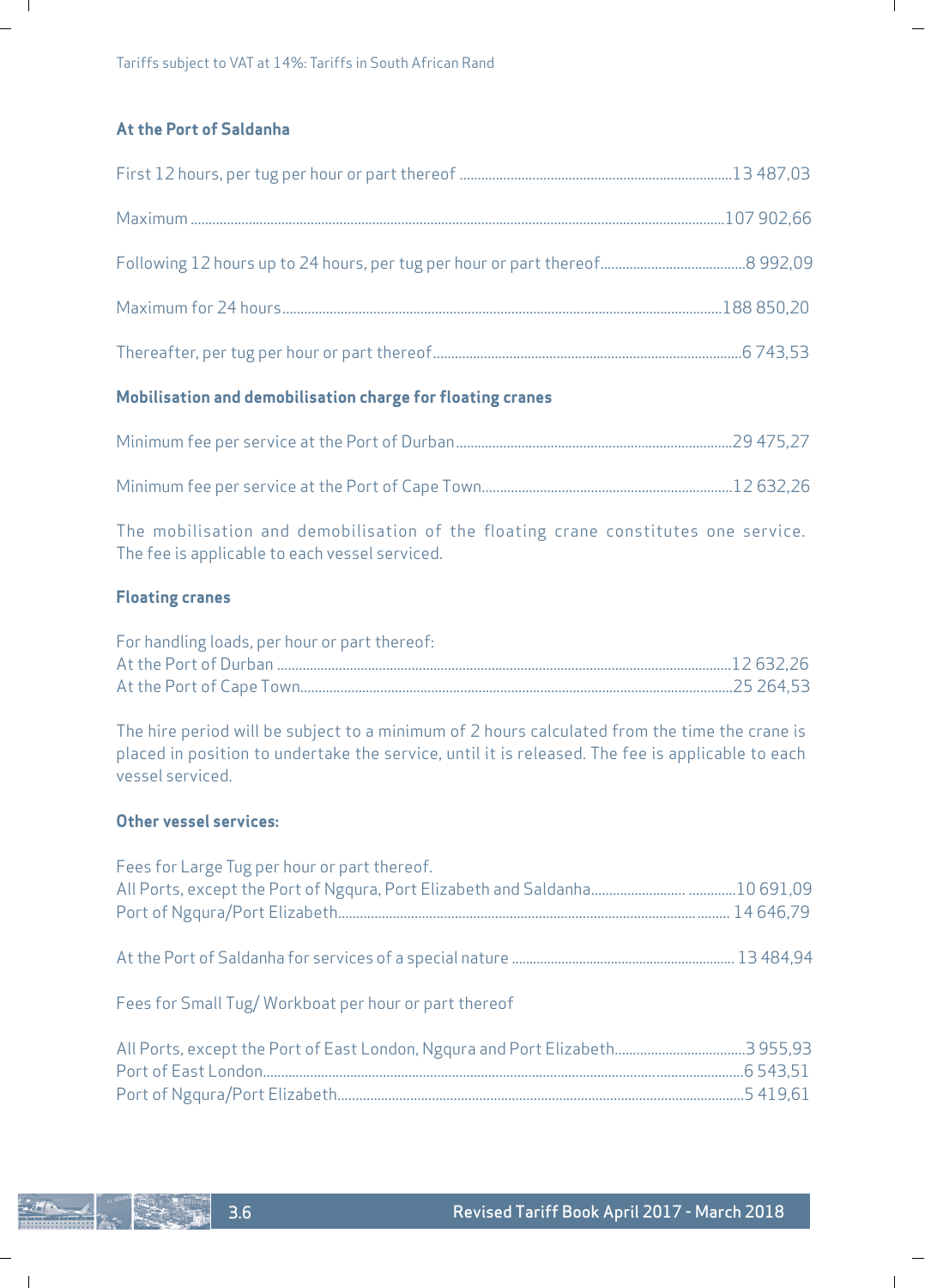Tariffs subject to VAT at 14%: Tariffs in South African Rand

### At the Port of Saldanha

First 12 hours, per tug per hour or part thereof ............................................................................13 487,03

Maximum ........................................................................................................................................107 902,66

Following 12 hours up to 24 hours, per tug per hour or part thereof..........................................8 992,09

Maximum for 24 hours....................................................................................................................188 850,20

Thereafter, per tug per hour or part thereof.....................................................................................6 743,53

### Mobilisation and demobilisation charge for floating cranes

Minimum fee per service at the Port of Durban.............................................................................29 475,27

Minimum fee per service at the Port of Cape Town......................................................................12 632,26

The mobilisation and demobilisation of the floating crane constitutes one service. The fee is applicable to each vessel serviced.

### Floating cranes

For handling loads, per hour or part thereof:
At the Port of Durban ........................................................................................................................12 632,26
At the Port of Cape Town...................................................................................................................25 264,53

The hire period will be subject to a minimum of 2 hours calculated from the time the crane is placed in position to undertake the service, until it is released. The fee is applicable to each vessel serviced.

### Other vessel services:

Fees for Large Tug per hour or part thereof.
All Ports, except the Port of Ngqura, Port Elizabeth and Saldanha.......................... .............10 691,09
Port of Ngqura/Port Elizabeth.......................................................................................... 14 646,79

At the Port of Saldanha for services of a special nature ................................................................ 13 484,94

Fees for Small Tug/ Workboat per hour or part thereof

All Ports, except the Port of East London, Ngqura and Port Elizabeth....................................3 955,93
Port of East London...........................................................................................................................6 543,51
Port of Ngqura/Port Elizabeth...........................................................................................................5 419,61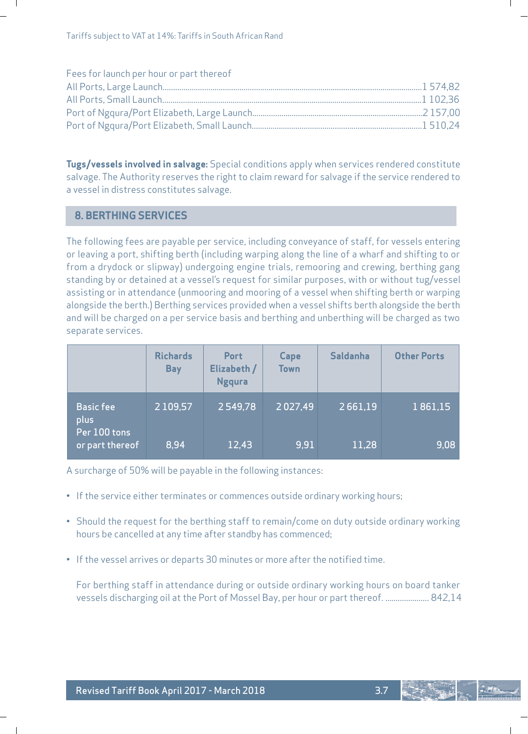Tariffs subject to VAT at 14%: Tariffs in South African Rand

Fees for launch per hour or part thereof

All Ports, Large Launch.......................................................................................................................................1 574,82
All Ports, Small Launch.......................................................................................................................................1 102,36
Port of Ngqura/Port Elizabeth, Large Launch..................................................................................2 157,00
Port of Ngqura/Port Elizabeth, Small Launch..................................................................................1 510,24

**Tugs/vessels involved in salvage:** Special conditions apply when services rendered constitute salvage. The Authority reserves the right to claim reward for salvage if the service rendered to a vessel in distress constitutes salvage.

## 8. BERTHING SERVICES

The following fees are payable per service, including conveyance of staff, for vessels entering or leaving a port, shifting berth (including warping along the line of a wharf and shifting to or from a drydock or slipway) undergoing engine trials, remooring and crewing, berthing gang standing by or detained at a vessel's request for similar purposes, with or without tug/vessel assisting or in attendance (unmooring and mooring of a vessel when shifting berth or warping alongside the berth.) Berthing services provided when a vessel shifts berth alongside the berth and will be charged on a per service basis and berthing and unberthing will be charged as two separate services.

| | Richards Bay | Port Elizabeth / Ngqura | Cape Town | Saldanha | Other Ports |
|---|---|---|---|---|---|
| Basic fee plus | 2 109,57 | 2 549,78 | 2 027,49 | 2 661,19 | 1 861,15 |
| Per 100 tons or part thereof | 8,94 | 12,43 | 9,91 | 11,28 | 9,08 |

A surcharge of 50% will be payable in the following instances:

- If the service either terminates or commences outside ordinary working hours;
- Should the request for the berthing staff to remain/come on duty outside ordinary working hours be cancelled at any time after standby has commenced;
- If the vessel arrives or departs 30 minutes or more after the notified time.

For berthing staff in attendance during or outside ordinary working hours on board tanker vessels discharging oil at the Port of Mossel Bay, per hour or part thereof. ..................... 842,14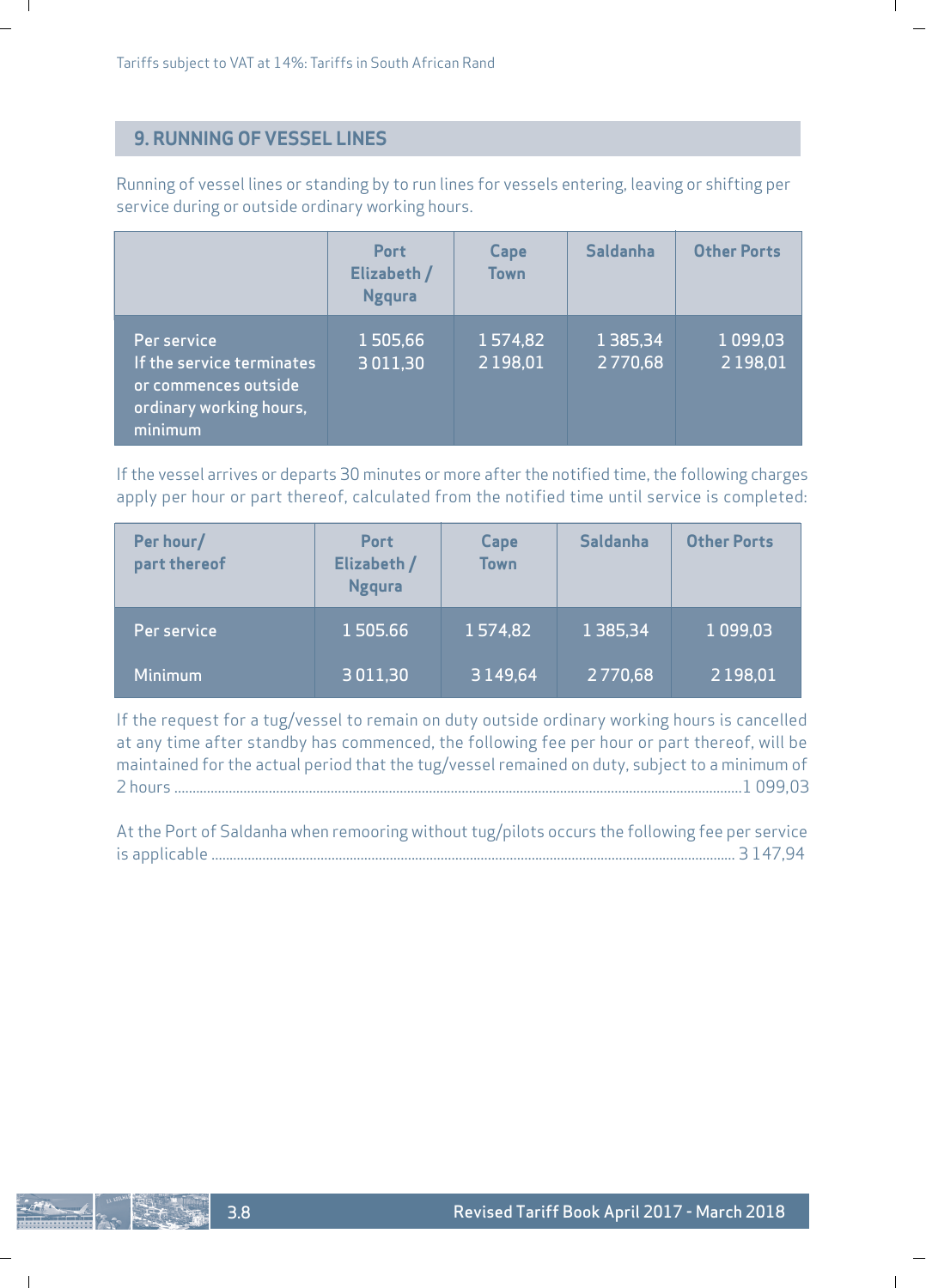Tariffs subject to VAT at 14%: Tariffs in South African Rand

## 9. RUNNING OF VESSEL LINES

Running of vessel lines or standing by to run lines for vessels entering, leaving or shifting per service during or outside ordinary working hours.

| | Port Elizabeth / Ngqura | Cape Town | Saldanha | Other Ports |
|---|---|---|---|---|
| Per service<br>If the service terminates or commences outside ordinary working hours, minimum | 1 505,66<br>3 011,30 | 1 574,82<br>2 198,01 | 1 385,34<br>2 770,68 | 1 099,03<br>2 198,01 |

If the vessel arrives or departs 30 minutes or more after the notified time, the following charges apply per hour or part thereof, calculated from the notified time until service is completed:

| Per hour/ part thereof | Port Elizabeth / Ngqura | Cape Town | Saldanha | Other Ports |
|---|---|---|---|---|
| Per service | 1 505.66 | 1 574,82 | 1 385,34 | 1 099,03 |
| Minimum | 3 011,30 | 3 149,64 | 2 770,68 | 2 198,01 |

If the request for a tug/vessel to remain on duty outside ordinary working hours is cancelled at any time after standby has commenced, the following fee per hour or part thereof, will be maintained for the actual period that the tug/vessel remained on duty, subject to a minimum of 2 hours ........................................................................................................................................1 099,03

At the Port of Saldanha when remooring without tug/pilots occurs the following fee per service is applicable ............................................................................................................................. 3 147,94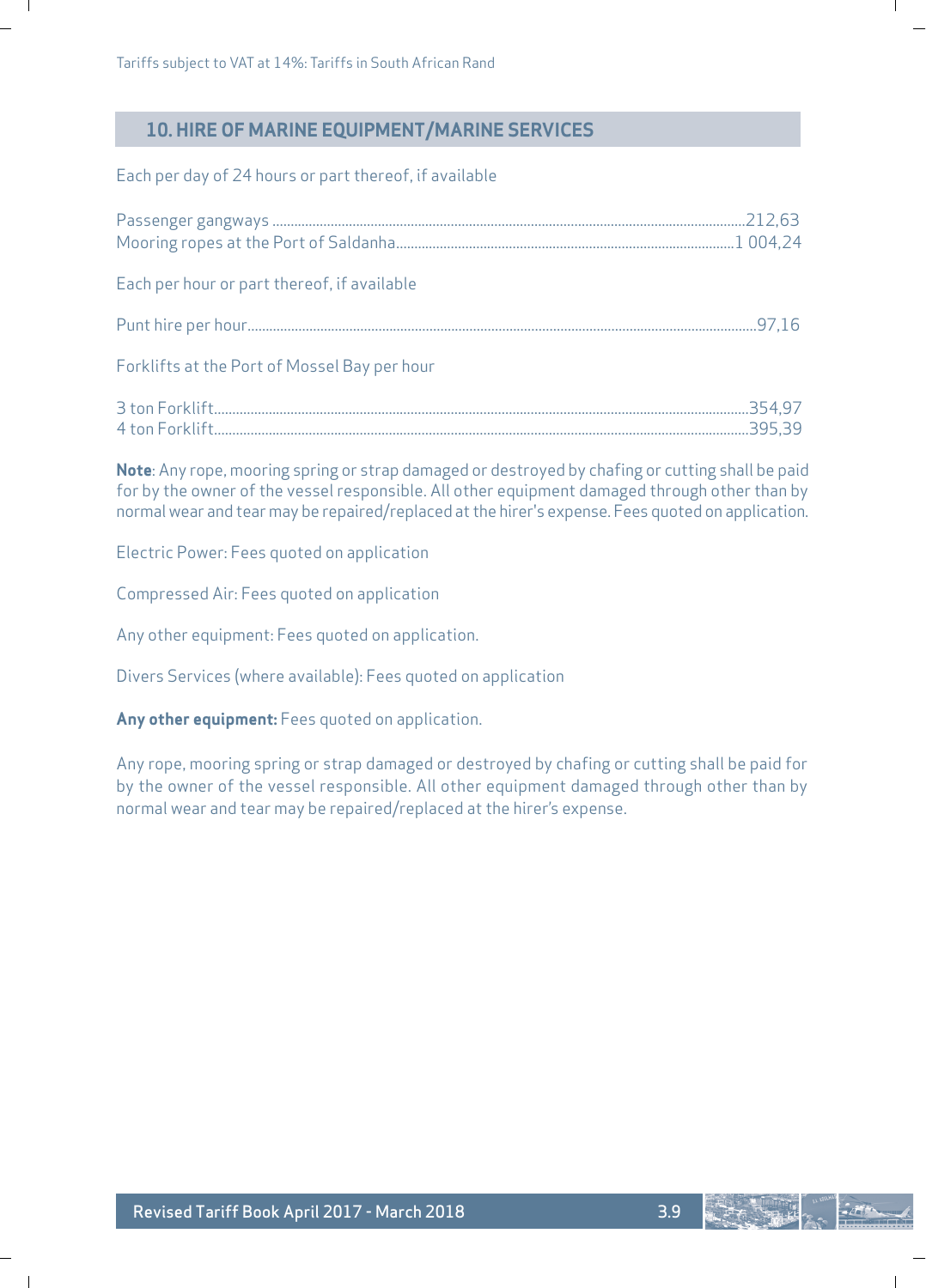Tariffs subject to VAT at 14%: Tariffs in South African Rand

## 10. HIRE OF MARINE EQUIPMENT/MARINE SERVICES

Each per day of 24 hours or part thereof, if available

| | |
|---|---|
| Passenger gangways | 212,63 |
| Mooring ropes at the Port of Saldanha | 1 004,24 |

Each per hour or part thereof, if available

| | |
|---|---|
| Punt hire per hour | 97,16 |

Forklifts at the Port of Mossel Bay per hour

| | |
|---|---|
| 3 ton Forklift | 354,97 |
| 4 ton Forklift | 395,39 |

**Note**: Any rope, mooring spring or strap damaged or destroyed by chafing or cutting shall be paid for by the owner of the vessel responsible. All other equipment damaged through other than by normal wear and tear may be repaired/replaced at the hirer's expense. Fees quoted on application.

Electric Power: Fees quoted on application

Compressed Air: Fees quoted on application

Any other equipment: Fees quoted on application.

Divers Services (where available): Fees quoted on application

**Any other equipment:** Fees quoted on application.

Any rope, mooring spring or strap damaged or destroyed by chafing or cutting shall be paid for by the owner of the vessel responsible. All other equipment damaged through other than by normal wear and tear may be repaired/replaced at the hirer's expense.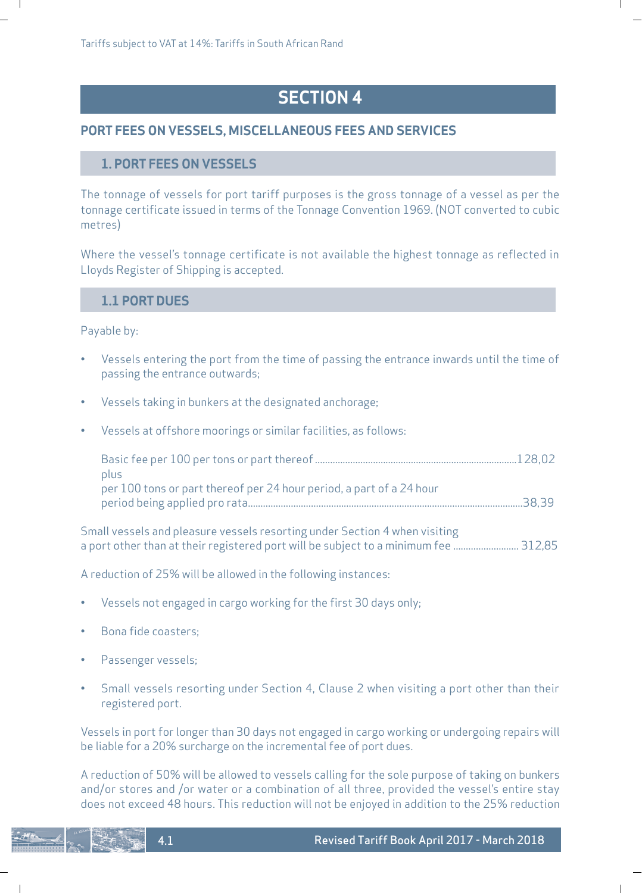Tariffs subject to VAT at 14%: Tariffs in South African Rand

# SECTION 4

## PORT FEES ON VESSELS, MISCELLANEOUS FEES AND SERVICES

### 1. PORT FEES ON VESSELS

The tonnage of vessels for port tariff purposes is the gross tonnage of a vessel as per the tonnage certificate issued in terms of the Tonnage Convention 1969. (NOT converted to cubic metres)

Where the vessel's tonnage certificate is not available the highest tonnage as reflected in Lloyds Register of Shipping is accepted.

### 1.1 PORT DUES

Payable by:

- Vessels entering the port from the time of passing the entrance inwards until the time of passing the entrance outwards;
- Vessels taking in bunkers at the designated anchorage;
- Vessels at offshore moorings or similar facilities, as follows:

  Basic fee per 100 per tons or part thereof ........................................ 128,02
  plus
  per 100 tons or part thereof per 24 hour period, a part of a 24 hour period being applied pro rata........................................ 38,39

Small vessels and pleasure vessels resorting under Section 4 when visiting a port other than at their registered port will be subject to a minimum fee .......................... 312,85

A reduction of 25% will be allowed in the following instances:

- Vessels not engaged in cargo working for the first 30 days only;
- Bona fide coasters;
- Passenger vessels;
- Small vessels resorting under Section 4, Clause 2 when visiting a port other than their registered port.

Vessels in port for longer than 30 days not engaged in cargo working or undergoing repairs will be liable for a 20% surcharge on the incremental fee of port dues.

A reduction of 50% will be allowed to vessels calling for the sole purpose of taking on bunkers and/or stores and /or water or a combination of all three, provided the vessel's entire stay does not exceed 48 hours. This reduction will not be enjoyed in addition to the 25% reduction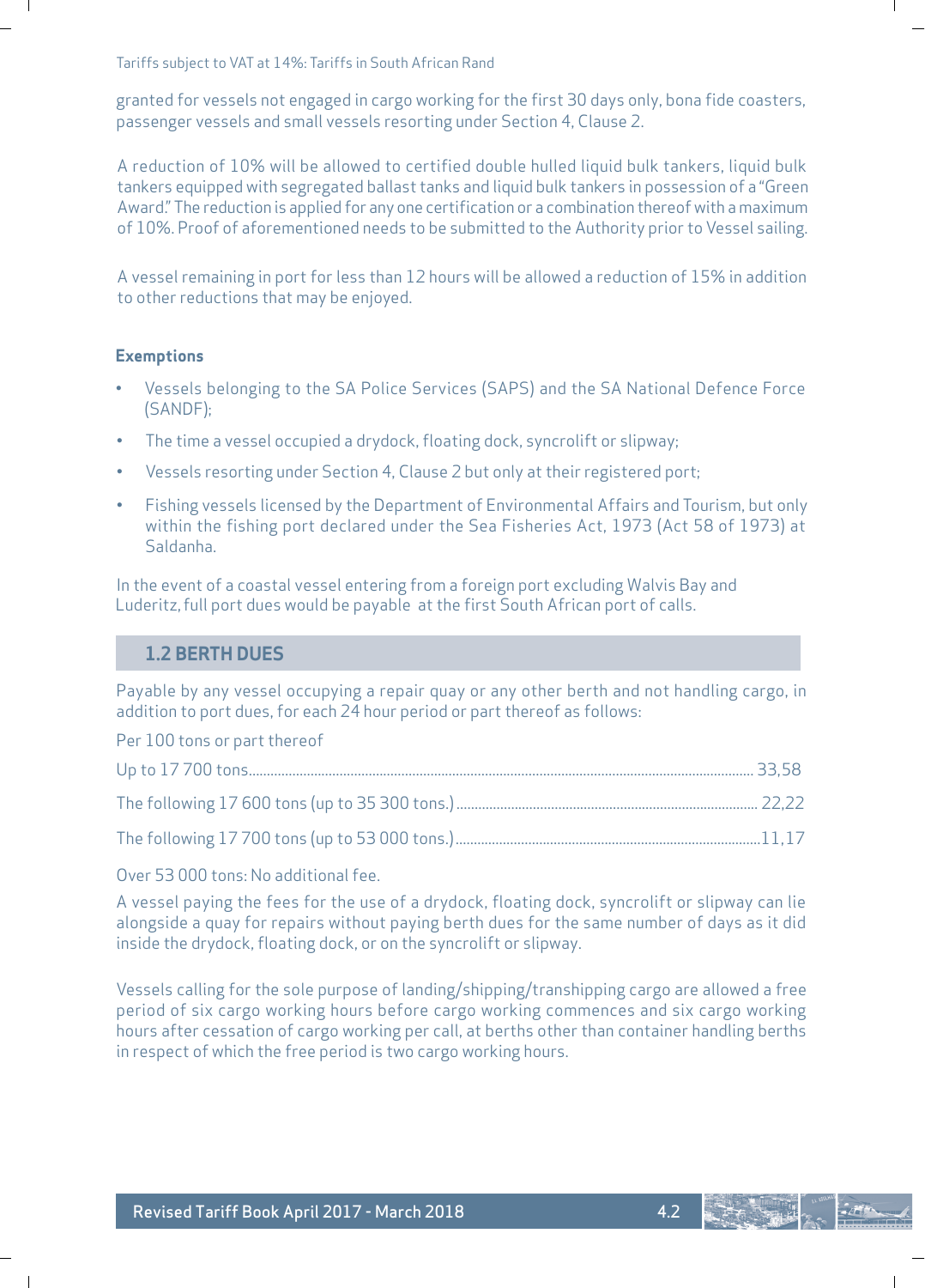granted for vessels not engaged in cargo working for the first 30 days only, bona fide coasters, passenger vessels and small vessels resorting under Section 4, Clause 2.

A reduction of 10% will be allowed to certified double hulled liquid bulk tankers, liquid bulk tankers equipped with segregated ballast tanks and liquid bulk tankers in possession of a "Green Award." The reduction is applied for any one certification or a combination thereof with a maximum of 10%. Proof of aforementioned needs to be submitted to the Authority prior to Vessel sailing.

A vessel remaining in port for less than 12 hours will be allowed a reduction of 15% in addition to other reductions that may be enjoyed.

**Exemptions**

- Vessels belonging to the SA Police Services (SAPS) and the SA National Defence Force (SANDF);
- The time a vessel occupied a drydock, floating dock, syncrolift or slipway;
- Vessels resorting under Section 4, Clause 2 but only at their registered port;
- Fishing vessels licensed by the Department of Environmental Affairs and Tourism, but only within the fishing port declared under the Sea Fisheries Act, 1973 (Act 58 of 1973) at Saldanha.

In the event of a coastal vessel entering from a foreign port excluding Walvis Bay and Luderitz, full port dues would be payable at the first South African port of calls.

## 1.2 BERTH DUES

Payable by any vessel occupying a repair quay or any other berth and not handling cargo, in addition to port dues, for each 24 hour period or part thereof as follows:

Per 100 tons or part thereof

| | |
|---|---|
| Up to 17 700 tons | 33,58 |
| The following 17 600 tons (up to 35 300 tons.) | 22,22 |
| The following 17 700 tons (up to 53 000 tons.) | 11,17 |

Over 53 000 tons: No additional fee.

A vessel paying the fees for the use of a drydock, floating dock, syncrolift or slipway can lie alongside a quay for repairs without paying berth dues for the same number of days as it did inside the drydock, floating dock, or on the syncrolift or slipway.

Vessels calling for the sole purpose of landing/shipping/transhipping cargo are allowed a free period of six cargo working hours before cargo working commences and six cargo working hours after cessation of cargo working per call, at berths other than container handling berths in respect of which the free period is two cargo working hours.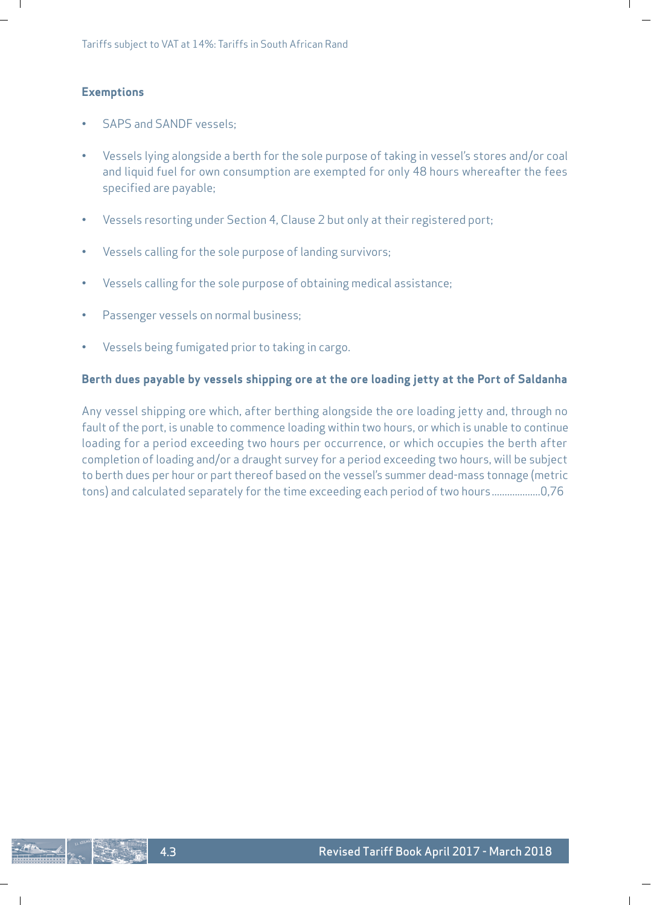### Exemptions

- SAPS and SANDF vessels;
- Vessels lying alongside a berth for the sole purpose of taking in vessel's stores and/or coal and liquid fuel for own consumption are exempted for only 48 hours whereafter the fees specified are payable;
- Vessels resorting under Section 4, Clause 2 but only at their registered port;
- Vessels calling for the sole purpose of landing survivors;
- Vessels calling for the sole purpose of obtaining medical assistance;
- Passenger vessels on normal business;
- Vessels being fumigated prior to taking in cargo.

### Berth dues payable by vessels shipping ore at the ore loading jetty at the Port of Saldanha

Any vessel shipping ore which, after berthing alongside the ore loading jetty and, through no fault of the port, is unable to commence loading within two hours, or which is unable to continue loading for a period exceeding two hours per occurrence, or which occupies the berth after completion of loading and/or a draught survey for a period exceeding two hours, will be subject to berth dues per hour or part thereof based on the vessel's summer dead-mass tonnage (metric tons) and calculated separately for the time exceeding each period of two hours ..................0,76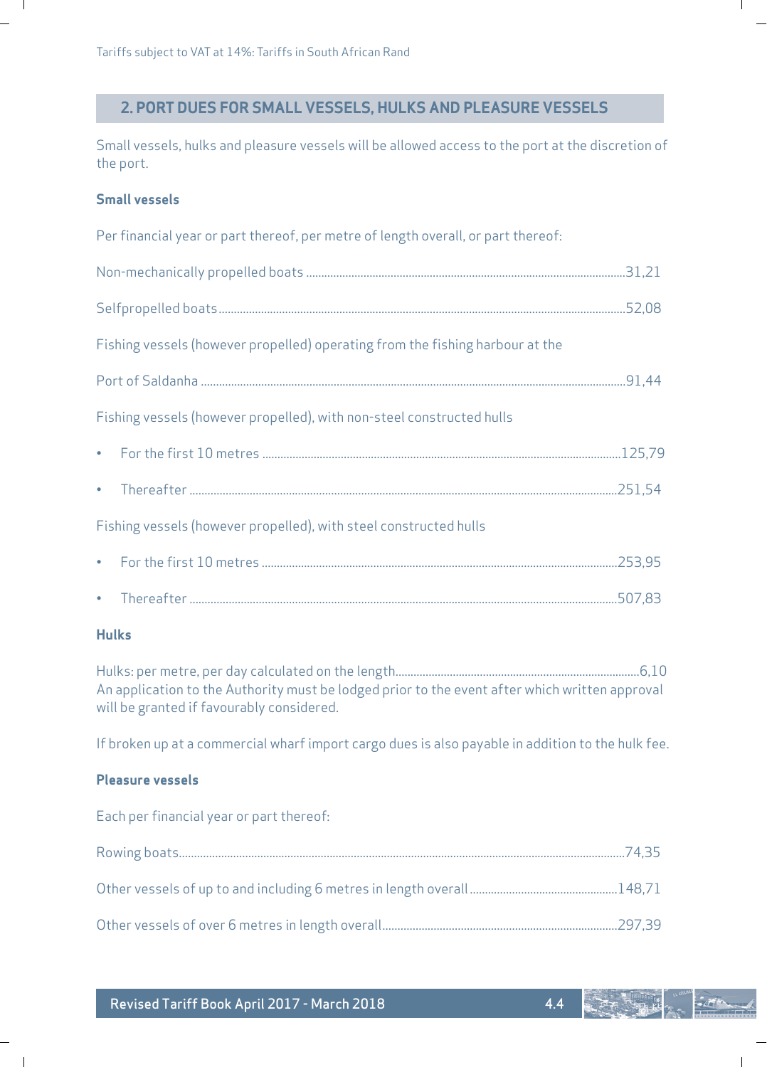Tariffs subject to VAT at 14%: Tariffs in South African Rand

## 2. PORT DUES FOR SMALL VESSELS, HULKS AND PLEASURE VESSELS

Small vessels, hulks and pleasure vessels will be allowed access to the port at the discretion of the port.

### Small vessels

Per financial year or part thereof, per metre of length overall, or part thereof:

Non-mechanically propelled boats ........................................ 31,21

Selfpropelled boats ........................................ 52,08

Fishing vessels (however propelled) operating from the fishing harbour at the

Port of Saldanha ........................................ 91,44

Fishing vessels (however propelled), with non-steel constructed hulls

- For the first 10 metres ........................................ 125,79
- Thereafter ........................................ 251,54

Fishing vessels (however propelled), with steel constructed hulls

- For the first 10 metres ........................................ 253,95
- Thereafter ........................................ 507,83

### Hulks

Hulks: per metre, per day calculated on the length ........................................ 6,10
An application to the Authority must be lodged prior to the event after which written approval will be granted if favourably considered.

If broken up at a commercial wharf import cargo dues is also payable in addition to the hulk fee.

### Pleasure vessels

Each per financial year or part thereof:

Rowing boats ........................................ 74,35

Other vessels of up to and including 6 metres in length overall ........................................ 148,71

Other vessels of over 6 metres in length overall ........................................ 297,39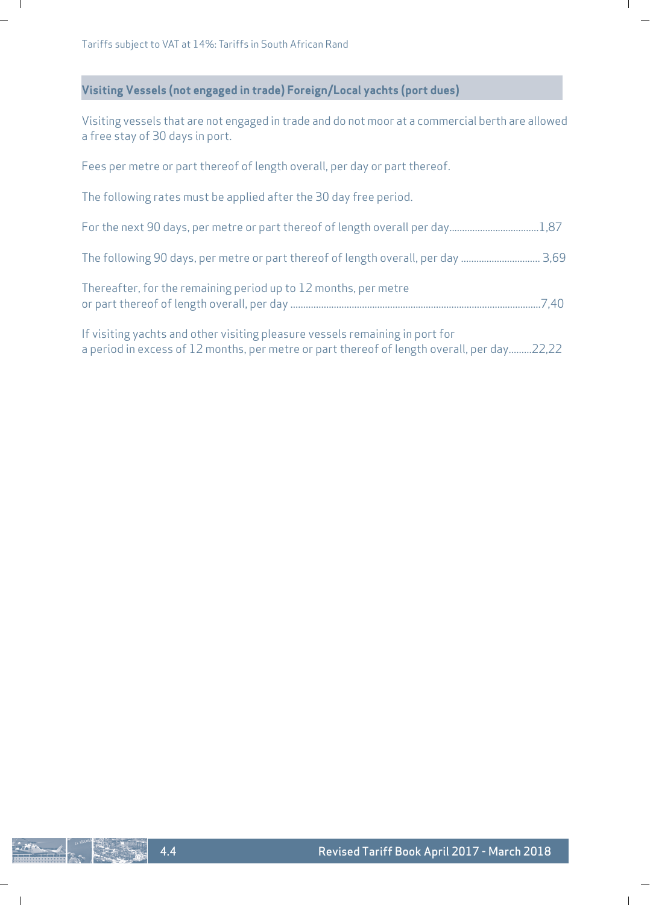Tariffs subject to VAT at 14%: Tariffs in South African Rand

## Visiting Vessels (not engaged in trade) Foreign/Local yachts (port dues)

Visiting vessels that are not engaged in trade and do not moor at a commercial berth are allowed a free stay of 30 days in port.

Fees per metre or part thereof of length overall, per day or part thereof.

The following rates must be applied after the 30 day free period.

For the next 90 days, per metre or part thereof of length overall per day....................................1,87

The following 90 days, per metre or part thereof of length overall, per day ............................... 3,69

Thereafter, for the remaining period up to 12 months, per metre or part thereof of length overall, per day ..................................................................................................7,40

If visiting yachts and other visiting pleasure vessels remaining in port for a period in excess of 12 months, per metre or part thereof of length overall, per day.........22,22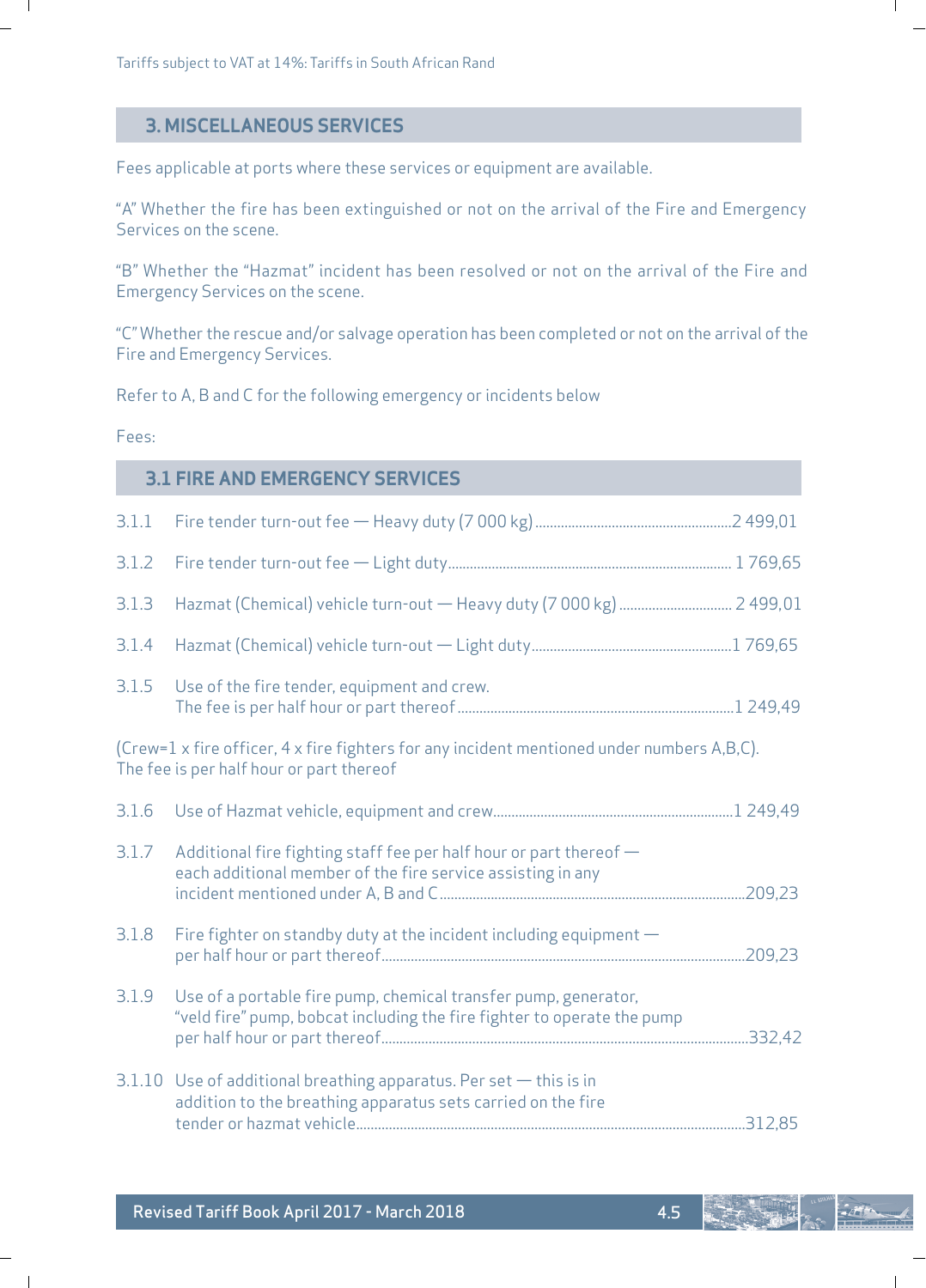Tariffs subject to VAT at 14%: Tariffs in South African Rand

## 3. MISCELLANEOUS SERVICES

Fees applicable at ports where these services or equipment are available.

"A" Whether the fire has been extinguished or not on the arrival of the Fire and Emergency Services on the scene.

"B" Whether the "Hazmat" incident has been resolved or not on the arrival of the Fire and Emergency Services on the scene.

"C" Whether the rescue and/or salvage operation has been completed or not on the arrival of the Fire and Emergency Services.

Refer to A, B and C for the following emergency or incidents below

Fees:

### 3.1 FIRE AND EMERGENCY SERVICES

3.1.1 Fire tender turn-out fee — Heavy duty (7 000 kg) ...... 2 499,01

3.1.2 Fire tender turn-out fee — Light duty ...... 1 769,65

3.1.3 Hazmat (Chemical) vehicle turn-out — Heavy duty (7 000 kg) ...... 2 499,01

3.1.4 Hazmat (Chemical) vehicle turn-out — Light duty ...... 1 769,65

3.1.5 Use of the fire tender, equipment and crew. The fee is per half hour or part thereof ...... 1 249,49

(Crew=1 x fire officer, 4 x fire fighters for any incident mentioned under numbers A,B,C). The fee is per half hour or part thereof

3.1.6 Use of Hazmat vehicle, equipment and crew ...... 1 249,49

3.1.7 Additional fire fighting staff fee per half hour or part thereof — each additional member of the fire service assisting in any incident mentioned under A, B and C ...... 209,23

3.1.8 Fire fighter on standby duty at the incident including equipment — per half hour or part thereof ...... 209,23

3.1.9 Use of a portable fire pump, chemical transfer pump, generator, "veld fire" pump, bobcat including the fire fighter to operate the pump per half hour or part thereof ...... 332,42

3.1.10 Use of additional breathing apparatus. Per set — this is in addition to the breathing apparatus sets carried on the fire tender or hazmat vehicle ...... 312,85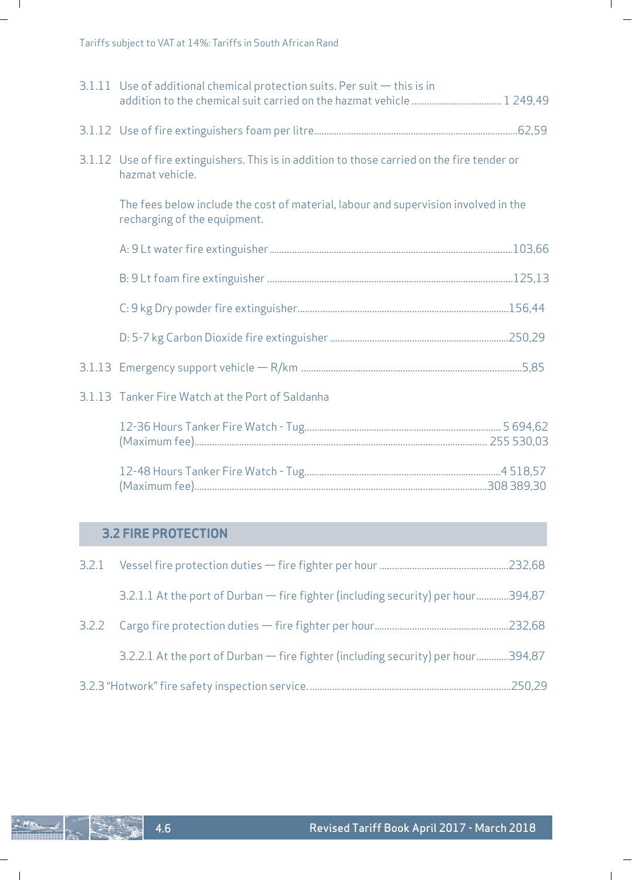Tariffs subject to VAT at 14%: Tariffs in South African Rand

3.1.11 Use of additional chemical protection suits. Per suit — this is in addition to the chemical suit carried on the hazmat vehicle .................................... 1 249,49

3.1.12 Use of fire extinguishers foam per litre..................................................................................62,59

3.1.12 Use of fire extinguishers. This is in addition to those carried on the fire tender or hazmat vehicle.

The fees below include the cost of material, labour and supervision involved in the recharging of the equipment.

A: 9 Lt water fire extinguisher..................................................................................................103,66

B: 9 Lt foam fire extinguisher ...................................................................................................125,13

C: 9 kg Dry powder fire extinguisher.....................................................................................156,44

D: 5-7 kg Carbon Dioxide fire extinguisher ........................................................................250,29

3.1.13 Emergency support vehicle — R/km ........................................................................................5,85

3.1.13 Tanker Fire Watch at the Port of Saldanha

12-36 Hours Tanker Fire Watch - Tug............................................................................... 5 694,62
(Maximum fee)...................................................................................................................... 255 530,03

12-48 Hours Tanker Fire Watch - Tug...............................................................................4 518,57
(Maximum fee).....................................................................................................................308 389,30

## 3.2 FIRE PROTECTION

3.2.1 Vessel fire protection duties — fire fighter per hour .....................................................232,68

3.2.1.1 At the port of Durban — fire fighter (including security) per hour.............394,87

3.2.2 Cargo fire protection duties — fire fighter per hour......................................................232,68

3.2.2.1 At the port of Durban — fire fighter (including security) per hour.............394,87

3.2.3 "Hotwork" fire safety inspection service. ..................................................................................250,29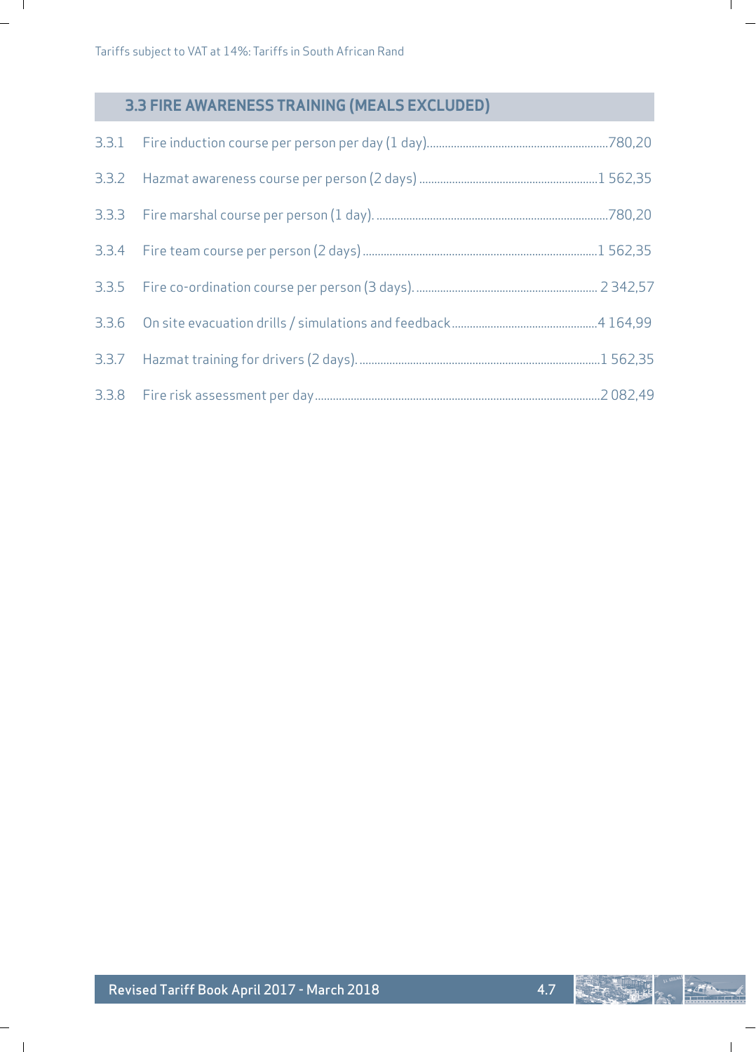Tariffs subject to VAT at 14%: Tariffs in South African Rand

## 3.3 FIRE AWARENESS TRAINING (MEALS EXCLUDED)

| | | |
|---|---|---|
| 3.3.1 | Fire induction course per person per day (1 day) | 780,20 |
| 3.3.2 | Hazmat awareness course per person (2 days) | 1 562,35 |
| 3.3.3 | Fire marshal course per person (1 day). | 780,20 |
| 3.3.4 | Fire team course per person (2 days) | 1 562,35 |
| 3.3.5 | Fire co-ordination course per person (3 days). | 2 342,57 |
| 3.3.6 | On site evacuation drills / simulations and feedback | 4 164,99 |
| 3.3.7 | Hazmat training for drivers (2 days). | 1 562,35 |
| 3.3.8 | Fire risk assessment per day | 2 082,49 |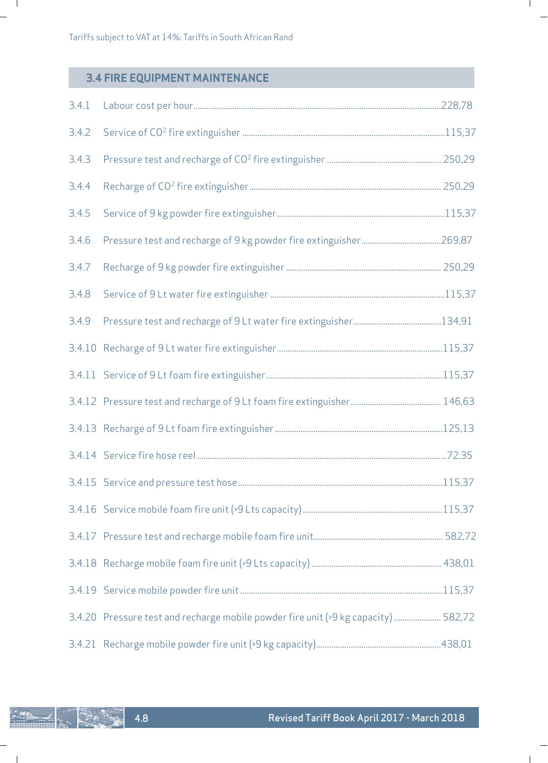Tariffs subject to VAT at 14%: Tariffs in South African Rand

## 3.4 FIRE EQUIPMENT MAINTENANCE

| | | |
|---|---|---|
| 3.4.1 | Labour cost per hour | 228,78 |
| 3.4.2 | Service of $CO^2$ fire extinguisher | 115,37 |
| 3.4.3 | Pressure test and recharge of $CO^2$ fire extinguisher | 250,29 |
| 3.4.4 | Recharge of $CO^2$ fire extinguisher | 250,29 |
| 3.4.5 | Service of 9 kg powder fire extinguisher | 115,37 |
| 3.4.6 | Pressure test and recharge of 9 kg powder fire extinguisher | 269,87 |
| 3.4.7 | Recharge of 9 kg powder fire extinguisher | 250,29 |
| 3.4.8 | Service of 9 Lt water fire extinguisher | 115,37 |
| 3.4.9 | Pressure test and recharge of 9 Lt water fire extinguisher | 134,91 |
| 3.4.10 | Recharge of 9 Lt water fire extinguisher | 115,37 |
| 3.4.11 | Service of 9 Lt foam fire extinguisher | 115,37 |
| 3.4.12 | Pressure test and recharge of 9 Lt foam fire extinguisher | 146,63 |
| 3.4.13 | Recharge of 9 Lt foam fire extinguisher | 125,13 |
| 3.4.14 | Service fire hose reel | 72,35 |
| 3.4.15 | Service and pressure test hose | 115,37 |
| 3.4.16 | Service mobile foam fire unit (>9 Lts capacity) | 115,37 |
| 3.4.17 | Pressure test and recharge mobile foam fire unit | 582,72 |
| 3.4.18 | Recharge mobile foam fire unit (>9 Lts capacity) | 438,01 |
| 3.4.19 | Service mobile powder fire unit | 115,37 |
| 3.4.20 | Pressure test and recharge mobile powder fire unit (>9 kg capacity) | 582,72 |
| 3.4.21 | Recharge mobile powder fire unit (>9 kg capacity) | 438,01 |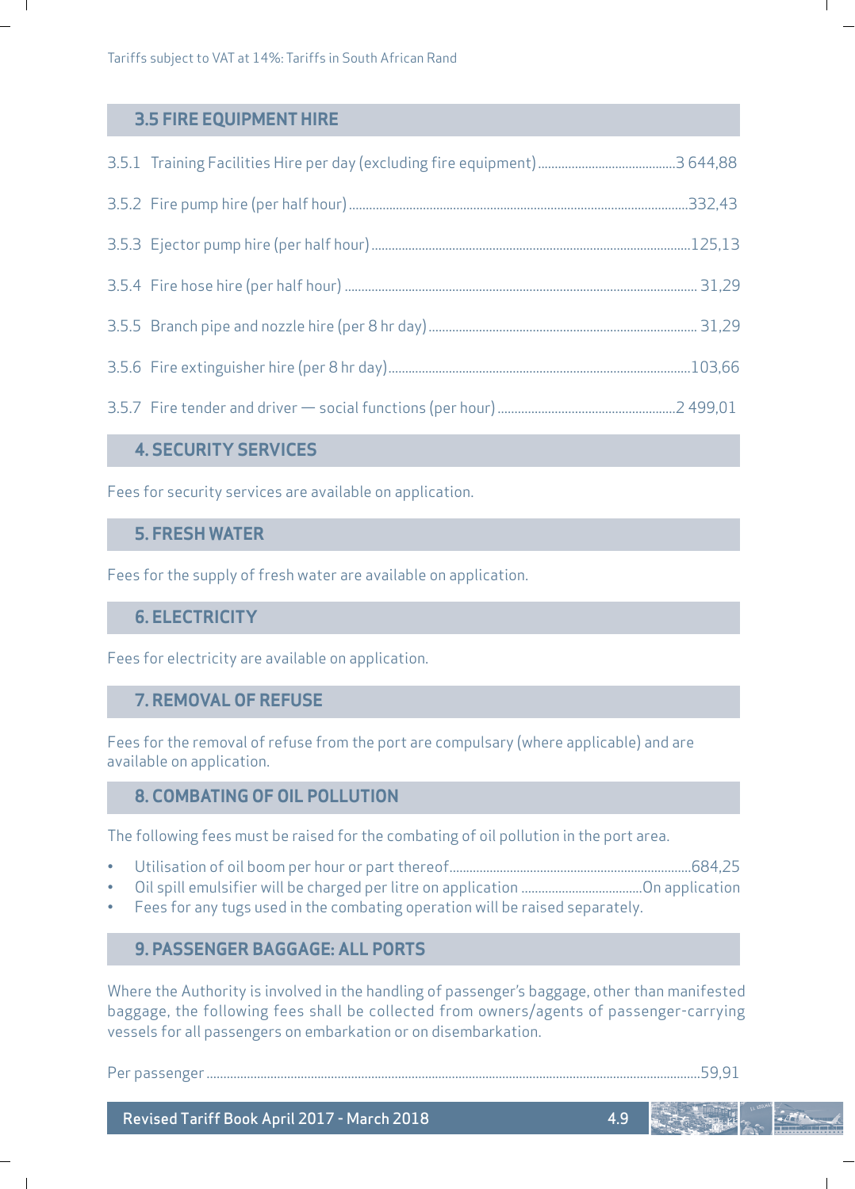Tariffs subject to VAT at 14%: Tariffs in South African Rand

## 3.5 FIRE EQUIPMENT HIRE

3.5.1 Training Facilities Hire per day (excluding fire equipment)..........................................3 644,88

3.5.2 Fire pump hire (per half hour)......................................................................................................332,43

3.5.3 Ejector pump hire (per half hour)................................................................................................125,13

3.5.4 Fire hose hire (per half hour) ......................................................................................................... 31,29

3.5.5 Branch pipe and nozzle hire (per 8 hr day)................................................................................ 31,29

3.5.6 Fire extinguisher hire (per 8 hr day)...........................................................................................103,66

3.5.7 Fire tender and driver — social functions (per hour).....................................................2 499,01

## 4. SECURITY SERVICES

Fees for security services are available on application.

## 5. FRESH WATER

Fees for the supply of fresh water are available on application.

## 6. ELECTRICITY

Fees for electricity are available on application.

## 7. REMOVAL OF REFUSE

Fees for the removal of refuse from the port are compulsary (where applicable) and are available on application.

## 8. COMBATING OF OIL POLLUTION

The following fees must be raised for the combating of oil pollution in the port area.

- Utilisation of oil boom per hour or part thereof.........................................................................684,25
- Oil spill emulsifier will be charged per litre on application ....................................On application
- Fees for any tugs used in the combating operation will be raised separately.

## 9. PASSENGER BAGGAGE: ALL PORTS

Where the Authority is involved in the handling of passenger's baggage, other than manifested baggage, the following fees shall be collected from owners/agents of passenger-carrying vessels for all passengers on embarkation or on disembarkation.

Per passenger..................................................................................................................................................59,91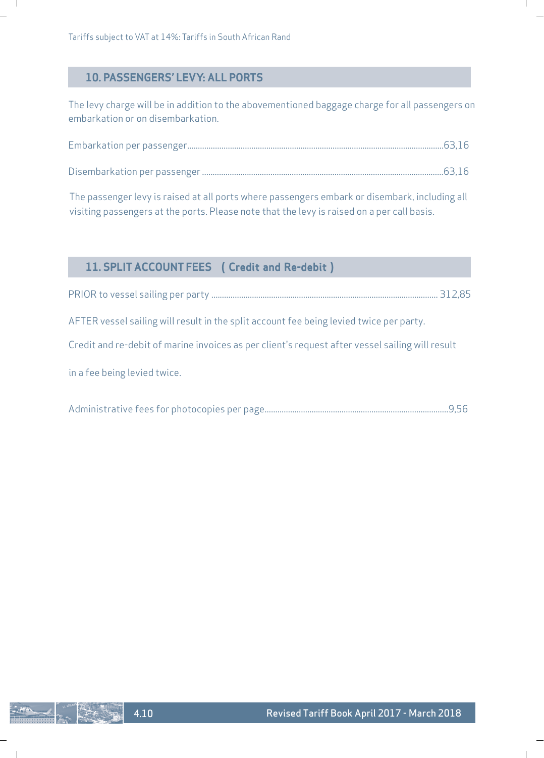Tariffs subject to VAT at 14%: Tariffs in South African Rand

## 10. PASSENGERS' LEVY: ALL PORTS

The levy charge will be in addition to the abovementioned baggage charge for all passengers on embarkation or on disembarkation.

Embarkation per passenger....................................................................63,16

Disembarkation per passenger ..............................................................63,16

The passenger levy is raised at all ports where passengers embark or disembark, including all visiting passengers at the ports. Please note that the levy is raised on a per call basis.

## 11. SPLIT ACCOUNT FEES ( Credit and Re-debit )

PRIOR to vessel sailing per party .......................................................... 312,85

AFTER vessel sailing will result in the split account fee being levied twice per party.

Credit and re-debit of marine invoices as per client's request after vessel sailing will result

in a fee being levied twice.

Administrative fees for photocopies per page.............................................9,56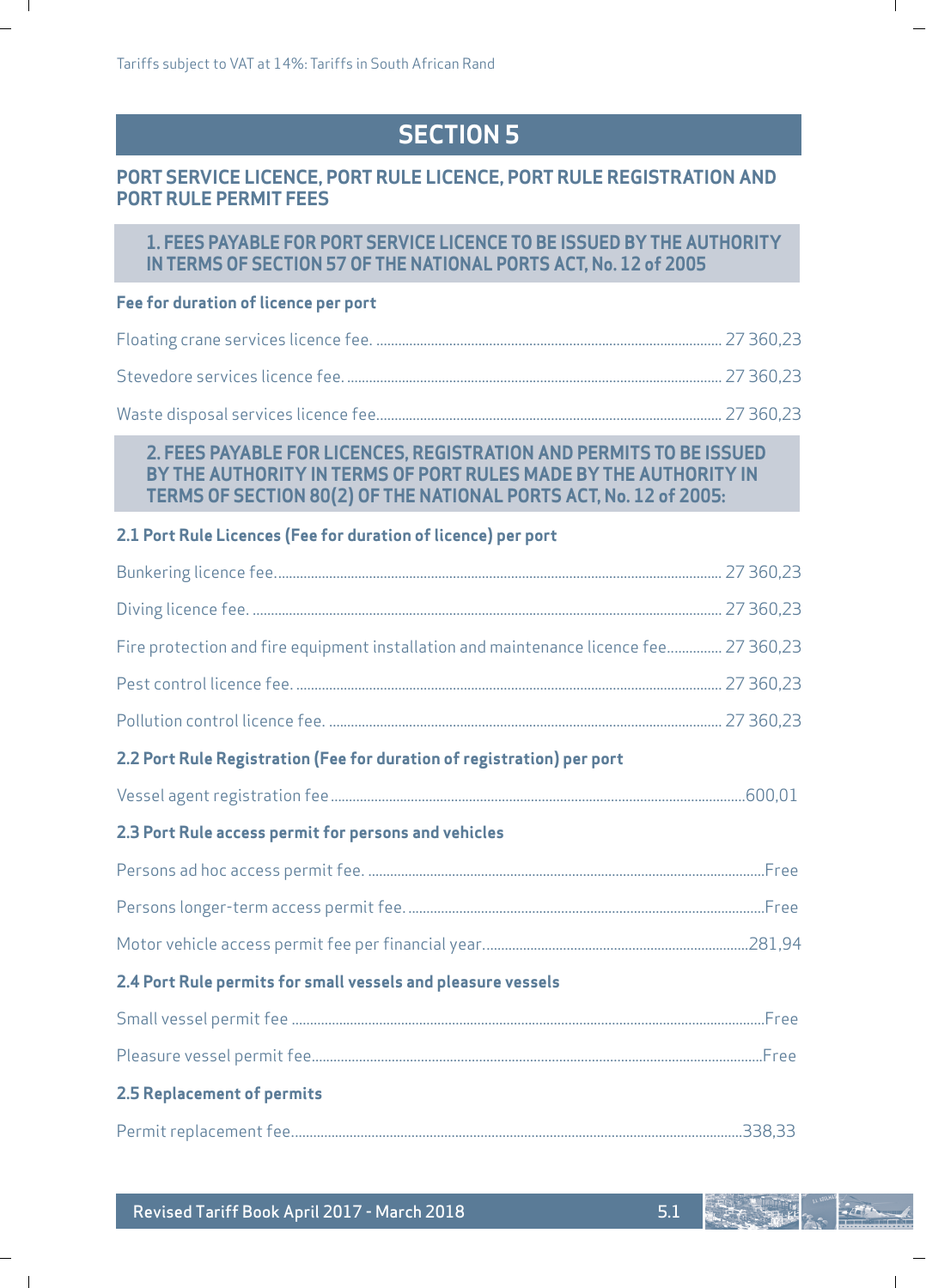Tariffs subject to VAT at 14%: Tariffs in South African Rand

# SECTION 5

## PORT SERVICE LICENCE, PORT RULE LICENCE, PORT RULE REGISTRATION AND PORT RULE PERMIT FEES

### 1. FEES PAYABLE FOR PORT SERVICE LICENCE TO BE ISSUED BY THE AUTHORITY IN TERMS OF SECTION 57 OF THE NATIONAL PORTS ACT, No. 12 of 2005

**Fee for duration of licence per port**

| Description | Fee |
|---|---|
| Floating crane services licence fee. | 27 360,23 |
| Stevedore services licence fee. | 27 360,23 |
| Waste disposal services licence fee | 27 360,23 |

### 2. FEES PAYABLE FOR LICENCES, REGISTRATION AND PERMITS TO BE ISSUED BY THE AUTHORITY IN TERMS OF PORT RULES MADE BY THE AUTHORITY IN TERMS OF SECTION 80(2) OF THE NATIONAL PORTS ACT, No. 12 of 2005:

**2.1 Port Rule Licences (Fee for duration of licence) per port**

| Description | Fee |
|---|---|
| Bunkering licence fee. | 27 360,23 |
| Diving licence fee. | 27 360,23 |
| Fire protection and fire equipment installation and maintenance licence fee | 27 360,23 |
| Pest control licence fee. | 27 360,23 |
| Pollution control licence fee. | 27 360,23 |

**2.2 Port Rule Registration (Fee for duration of registration) per port**

| Description | Fee |
|---|---|
| Vessel agent registration fee | 600,01 |

**2.3 Port Rule access permit for persons and vehicles**

| Description | Fee |
|---|---|
| Persons ad hoc access permit fee. | Free |
| Persons longer-term access permit fee. | Free |
| Motor vehicle access permit fee per financial year. | 281,94 |

**2.4 Port Rule permits for small vessels and pleasure vessels**

| Description | Fee |
|---|---|
| Small vessel permit fee | Free |
| Pleasure vessel permit fee | Free |

**2.5 Replacement of permits**

| Description | Fee |
|---|---|
| Permit replacement fee | 338,33 |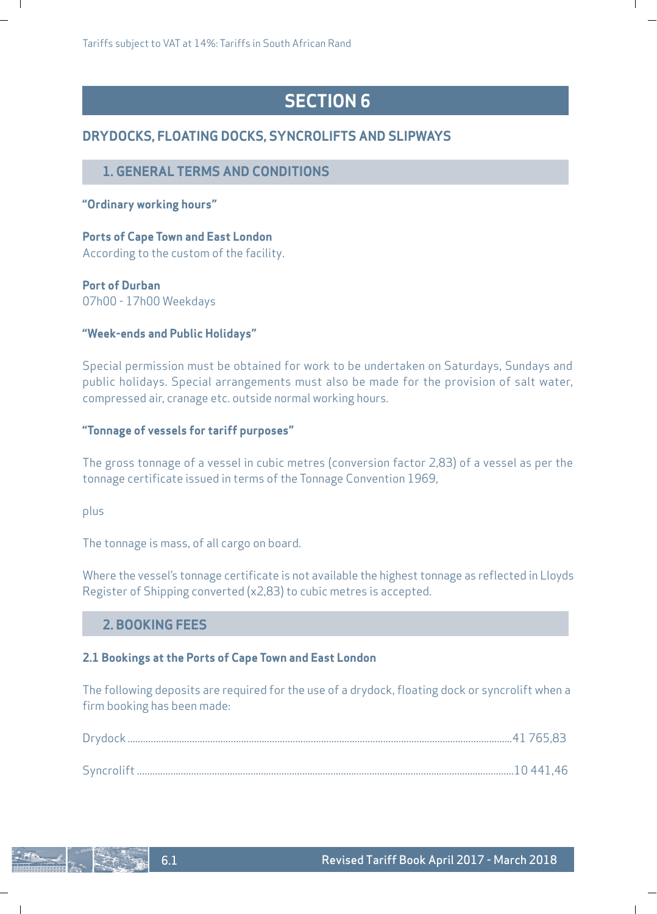Tariffs subject to VAT at 14%: Tariffs in South African Rand

# SECTION 6

## DRYDOCKS, FLOATING DOCKS, SYNCROLIFTS AND SLIPWAYS

### 1. GENERAL TERMS AND CONDITIONS

**"Ordinary working hours"**

**Ports of Cape Town and East London**
According to the custom of the facility.

**Port of Durban**
07h00 - 17h00 Weekdays

**"Week-ends and Public Holidays"**

Special permission must be obtained for work to be undertaken on Saturdays, Sundays and public holidays. Special arrangements must also be made for the provision of salt water, compressed air, cranage etc. outside normal working hours.

**"Tonnage of vessels for tariff purposes"**

The gross tonnage of a vessel in cubic metres (conversion factor 2,83) of a vessel as per the tonnage certificate issued in terms of the Tonnage Convention 1969,

plus

The tonnage is mass, of all cargo on board.

Where the vessel's tonnage certificate is not available the highest tonnage as reflected in Lloyds Register of Shipping converted (x2,83) to cubic metres is accepted.

### 2. BOOKING FEES

**2.1 Bookings at the Ports of Cape Town and East London**

The following deposits are required for the use of a drydock, floating dock or syncrolift when a firm booking has been made:

Drydock ........................................ 41 765,83

Syncrolift ........................................ 10 441,46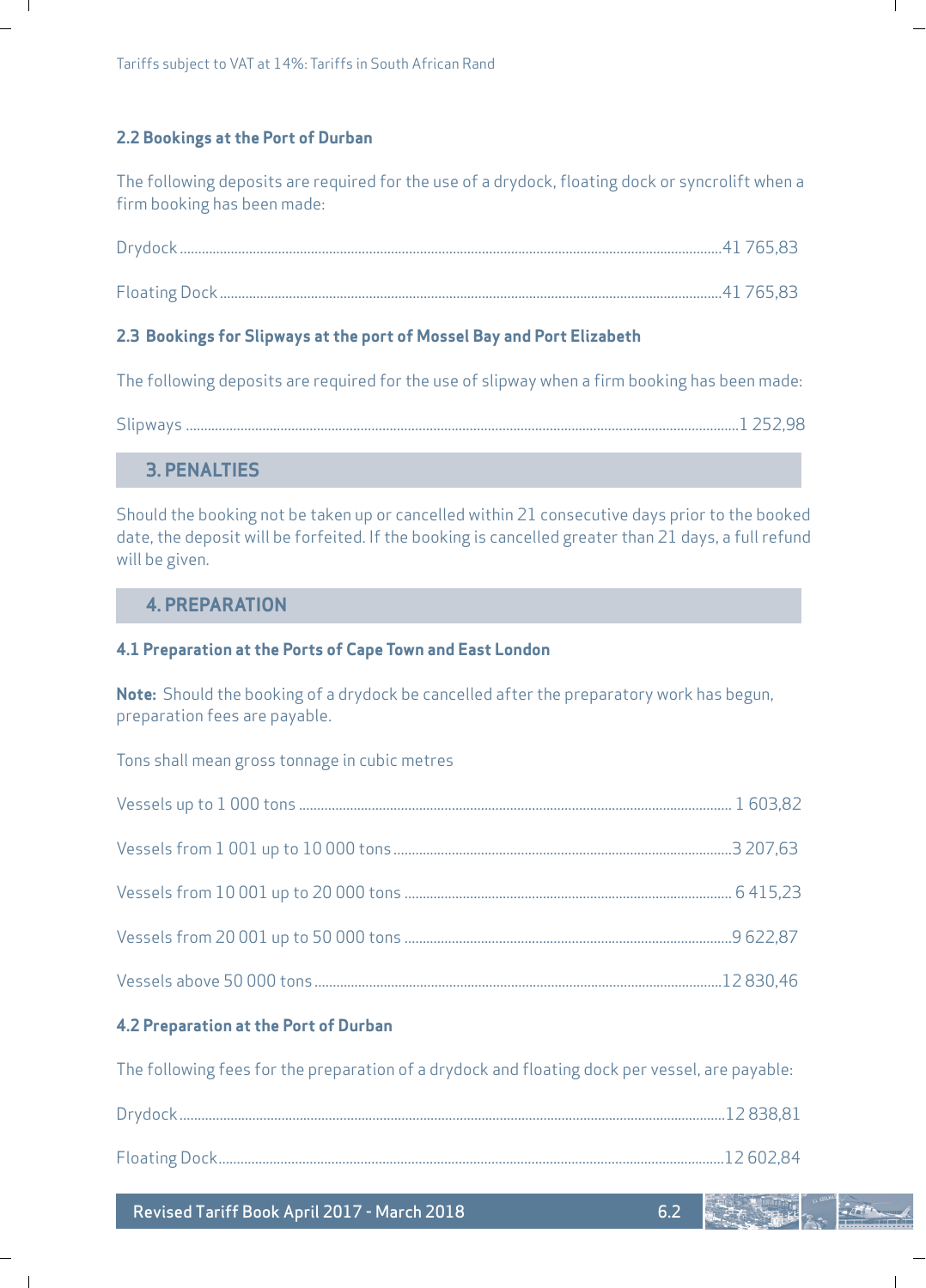Tariffs subject to VAT at 14%: Tariffs in South African Rand

### 2.2 Bookings at the Port of Durban

The following deposits are required for the use of a drydock, floating dock or syncrolift when a firm booking has been made:

Drydock ........................................................................ 41 765,83

Floating Dock ........................................................................ 41 765,83

### 2.3 Bookings for Slipways at the port of Mossel Bay and Port Elizabeth

The following deposits are required for the use of slipway when a firm booking has been made:

Slipways ........................................................................ 1 252,98

## 3. PENALTIES

Should the booking not be taken up or cancelled within 21 consecutive days prior to the booked date, the deposit will be forfeited. If the booking is cancelled greater than 21 days, a full refund will be given.

## 4. PREPARATION

### 4.1 Preparation at the Ports of Cape Town and East London

**Note:** Should the booking of a drydock be cancelled after the preparatory work has begun, preparation fees are payable.

Tons shall mean gross tonnage in cubic metres

Vessels up to 1 000 tons ........................................................................ 1 603,82

Vessels from 1 001 up to 10 000 tons ........................................................................ 3 207,63

Vessels from 10 001 up to 20 000 tons ........................................................................ 6 415,23

Vessels from 20 001 up to 50 000 tons ........................................................................ 9 622,87

Vessels above 50 000 tons ........................................................................ 12 830,46

### 4.2 Preparation at the Port of Durban

The following fees for the preparation of a drydock and floating dock per vessel, are payable:

Drydock ........................................................................ 12 838,81

Floating Dock ........................................................................ 12 602,84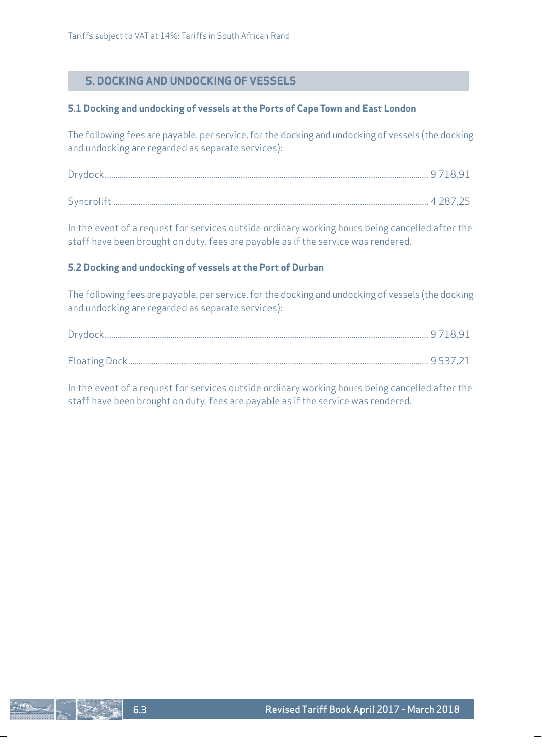## 5. DOCKING AND UNDOCKING OF VESSELS

### 5.1 Docking and undocking of vessels at the Ports of Cape Town and East London

The following fees are payable, per service, for the docking and undocking of vessels (the docking and undocking are regarded as separate services):

Drydock........................................................................................ 9 718,91

Syncrolift ...................................................................................... 4 287,25

In the event of a request for services outside ordinary working hours being cancelled after the staff have been brought on duty, fees are payable as if the service was rendered.

### 5.2 Docking and undocking of vessels at the Port of Durban

The following fees are payable, per service, for the docking and undocking of vessels (the docking and undocking are regarded as separate services):

Drydock........................................................................................ 9 718,91

Floating Dock.................................................................................. 9 537,21

In the event of a request for services outside ordinary working hours being cancelled after the staff have been brought on duty, fees are payable as if the service was rendered.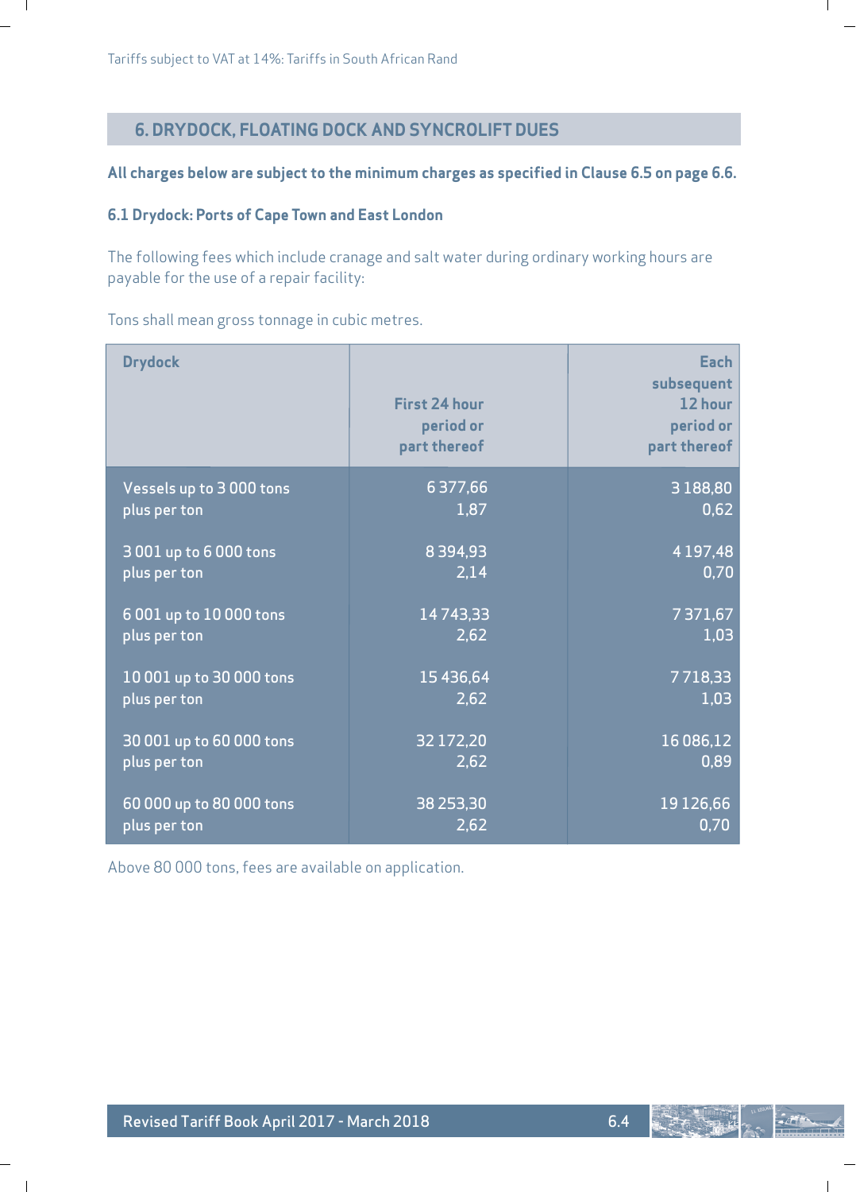Tariffs subject to VAT at 14%: Tariffs in South African Rand

## 6. DRYDOCK, FLOATING DOCK AND SYNCROLIFT DUES

**All charges below are subject to the minimum charges as specified in Clause 6.5 on page 6.6.**

### 6.1 Drydock: Ports of Cape Town and East London

The following fees which include cranage and salt water during ordinary working hours are payable for the use of a repair facility:

Tons shall mean gross tonnage in cubic metres.

| Drydock | First 24 hour period or part thereof | Each subsequent 12 hour period or part thereof |
|---|---|---|
| Vessels up to 3 000 tons | 6 377,66 | 3 188,80 |
| plus per ton | 1,87 | 0,62 |
| 3 001 up to 6 000 tons | 8 394,93 | 4 197,48 |
| plus per ton | 2,14 | 0,70 |
| 6 001 up to 10 000 tons | 14 743,33 | 7 371,67 |
| plus per ton | 2,62 | 1,03 |
| 10 001 up to 30 000 tons | 15 436,64 | 7 718,33 |
| plus per ton | 2,62 | 1,03 |
| 30 001 up to 60 000 tons | 32 172,20 | 16 086,12 |
| plus per ton | 2,62 | 0,89 |
| 60 000 up to 80 000 tons | 38 253,30 | 19 126,66 |
| plus per ton | 2,62 | 0,70 |

Above 80 000 tons, fees are available on application.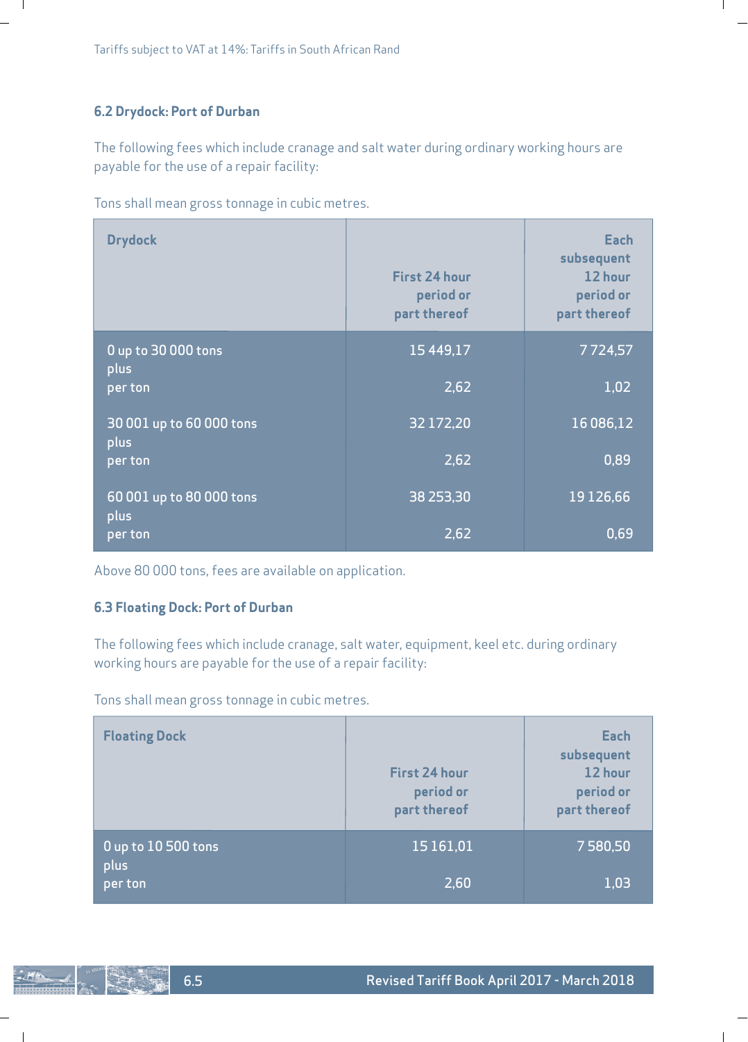Tariffs subject to VAT at 14%: Tariffs in South African Rand

### 6.2 Drydock: Port of Durban

The following fees which include cranage and salt water during ordinary working hours are payable for the use of a repair facility:

Tons shall mean gross tonnage in cubic metres.

| Drydock | First 24 hour period or part thereof | Each subsequent 12 hour period or part thereof |
|---|---|---|
| 0 up to 30 000 tons plus | 15 449,17 | 7 724,57 |
| per ton | 2,62 | 1,02 |
| 30 001 up to 60 000 tons plus | 32 172,20 | 16 086,12 |
| per ton | 2,62 | 0,89 |
| 60 001 up to 80 000 tons plus | 38 253,30 | 19 126,66 |
| per ton | 2,62 | 0,69 |

Above 80 000 tons, fees are available on application.

### 6.3 Floating Dock: Port of Durban

The following fees which include cranage, salt water, equipment, keel etc. during ordinary working hours are payable for the use of a repair facility:

Tons shall mean gross tonnage in cubic metres.

| Floating Dock | First 24 hour period or part thereof | Each subsequent 12 hour period or part thereof |
|---|---|---|
| 0 up to 10 500 tons plus | 15 161,01 | 7 580,50 |
| per ton | 2,60 | 1,03 |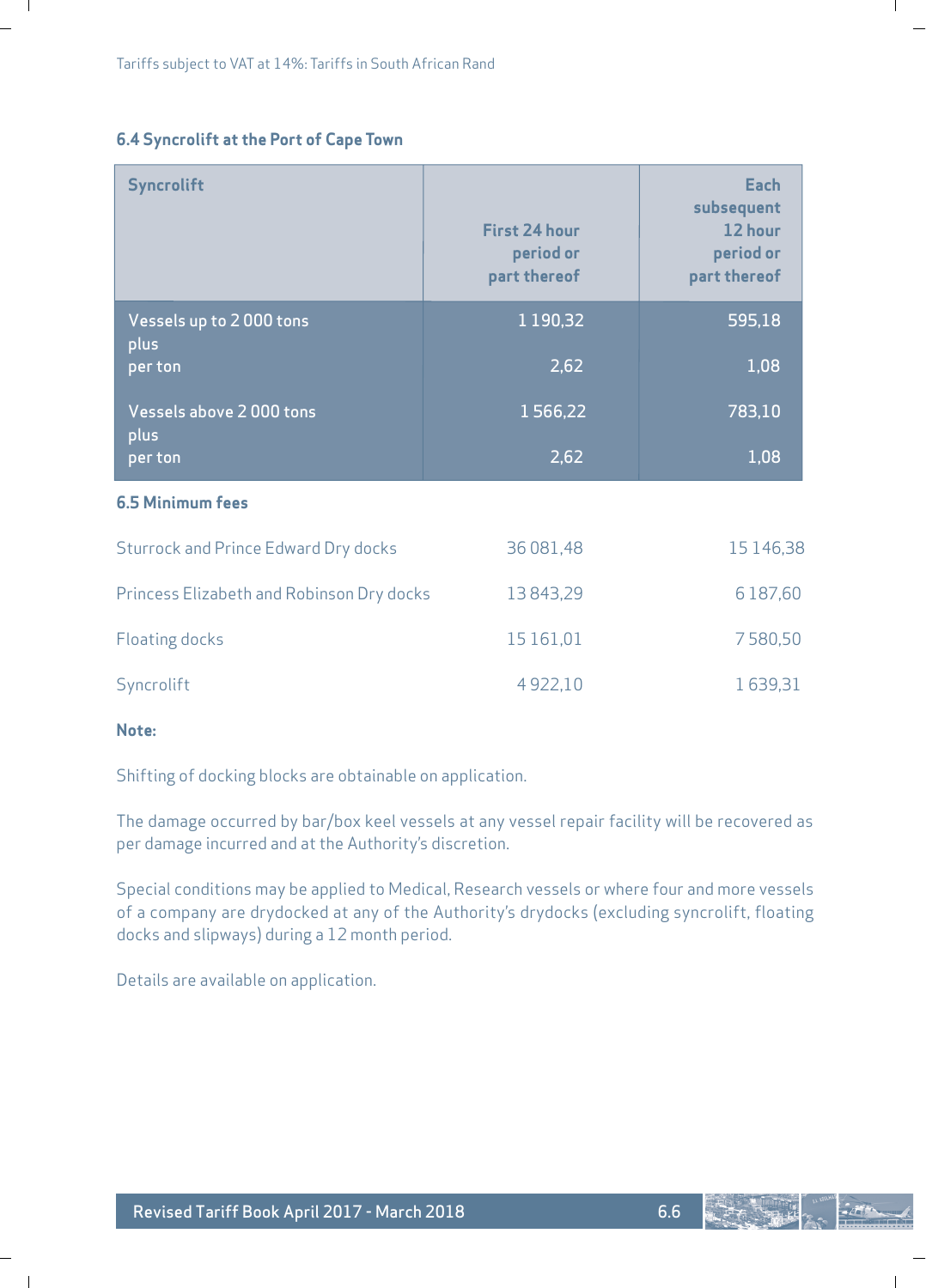Tariffs subject to VAT at 14%: Tariffs in South African Rand

### 6.4 Syncrolift at the Port of Cape Town

| Syncrolift | First 24 hour period or part thereof | Each subsequent 12 hour period or part thereof |
|---|---|---|
| Vessels up to 2 000 tons | 1 190,32 | 595,18 |
| plus per ton | 2,62 | 1,08 |
| Vessels above 2 000 tons | 1 566,22 | 783,10 |
| plus per ton | 2,62 | 1,08 |

### 6.5 Minimum fees

| | | |
|---|---|---|
| Sturrock and Prince Edward Dry docks | 36 081,48 | 15 146,38 |
| Princess Elizabeth and Robinson Dry docks | 13 843,29 | 6 187,60 |
| Floating docks | 15 161,01 | 7 580,50 |
| Syncrolift | 4 922,10 | 1 639,31 |

**Note:**

Shifting of docking blocks are obtainable on application.

The damage occurred by bar/box keel vessels at any vessel repair facility will be recovered as per damage incurred and at the Authority's discretion.

Special conditions may be applied to Medical, Research vessels or where four and more vessels of a company are drydocked at any of the Authority's drydocks (excluding syncrolift, floating docks and slipways) during a 12 month period.

Details are available on application.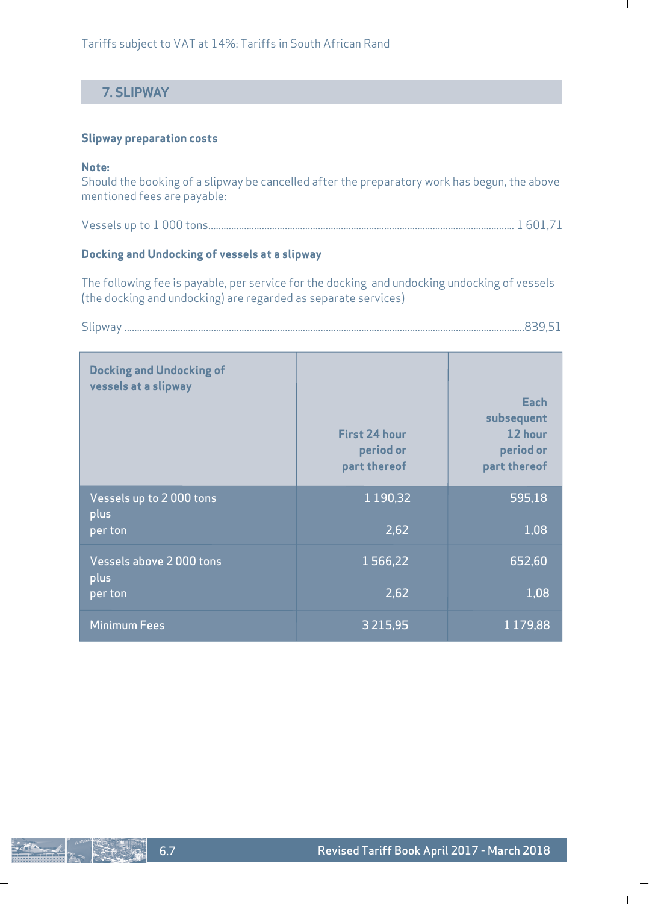Tariffs subject to VAT at 14%: Tariffs in South African Rand

## 7. SLIPWAY

**Slipway preparation costs**

**Note:**
Should the booking of a slipway be cancelled after the preparatory work has begun, the above mentioned fees are payable:

Vessels up to 1 000 tons........................................................................................................................ 1 601,71

**Docking and Undocking of vessels at a slipway**

The following fee is payable, per service for the docking and undocking undocking of vessels (the docking and undocking) are regarded as separate services)

Slipway ..............................................................................................................................................839,51

| Docking and Undocking of vessels at a slipway | First 24 hour period or part thereof | Each subsequent 12 hour period or part thereof |
|---|---|---|
| Vessels up to 2 000 tons | 1 190,32 | 595,18 |
| plus per ton | 2,62 | 1,08 |
| Vessels above 2 000 tons | 1 566,22 | 652,60 |
| plus per ton | 2,62 | 1,08 |
| Minimum Fees | 3 215,95 | 1 179,88 |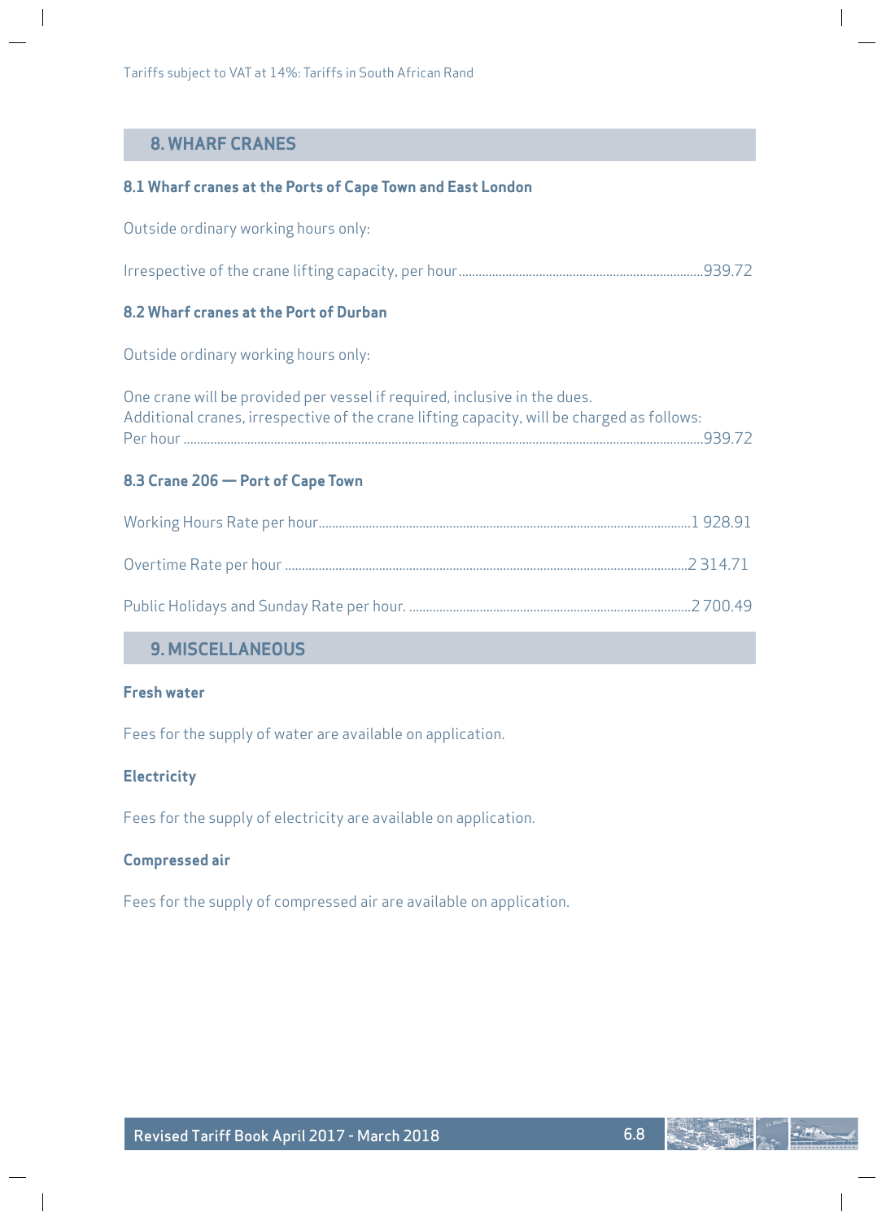Tariffs subject to VAT at 14%: Tariffs in South African Rand

## 8. WHARF CRANES

### 8.1 Wharf cranes at the Ports of Cape Town and East London

Outside ordinary working hours only:

Irrespective of the crane lifting capacity, per hour ........................................ 939.72

### 8.2 Wharf cranes at the Port of Durban

Outside ordinary working hours only:

One crane will be provided per vessel if required, inclusive in the dues.
Additional cranes, irrespective of the crane lifting capacity, will be charged as follows:
Per hour ........................................ 939.72

### 8.3 Crane 206 — Port of Cape Town

Working Hours Rate per hour ........................................ 1 928.91

Overtime Rate per hour ........................................ 2 314.71

Public Holidays and Sunday Rate per hour. ........................................ 2 700.49

## 9. MISCELLANEOUS

**Fresh water**

Fees for the supply of water are available on application.

**Electricity**

Fees for the supply of electricity are available on application.

**Compressed air**

Fees for the supply of compressed air are available on application.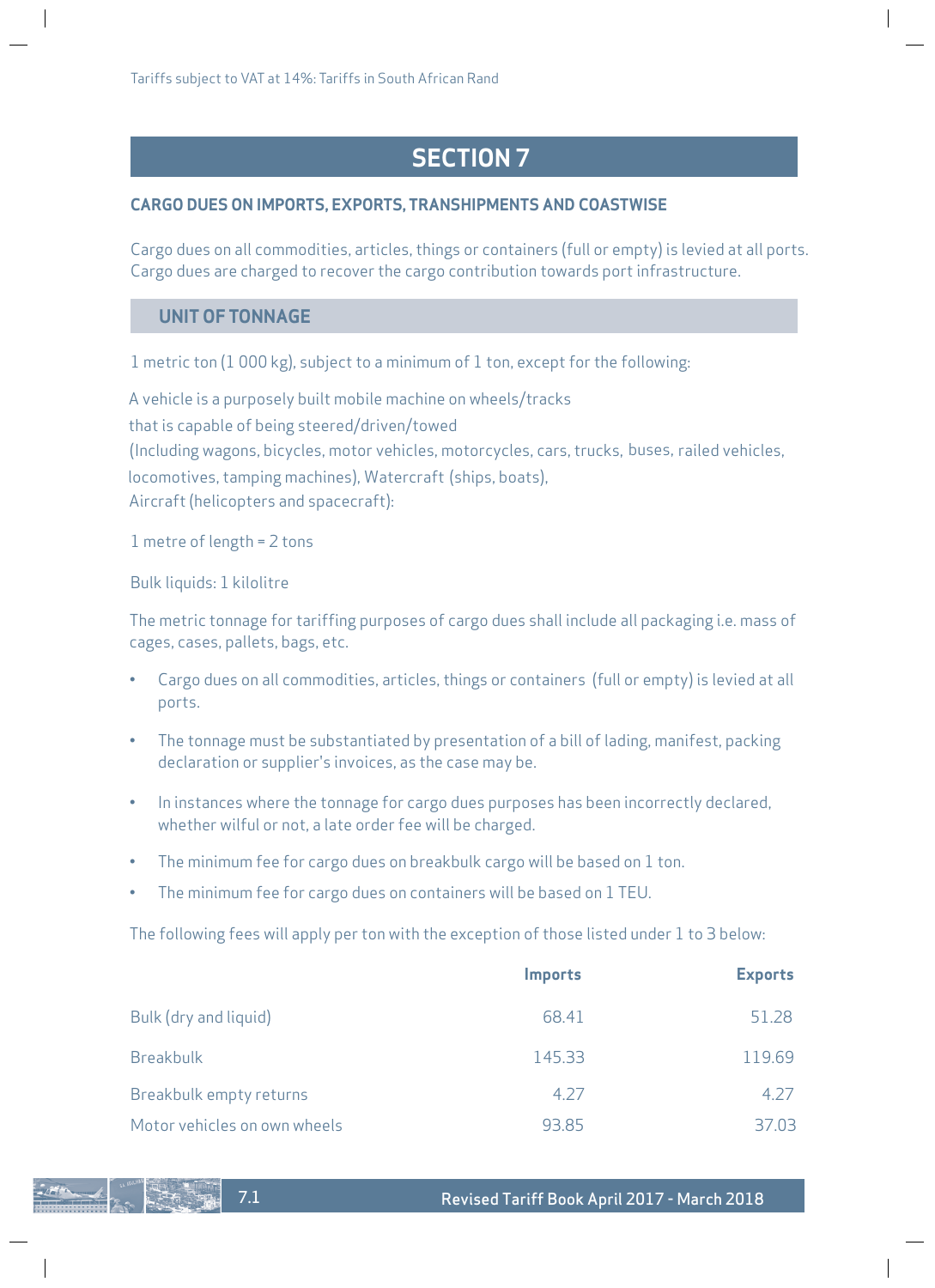Tariffs subject to VAT at 14%: Tariffs in South African Rand

# SECTION 7

### CARGO DUES ON IMPORTS, EXPORTS, TRANSHIPMENTS AND COASTWISE

Cargo dues on all commodities, articles, things or containers (full or empty) is levied at all ports. Cargo dues are charged to recover the cargo contribution towards port infrastructure.

## UNIT OF TONNAGE

1 metric ton (1 000 kg), subject to a minimum of 1 ton, except for the following:

A vehicle is a purposely built mobile machine on wheels/tracks that is capable of being steered/driven/towed (Including wagons, bicycles, motor vehicles, motorcycles, cars, trucks, buses, railed vehicles, locomotives, tamping machines), Watercraft (ships, boats), Aircraft (helicopters and spacecraft):

1 metre of length = 2 tons

Bulk liquids: 1 kilolitre

The metric tonnage for tariffing purposes of cargo dues shall include all packaging i.e. mass of cages, cases, pallets, bags, etc.

- Cargo dues on all commodities, articles, things or containers (full or empty) is levied at all ports.
- The tonnage must be substantiated by presentation of a bill of lading, manifest, packing declaration or supplier's invoices, as the case may be.
- In instances where the tonnage for cargo dues purposes has been incorrectly declared, whether wilful or not, a late order fee will be charged.
- The minimum fee for cargo dues on breakbulk cargo will be based on 1 ton.
- The minimum fee for cargo dues on containers will be based on 1 TEU.

The following fees will apply per ton with the exception of those listed under 1 to 3 below:

| | Imports | Exports |
|---|---|---|
| Bulk (dry and liquid) | 68.41 | 51.28 |
| Breakbulk | 145.33 | 119.69 |
| Breakbulk empty returns | 4.27 | 4.27 |
| Motor vehicles on own wheels | 93.85 | 37.03 |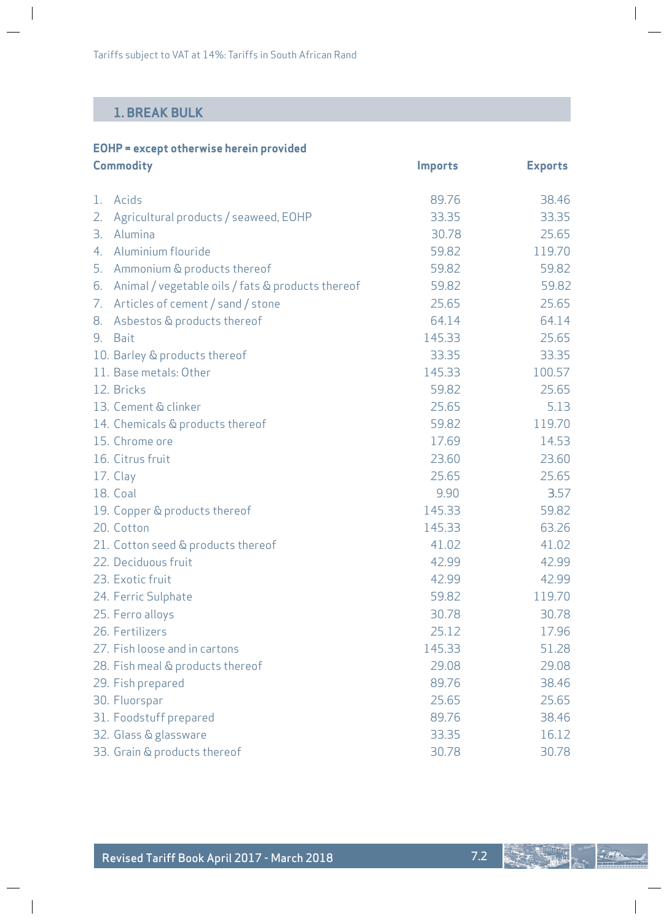Tariffs subject to VAT at 14%: Tariffs in South African Rand

## 1. BREAK BULK

**EOHP = except otherwise herein provided**

| Commodity | Imports | Exports |
|---|---|---|
| 1. Acids | 89.76 | 38.46 |
| 2. Agricultural products / seaweed, EOHP | 33.35 | 33.35 |
| 3. Alumina | 30.78 | 25.65 |
| 4. Aluminium flouride | 59.82 | 119.70 |
| 5. Ammonium & products thereof | 59.82 | 59.82 |
| 6. Animal / vegetable oils / fats & products thereof | 59.82 | 59.82 |
| 7. Articles of cement / sand / stone | 25.65 | 25.65 |
| 8. Asbestos & products thereof | 64.14 | 64.14 |
| 9. Bait | 145.33 | 25.65 |
| 10. Barley & products thereof | 33.35 | 33.35 |
| 11. Base metals: Other | 145.33 | 100.57 |
| 12. Bricks | 59.82 | 25.65 |
| 13. Cement & clinker | 25.65 | 5.13 |
| 14. Chemicals & products thereof | 59.82 | 119.70 |
| 15. Chrome ore | 17.69 | 14.53 |
| 16. Citrus fruit | 23.60 | 23.60 |
| 17. Clay | 25.65 | 25.65 |
| 18. Coal | 9.90 | 3.57 |
| 19. Copper & products thereof | 145.33 | 59.82 |
| 20. Cotton | 145.33 | 63.26 |
| 21. Cotton seed & products thereof | 41.02 | 41.02 |
| 22. Deciduous fruit | 42.99 | 42.99 |
| 23. Exotic fruit | 42.99 | 42.99 |
| 24. Ferric Sulphate | 59.82 | 119.70 |
| 25. Ferro alloys | 30.78 | 30.78 |
| 26. Fertilizers | 25.12 | 17.96 |
| 27. Fish loose and in cartons | 145.33 | 51.28 |
| 28. Fish meal & products thereof | 29.08 | 29.08 |
| 29. Fish prepared | 89.76 | 38.46 |
| 30. Fluorspar | 25.65 | 25.65 |
| 31. Foodstuff prepared | 89.76 | 38.46 |
| 32. Glass & glassware | 33.35 | 16.12 |
| 33. Grain & products thereof | 30.78 | 30.78 |

Revised Tariff Book April 2017 - March 2018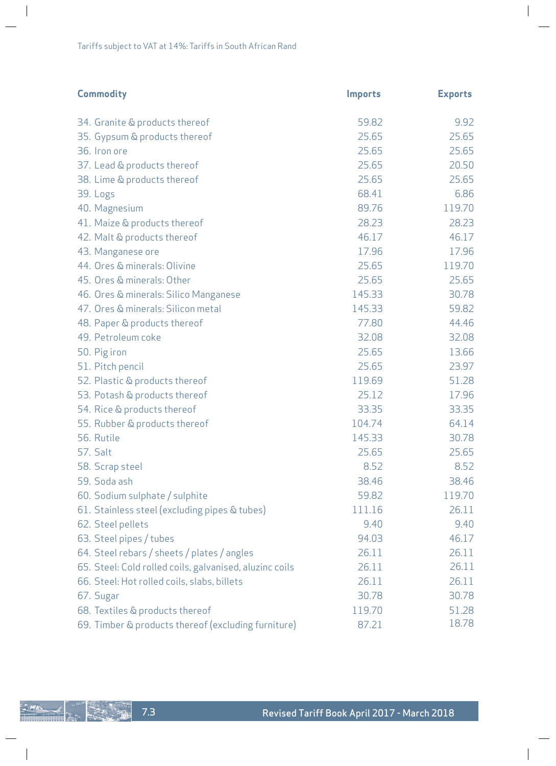Tariffs subject to VAT at 14%: Tariffs in South African Rand

| Commodity | Imports | Exports |
|---|---|---|
| 34. Granite & products thereof | 59.82 | 9.92 |
| 35. Gypsum & products thereof | 25.65 | 25.65 |
| 36. Iron ore | 25.65 | 25.65 |
| 37. Lead & products thereof | 25.65 | 20.50 |
| 38. Lime & products thereof | 25.65 | 25.65 |
| 39. Logs | 68.41 | 6.86 |
| 40. Magnesium | 89.76 | 119.70 |
| 41. Maize & products thereof | 28.23 | 28.23 |
| 42. Malt & products thereof | 46.17 | 46.17 |
| 43. Manganese ore | 17.96 | 17.96 |
| 44. Ores & minerals: Olivine | 25.65 | 119.70 |
| 45. Ores & minerals: Other | 25.65 | 25.65 |
| 46. Ores & minerals: Silico Manganese | 145.33 | 30.78 |
| 47. Ores & minerals: Silicon metal | 145.33 | 59.82 |
| 48. Paper & products thereof | 77.80 | 44.46 |
| 49. Petroleum coke | 32.08 | 32.08 |
| 50. Pig iron | 25.65 | 13.66 |
| 51. Pitch pencil | 25.65 | 23.97 |
| 52. Plastic & products thereof | 119.69 | 51.28 |
| 53. Potash & products thereof | 25.12 | 17.96 |
| 54. Rice & products thereof | 33.35 | 33.35 |
| 55. Rubber & products thereof | 104.74 | 64.14 |
| 56. Rutile | 145.33 | 30.78 |
| 57. Salt | 25.65 | 25.65 |
| 58. Scrap steel | 8.52 | 8.52 |
| 59. Soda ash | 38.46 | 38.46 |
| 60. Sodium sulphate / sulphite | 59.82 | 119.70 |
| 61. Stainless steel (excluding pipes & tubes) | 111.16 | 26.11 |
| 62. Steel pellets | 9.40 | 9.40 |
| 63. Steel pipes / tubes | 94.03 | 46.17 |
| 64. Steel rebars / sheets / plates / angles | 26.11 | 26.11 |
| 65. Steel: Cold rolled coils, galvanised, aluzinc coils | 26.11 | 26.11 |
| 66. Steel: Hot rolled coils, slabs, billets | 26.11 | 26.11 |
| 67. Sugar | 30.78 | 30.78 |
| 68. Textiles & products thereof | 119.70 | 51.28 |
| 69. Timber & products thereof (excluding furniture) | 87.21 | 18.78 |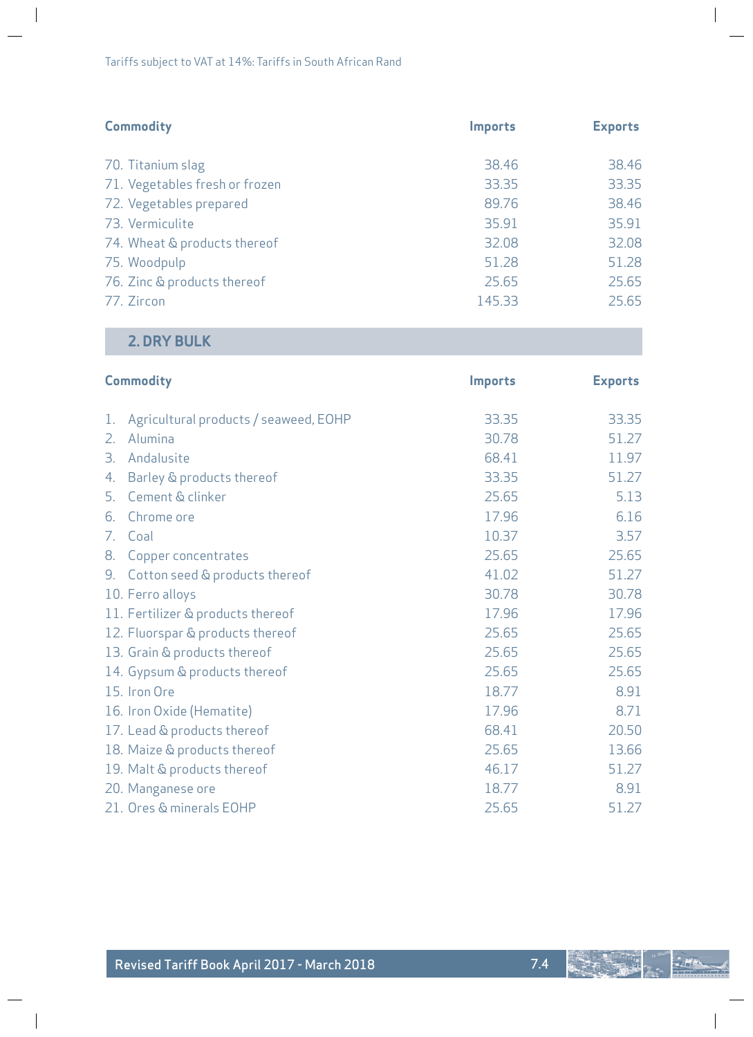Tariffs subject to VAT at 14%: Tariffs in South African Rand

| Commodity | Imports | Exports |
|---|---|---|
| 70. Titanium slag | 38.46 | 38.46 |
| 71. Vegetables fresh or frozen | 33.35 | 33.35 |
| 72. Vegetables prepared | 89.76 | 38.46 |
| 73. Vermiculite | 35.91 | 35.91 |
| 74. Wheat & products thereof | 32.08 | 32.08 |
| 75. Woodpulp | 51.28 | 51.28 |
| 76. Zinc & products thereof | 25.65 | 25.65 |
| 77. Zircon | 145.33 | 25.65 |

## 2. DRY BULK

| Commodity | Imports | Exports |
|---|---|---|
| 1. Agricultural products / seaweed, EOHP | 33.35 | 33.35 |
| 2. Alumina | 30.78 | 51.27 |
| 3. Andalusite | 68.41 | 11.97 |
| 4. Barley & products thereof | 33.35 | 51.27 |
| 5. Cement & clinker | 25.65 | 5.13 |
| 6. Chrome ore | 17.96 | 6.16 |
| 7. Coal | 10.37 | 3.57 |
| 8. Copper concentrates | 25.65 | 25.65 |
| 9. Cotton seed & products thereof | 41.02 | 51.27 |
| 10. Ferro alloys | 30.78 | 30.78 |
| 11. Fertilizer & products thereof | 17.96 | 17.96 |
| 12. Fluorspar & products thereof | 25.65 | 25.65 |
| 13. Grain & products thereof | 25.65 | 25.65 |
| 14. Gypsum & products thereof | 25.65 | 25.65 |
| 15. Iron Ore | 18.77 | 8.91 |
| 16. Iron Oxide (Hematite) | 17.96 | 8.71 |
| 17. Lead & products thereof | 68.41 | 20.50 |
| 18. Maize & products thereof | 25.65 | 13.66 |
| 19. Malt & products thereof | 46.17 | 51.27 |
| 20. Manganese ore | 18.77 | 8.91 |
| 21. Ores & minerals EOHP | 25.65 | 51.27 |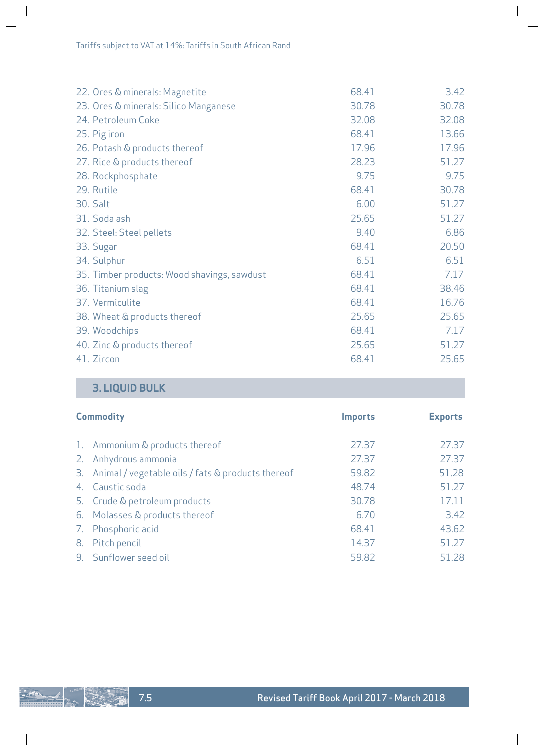Tariffs subject to VAT at 14%: Tariffs in South African Rand

| Commodity | Imports | Exports |
|---|---|---|
| 22. Ores & minerals: Magnetite | 68.41 | 3.42 |
| 23. Ores & minerals: Silico Manganese | 30.78 | 30.78 |
| 24. Petroleum Coke | 32.08 | 32.08 |
| 25. Pig iron | 68.41 | 13.66 |
| 26. Potash & products thereof | 17.96 | 17.96 |
| 27. Rice & products thereof | 28.23 | 51.27 |
| 28. Rockphosphate | 9.75 | 9.75 |
| 29. Rutile | 68.41 | 30.78 |
| 30. Salt | 6.00 | 51.27 |
| 31. Soda ash | 25.65 | 51.27 |
| 32. Steel: Steel pellets | 9.40 | 6.86 |
| 33. Sugar | 68.41 | 20.50 |
| 34. Sulphur | 6.51 | 6.51 |
| 35. Timber products: Wood shavings, sawdust | 68.41 | 7.17 |
| 36. Titanium slag | 68.41 | 38.46 |
| 37. Vermiculite | 68.41 | 16.76 |
| 38. Wheat & products thereof | 25.65 | 25.65 |
| 39. Woodchips | 68.41 | 7.17 |
| 40. Zinc & products thereof | 25.65 | 51.27 |
| 41. Zircon | 68.41 | 25.65 |

## 3. LIQUID BULK

| Commodity | Imports | Exports |
|---|---|---|
| 1. Ammonium & products thereof | 27.37 | 27.37 |
| 2. Anhydrous ammonia | 27.37 | 27.37 |
| 3. Animal / vegetable oils / fats & products thereof | 59.82 | 51.28 |
| 4. Caustic soda | 48.74 | 51.27 |
| 5. Crude & petroleum products | 30.78 | 17.11 |
| 6. Molasses & products thereof | 6.70 | 3.42 |
| 7. Phosphoric acid | 68.41 | 43.62 |
| 8. Pitch pencil | 14.37 | 51.27 |
| 9. Sunflower seed oil | 59.82 | 51.28 |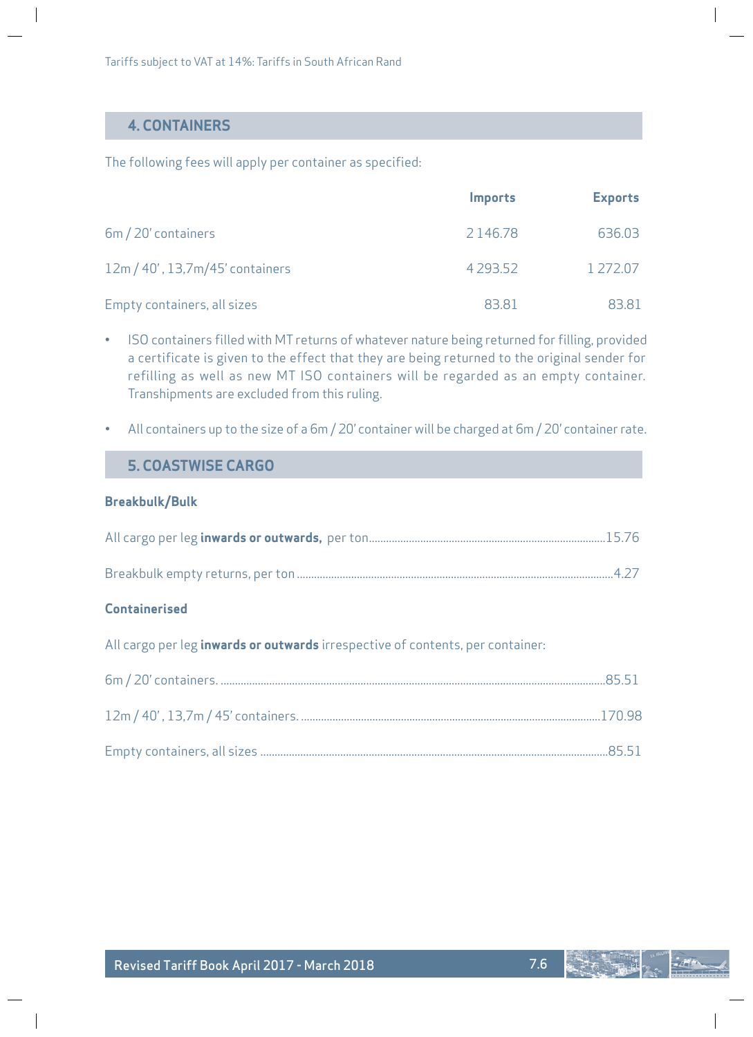Tariffs subject to VAT at 14%: Tariffs in South African Rand

## 4. CONTAINERS

The following fees will apply per container as specified:

| | Imports | Exports |
|---|---|---|
| 6m / 20' containers | 2 146.78 | 636.03 |
| 12m / 40', 13,7m/45' containers | 4 293.52 | 1 272.07 |
| Empty containers, all sizes | 83.81 | 83.81 |

- ISO containers filled with MT returns of whatever nature being returned for filling, provided a certificate is given to the effect that they are being returned to the original sender for refilling as well as new MT ISO containers will be regarded as an empty container. Transhipments are excluded from this ruling.
- All containers up to the size of a 6m / 20' container will be charged at 6m / 20' container rate.

## 5. COASTWISE CARGO

### Breakbulk/Bulk

All cargo per leg **inwards or outwards,** per ton....................15.76

Breakbulk empty returns, per ton....................4.27

### Containerised

All cargo per leg **inwards or outwards** irrespective of contents, per container:

6m / 20' containers....................85.51

12m / 40', 13,7m / 45' containers....................170.98

Empty containers, all sizes....................85.51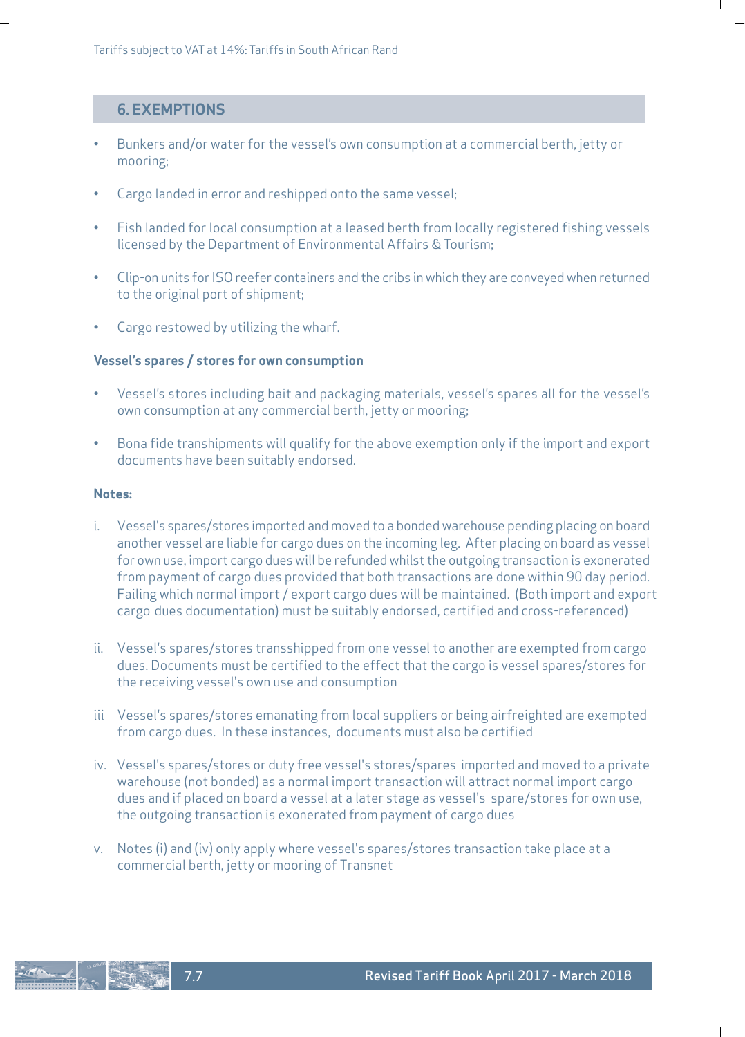## 6. EXEMPTIONS

- Bunkers and/or water for the vessel's own consumption at a commercial berth, jetty or mooring;
- Cargo landed in error and reshipped onto the same vessel;
- Fish landed for local consumption at a leased berth from locally registered fishing vessels licensed by the Department of Environmental Affairs & Tourism;
- Clip-on units for ISO reefer containers and the cribs in which they are conveyed when returned to the original port of shipment;
- Cargo restowed by utilizing the wharf.

### Vessel's spares / stores for own consumption

- Vessel's stores including bait and packaging materials, vessel's spares all for the vessel's own consumption at any commercial berth, jetty or mooring;
- Bona fide transhipments will qualify for the above exemption only if the import and export documents have been suitably endorsed.

### Notes:

i. Vessel's spares/stores imported and moved to a bonded warehouse pending placing on board another vessel are liable for cargo dues on the incoming leg. After placing on board as vessel for own use, import cargo dues will be refunded whilst the outgoing transaction is exonerated from payment of cargo dues provided that both transactions are done within 90 day period. Failing which normal import / export cargo dues will be maintained. (Both import and export cargo dues documentation) must be suitably endorsed, certified and cross-referenced)

ii. Vessel's spares/stores transshipped from one vessel to another are exempted from cargo dues. Documents must be certified to the effect that the cargo is vessel spares/stores for the receiving vessel's own use and consumption

iii Vessel's spares/stores emanating from local suppliers or being airfreighted are exempted from cargo dues. In these instances, documents must also be certified

iv. Vessel's spares/stores or duty free vessel's stores/spares imported and moved to a private warehouse (not bonded) as a normal import transaction will attract normal import cargo dues and if placed on board a vessel at a later stage as vessel's spare/stores for own use, the outgoing transaction is exonerated from payment of cargo dues

v. Notes (i) and (iv) only apply where vessel's spares/stores transaction take place at a commercial berth, jetty or mooring of Transnet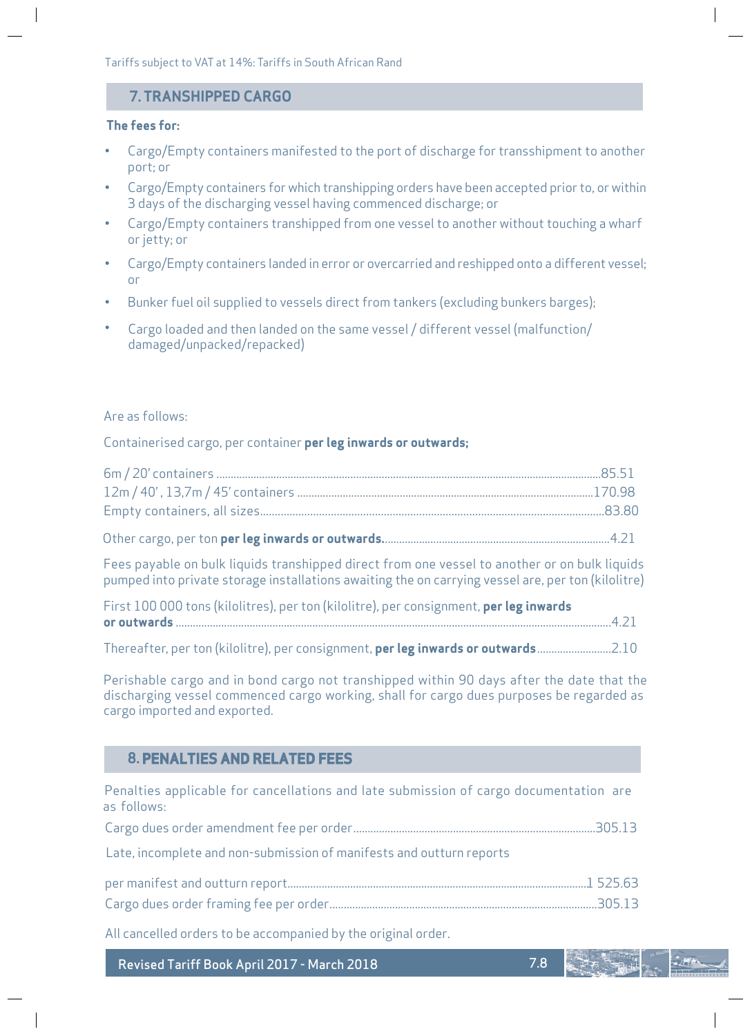Tariffs subject to VAT at 14%: Tariffs in South African Rand

## 7. TRANSHIPPED CARGO

**The fees for:**

- Cargo/Empty containers manifested to the port of discharge for transshipment to another port; or
- Cargo/Empty containers for which transhipping orders have been accepted prior to, or within 3 days of the discharging vessel having commenced discharge; or
- Cargo/Empty containers transhipped from one vessel to another without touching a wharf or jetty; or
- Cargo/Empty containers landed in error or overcarried and reshipped onto a different vessel; or
- Bunker fuel oil supplied to vessels direct from tankers (excluding bunkers barges);
- Cargo loaded and then landed on the same vessel / different vessel (malfunction/ damaged/unpacked/repacked)

Are as follows:

Containerised cargo, per container **per leg inwards or outwards;**

6m / 20' containers ........................................................................................................85.51
12m / 40' , 13,7m / 45' containers ..................................................................................170.98
Empty containers, all sizes...........................................................................................83.80

Other cargo, per ton **per leg inwards or outwards.**...........................................................4.21

Fees payable on bulk liquids transhipped direct from one vessel to another or on bulk liquids pumped into private storage installations awaiting the on carrying vessel are, per ton (kilolitre)

First 100 000 tons (kilolitres), per ton (kilolitre), per consignment, **per leg inwards or outwards** ..........................................................................................................4.21

Thereafter, per ton (kilolitre), per consignment, **per leg inwards or outwards**..........................2.10

Perishable cargo and in bond cargo not transhipped within 90 days after the date that the discharging vessel commenced cargo working, shall for cargo dues purposes be regarded as cargo imported and exported.

## 8. PENALTIES AND RELATED FEES

Penalties applicable for cancellations and late submission of cargo documentation are as follows:

Cargo dues order amendment fee per order....................................................................305.13

Late, incomplete and non-submission of manifests and outturn reports

per manifest and outturn report.........................................................................................1 525.63
Cargo dues order framing fee per order.............................................................................305.13

All cancelled orders to be accompanied by the original order.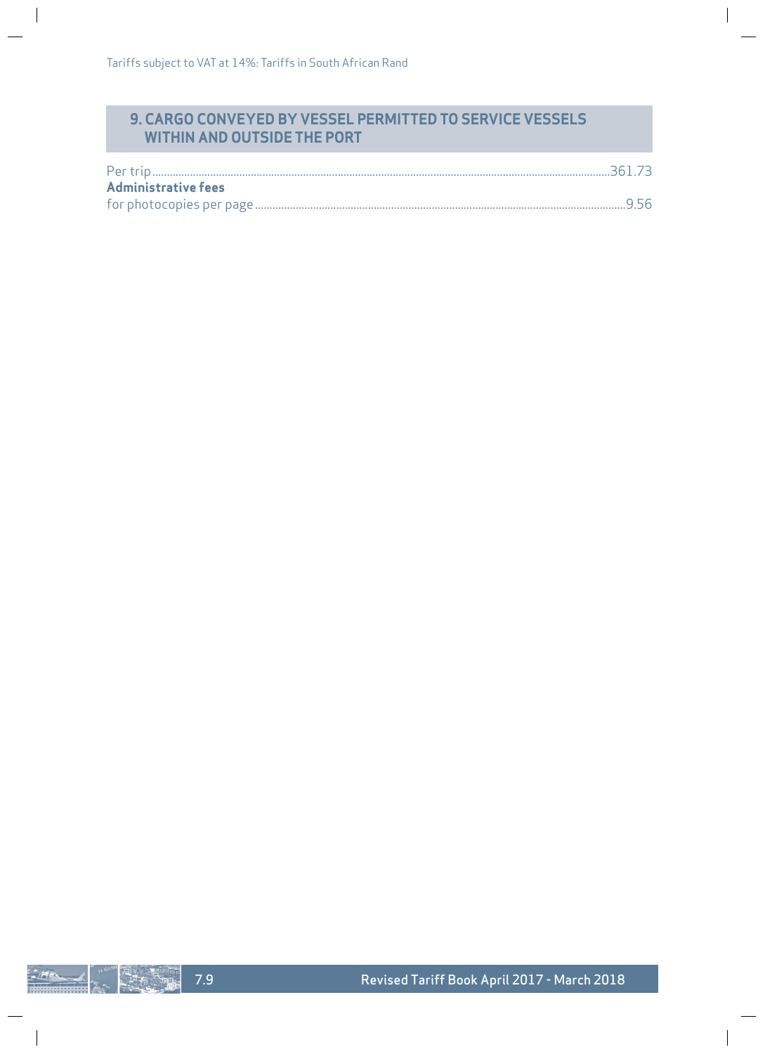Tariffs subject to VAT at 14%: Tariffs in South African Rand

## 9. CARGO CONVEYED BY VESSEL PERMITTED TO SERVICE VESSELS WITHIN AND OUTSIDE THE PORT

Per trip....................................................................................................................361.73

**Administrative fees**

for photocopies per page....................................................................................................9.56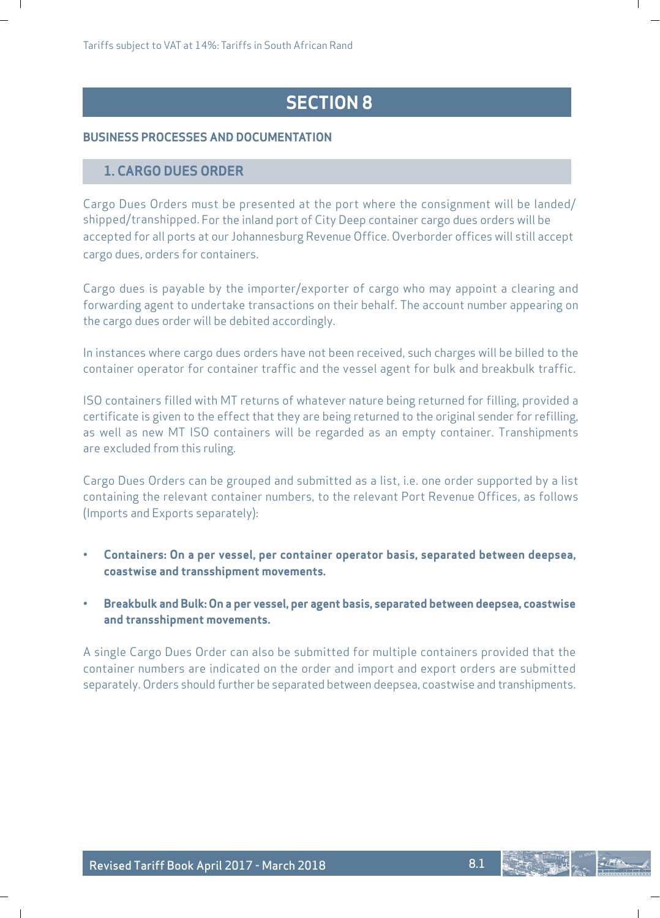# SECTION 8

## BUSINESS PROCESSES AND DOCUMENTATION

### 1. CARGO DUES ORDER

Cargo Dues Orders must be presented at the port where the consignment will be landed/ shipped/transhipped. For the inland port of City Deep container cargo dues orders will be accepted for all ports at our Johannesburg Revenue Office. Overborder offices will still accept cargo dues, orders for containers.

Cargo dues is payable by the importer/exporter of cargo who may appoint a clearing and forwarding agent to undertake transactions on their behalf. The account number appearing on the cargo dues order will be debited accordingly.

In instances where cargo dues orders have not been received, such charges will be billed to the container operator for container traffic and the vessel agent for bulk and breakbulk traffic.

ISO containers filled with MT returns of whatever nature being returned for filling, provided a certificate is given to the effect that they are being returned to the original sender for refilling, as well as new MT ISO containers will be regarded as an empty container. Transhipments are excluded from this ruling.

Cargo Dues Orders can be grouped and submitted as a list, i.e. one order supported by a list containing the relevant container numbers, to the relevant Port Revenue Offices, as follows (Imports and Exports separately):

- **Containers: On a per vessel, per container operator basis, separated between deepsea, coastwise and transshipment movements.**
- **Breakbulk and Bulk: On a per vessel, per agent basis, separated between deepsea, coastwise and transshipment movements.**

A single Cargo Dues Order can also be submitted for multiple containers provided that the container numbers are indicated on the order and import and export orders are submitted separately. Orders should further be separated between deepsea, coastwise and transhipments.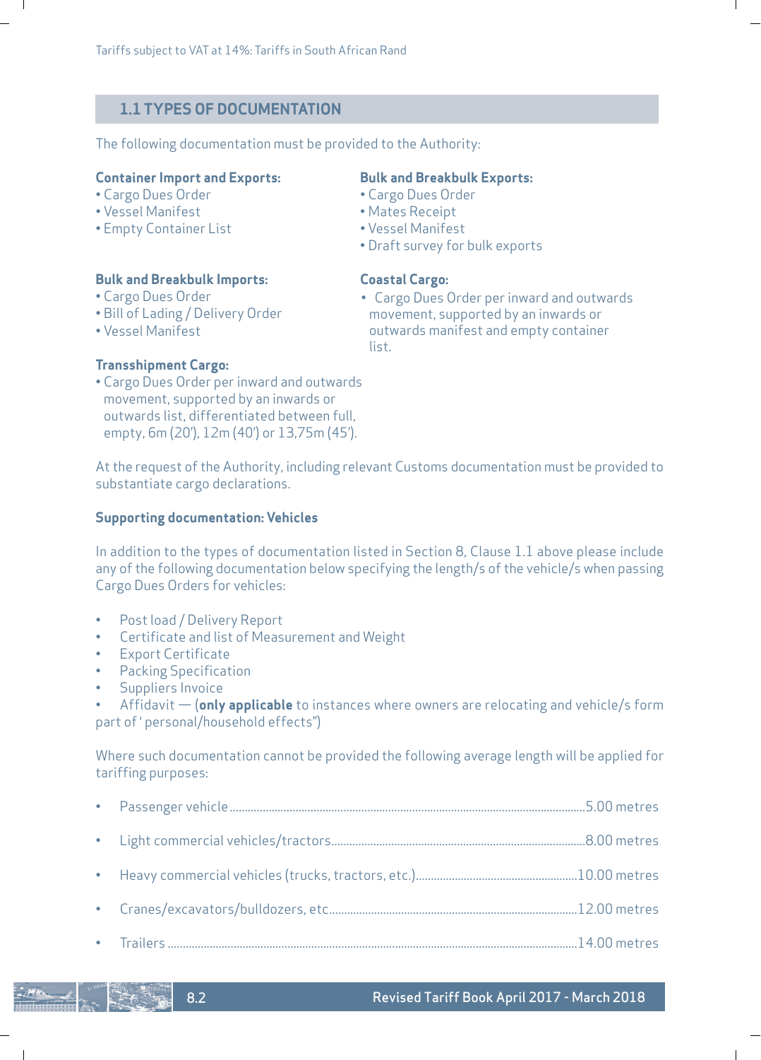## 1.1 TYPES OF DOCUMENTATION

The following documentation must be provided to the Authority:

**Container Import and Exports:**
- Cargo Dues Order
- Vessel Manifest
- Empty Container List

**Bulk and Breakbulk Imports:**
- Cargo Dues Order
- Bill of Lading / Delivery Order
- Vessel Manifest

**Transshipment Cargo:**
- Cargo Dues Order per inward and outwards movement, supported by an inwards or outwards list, differentiated between full, empty, 6m (20'), 12m (40') or 13,75m (45').

**Bulk and Breakbulk Exports:**
- Cargo Dues Order
- Mates Receipt
- Vessel Manifest
- Draft survey for bulk exports

**Coastal Cargo:**
- Cargo Dues Order per inward and outwards movement, supported by an inwards or outwards manifest and empty container list.

At the request of the Authority, including relevant Customs documentation must be provided to substantiate cargo declarations.

**Supporting documentation: Vehicles**

In addition to the types of documentation listed in Section 8, Clause 1.1 above please include any of the following documentation below specifying the length/s of the vehicle/s when passing Cargo Dues Orders for vehicles:

- Post load / Delivery Report
- Certificate and list of Measurement and Weight
- Export Certificate
- Packing Specification
- Suppliers Invoice
- Affidavit — (**only applicable** to instances where owners are relocating and vehicle/s form part of ' personal/household effects")

Where such documentation cannot be provided the following average length will be applied for tariffing purposes:

- Passenger vehicle ........ 5.00 metres
- Light commercial vehicles/tractors ........ 8.00 metres
- Heavy commercial vehicles (trucks, tractors, etc.) ........ 10.00 metres
- Cranes/excavators/bulldozers, etc ........ 12.00 metres
- Trailers ........ 14.00 metres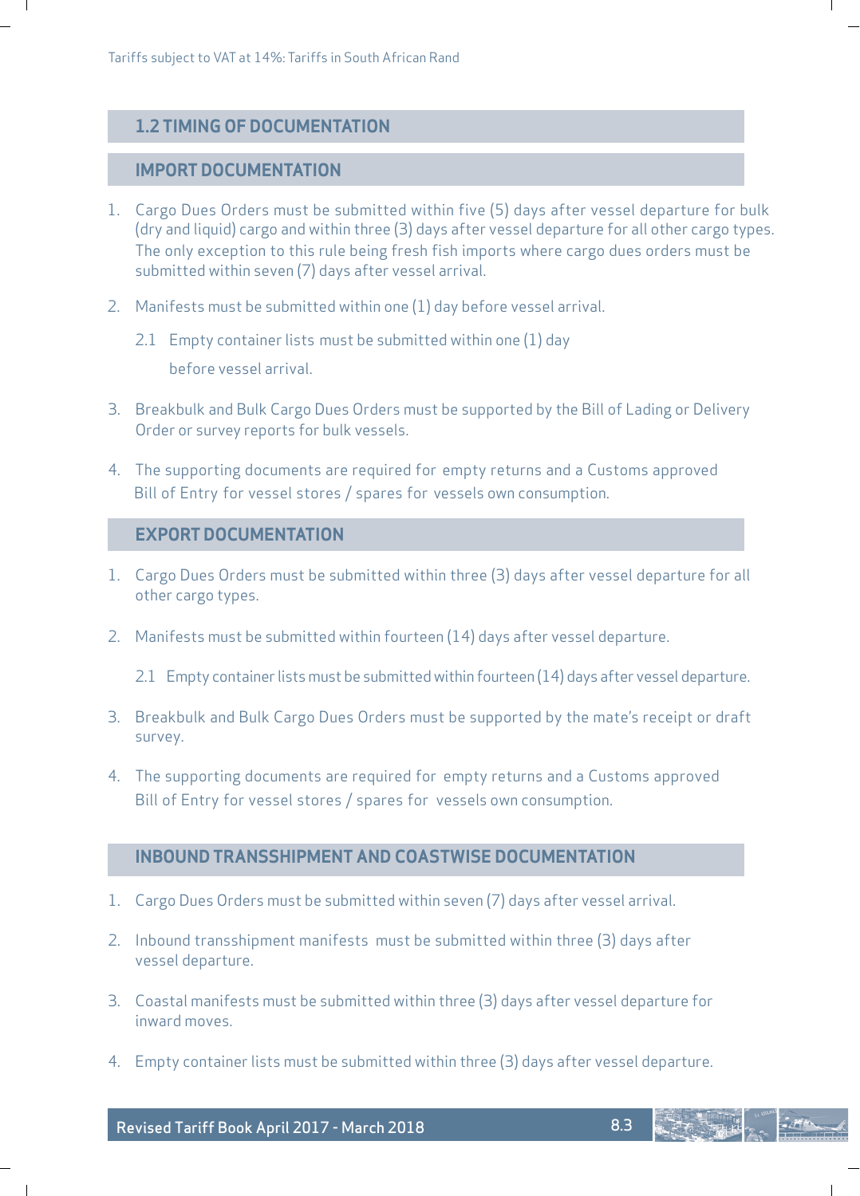Tariffs subject to VAT at 14%: Tariffs in South African Rand

## 1.2 TIMING OF DOCUMENTATION

### IMPORT DOCUMENTATION

1. Cargo Dues Orders must be submitted within five (5) days after vessel departure for bulk (dry and liquid) cargo and within three (3) days after vessel departure for all other cargo types. The only exception to this rule being fresh fish imports where cargo dues orders must be submitted within seven (7) days after vessel arrival.

2. Manifests must be submitted within one (1) day before vessel arrival.

   2.1 Empty container lists must be submitted within one (1) day before vessel arrival.

3. Breakbulk and Bulk Cargo Dues Orders must be supported by the Bill of Lading or Delivery Order or survey reports for bulk vessels.

4. The supporting documents are required for empty returns and a Customs approved Bill of Entry for vessel stores / spares for vessels own consumption.

### EXPORT DOCUMENTATION

1. Cargo Dues Orders must be submitted within three (3) days after vessel departure for all other cargo types.

2. Manifests must be submitted within fourteen (14) days after vessel departure.

   2.1 Empty container lists must be submitted within fourteen (14) days after vessel departure.

3. Breakbulk and Bulk Cargo Dues Orders must be supported by the mate's receipt or draft survey.

4. The supporting documents are required for empty returns and a Customs approved Bill of Entry for vessel stores / spares for vessels own consumption.

### INBOUND TRANSSHIPMENT AND COASTWISE DOCUMENTATION

1. Cargo Dues Orders must be submitted within seven (7) days after vessel arrival.

2. Inbound transshipment manifests must be submitted within three (3) days after vessel departure.

3. Coastal manifests must be submitted within three (3) days after vessel departure for inward moves.

4. Empty container lists must be submitted within three (3) days after vessel departure.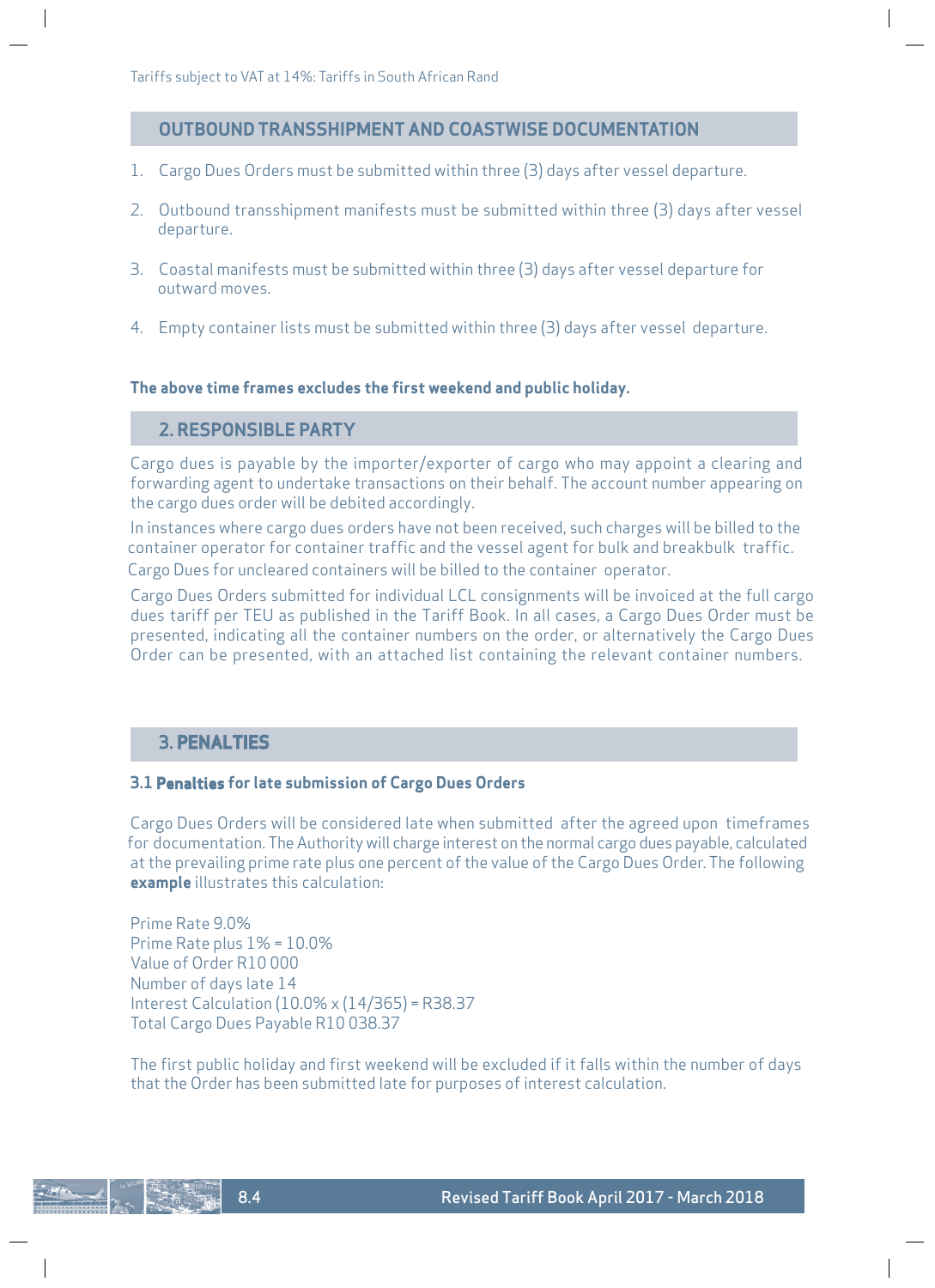Tariffs subject to VAT at 14%: Tariffs in South African Rand

## OUTBOUND TRANSSHIPMENT AND COASTWISE DOCUMENTATION

1. Cargo Dues Orders must be submitted within three (3) days after vessel departure.
2. Outbound transshipment manifests must be submitted within three (3) days after vessel departure.
3. Coastal manifests must be submitted within three (3) days after vessel departure for outward moves.
4. Empty container lists must be submitted within three (3) days after vessel departure.

**The above time frames excludes the first weekend and public holiday.**

## 2. RESPONSIBLE PARTY

Cargo dues is payable by the importer/exporter of cargo who may appoint a clearing and forwarding agent to undertake transactions on their behalf. The account number appearing on the cargo dues order will be debited accordingly.

In instances where cargo dues orders have not been received, such charges will be billed to the container operator for container traffic and the vessel agent for bulk and breakbulk traffic. Cargo Dues for uncleared containers will be billed to the container operator.

Cargo Dues Orders submitted for individual LCL consignments will be invoiced at the full cargo dues tariff per TEU as published in the Tariff Book. In all cases, a Cargo Dues Order must be presented, indicating all the container numbers on the order, or alternatively the Cargo Dues Order can be presented, with an attached list containing the relevant container numbers.

## 3. PENALTIES

### 3.1 Penalties for late submission of Cargo Dues Orders

Cargo Dues Orders will be considered late when submitted after the agreed upon timeframes for documentation. The Authority will charge interest on the normal cargo dues payable, calculated at the prevailing prime rate plus one percent of the value of the Cargo Dues Order. The following **example** illustrates this calculation:

Prime Rate 9.0%
Prime Rate plus 1% = 10.0%
Value of Order R10 000
Number of days late 14
Interest Calculation (10.0% x (14/365) = R38.37
Total Cargo Dues Payable R10 038.37

The first public holiday and first weekend will be excluded if it falls within the number of days that the Order has been submitted late for purposes of interest calculation.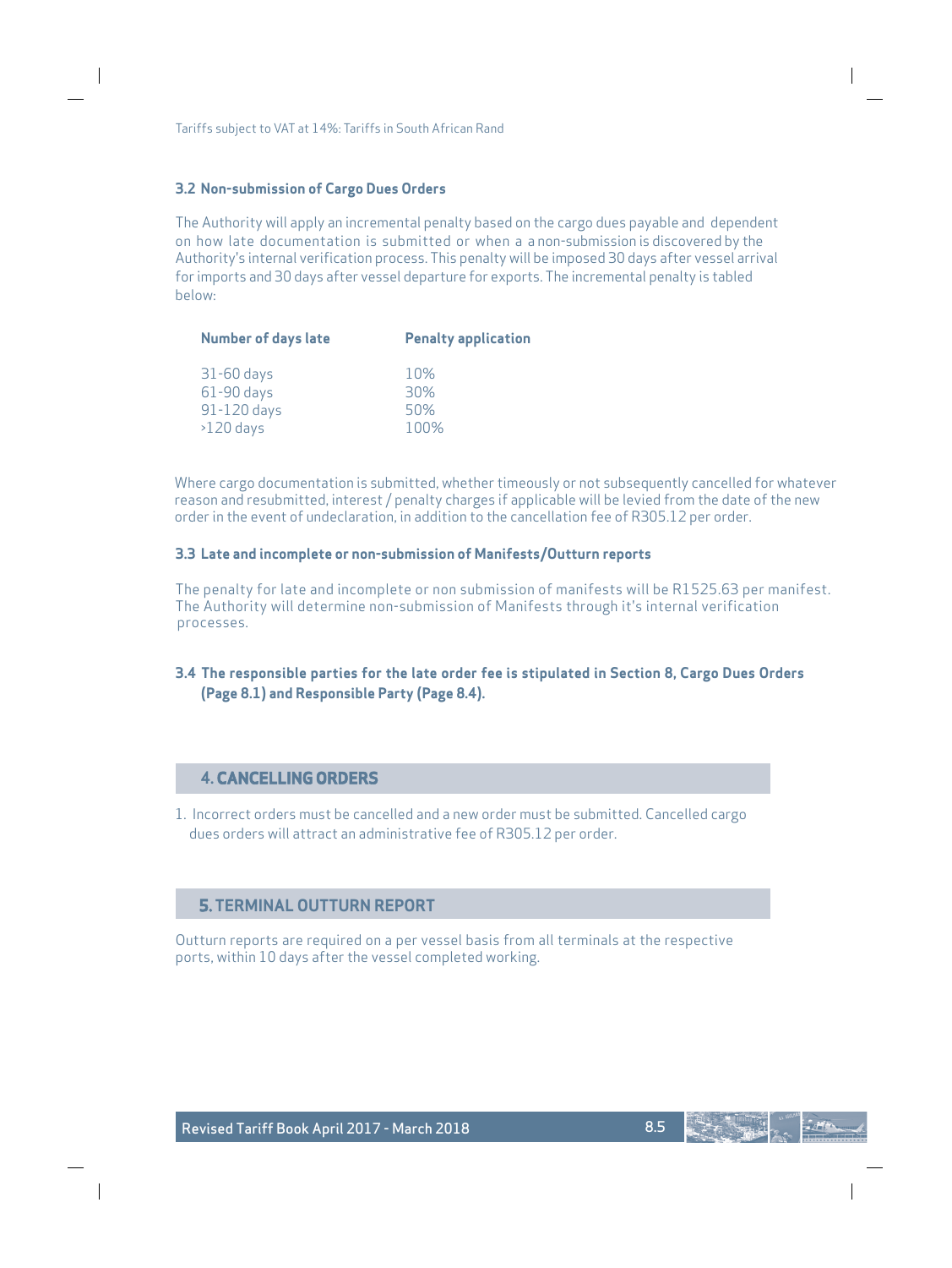Tariffs subject to VAT at 14%: Tariffs in South African Rand

### 3.2 Non-submission of Cargo Dues Orders

The Authority will apply an incremental penalty based on the cargo dues payable and dependent on how late documentation is submitted or when a a non-submission is discovered by the Authority's internal verification process. This penalty will be imposed 30 days after vessel arrival for imports and 30 days after vessel departure for exports. The incremental penalty is tabled below:

| Number of days late | Penalty application |
|---|---|
| 31-60 days | 10% |
| 61-90 days | 30% |
| 91-120 days | 50% |
| >120 days | 100% |

Where cargo documentation is submitted, whether timeously or not subsequently cancelled for whatever reason and resubmitted, interest / penalty charges if applicable will be levied from the date of the new order in the event of undeclaration, in addition to the cancellation fee of R305.12 per order.

### 3.3 Late and incomplete or non-submission of Manifests/Outturn reports

The penalty for late and incomplete or non submission of manifests will be R1525.63 per manifest. The Authority will determine non-submission of Manifests through it's internal verification processes.

### 3.4 The responsible parties for the late order fee is stipulated in Section 8, Cargo Dues Orders (Page 8.1) and Responsible Party (Page 8.4).

## 4. CANCELLING ORDERS

1. Incorrect orders must be cancelled and a new order must be submitted. Cancelled cargo dues orders will attract an administrative fee of R305.12 per order.

## 5. TERMINAL OUTTURN REPORT

Outturn reports are required on a per vessel basis from all terminals at the respective ports, within 10 days after the vessel completed working.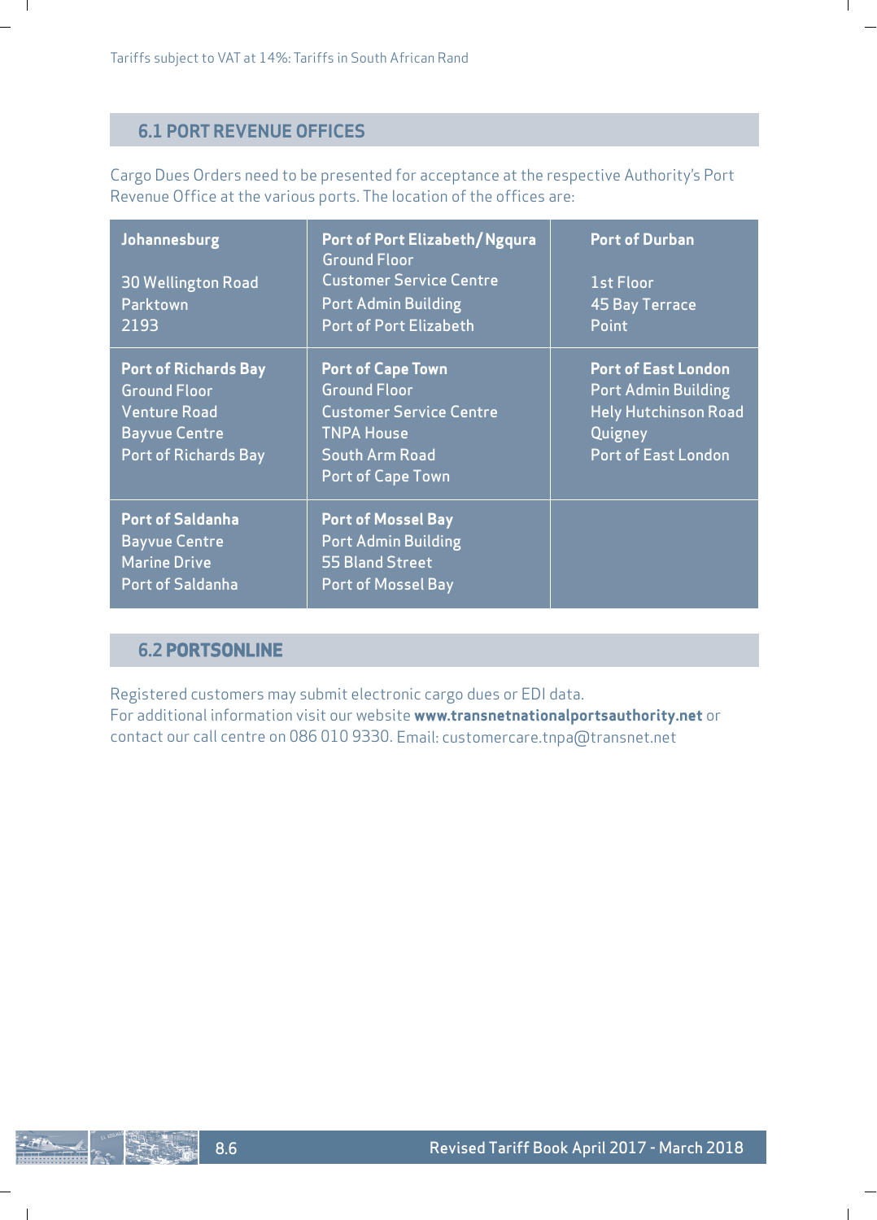Tariffs subject to VAT at 14%: Tariffs in South African Rand

## 6.1 PORT REVENUE OFFICES

Cargo Dues Orders need to be presented for acceptance at the respective Authority's Port Revenue Office at the various ports. The location of the offices are:

| **Johannesburg**<br><br>30 Wellington Road<br>Parktown<br>2193 | **Port of Port Elizabeth/Ngqura**<br>Ground Floor<br>Customer Service Centre<br>Port Admin Building<br>Port of Port Elizabeth | **Port of Durban**<br><br>1st Floor<br>45 Bay Terrace<br>Point |
|---|---|---|
| **Port of Richards Bay**<br>Ground Floor<br>Venture Road<br>Bayvue Centre<br>Port of Richards Bay | **Port of Cape Town**<br>Ground Floor<br>Customer Service Centre<br>TNPA House<br>South Arm Road<br>Port of Cape Town | **Port of East London**<br>Port Admin Building<br>Hely Hutchinson Road<br>Quigney<br>Port of East London |
| **Port of Saldanha**<br>Bayvue Centre<br>Marine Drive<br>Port of Saldanha | **Port of Mossel Bay**<br>Port Admin Building<br>55 Bland Street<br>Port of Mossel Bay | |

## 6.2 PORTSONLINE

Registered customers may submit electronic cargo dues or EDI data.
For additional information visit our website **www.transnetnationalportsauthority.net** or contact our call centre on 086 010 9330. Email: customercare.tnpa@transnet.net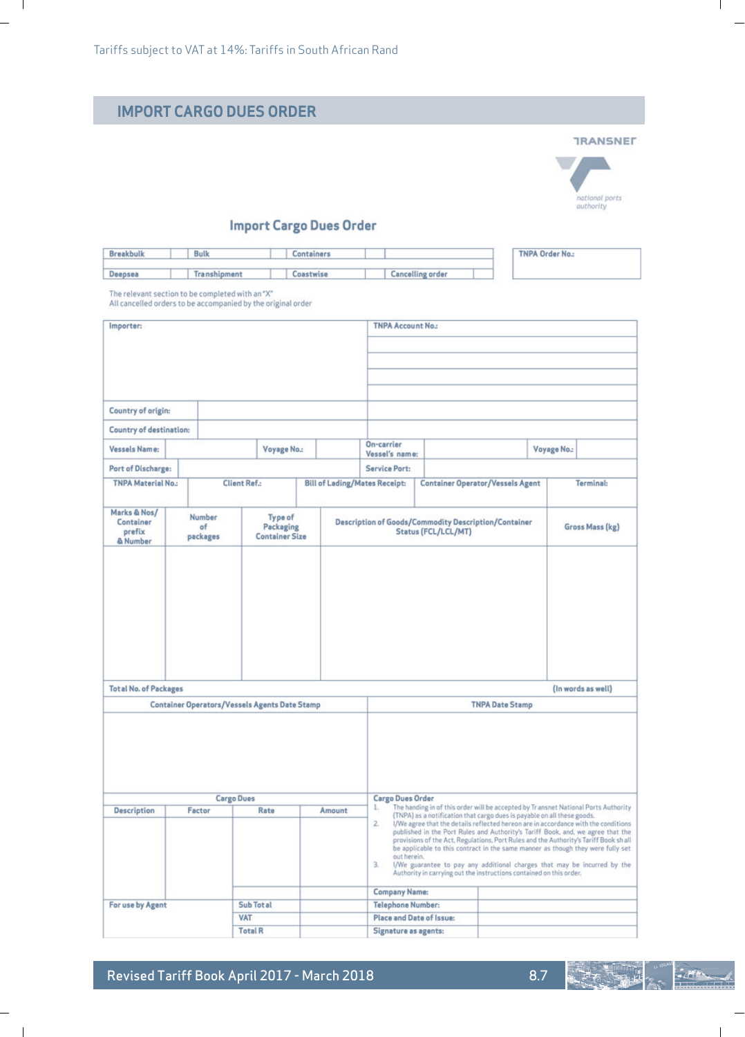Tariffs subject to VAT at 14%: Tariffs in South African Rand

## IMPORT CARGO DUES ORDER

TRANSNET
national ports authority

### Import Cargo Dues Order

| Breakbulk | | Bulk | | Containers | | |
|---|---|---|---|---|---|---|
| Deepsea | | Transhipment | | Coastwise | | Cancelling order |

| TNPA Order No.: |
|---|
| |

The relevant section to be completed with an "X"
All cancelled orders to be accompanied by the original order

| Importer: | | | TNPA Account No.: | | |
|---|---|---|---|---|---|
| Country of origin: | | | | | |
| Country of destination: | | | | | |
| Vessels Name: | Voyage No.: | | On-carrier Vessel's name: | Voyage No.: | |
| Port of Discharge: | | | Service Port: | | |
| TNPA Material No.: | Client Ref.: | Bill of Lading/Mates Receipt: | Container Operator/Vessels Agent | | Terminal: |

| Marks & Nos/ Container prefix & Number | Number of packages | Type of Packaging Container Size | Description of Goods/Commodity Description/Container Status (FCL/LCL/MT) | Gross Mass (kg) |
|---|---|---|---|---|
| | | | | |
| Total No. of Packages | | | | (In words as well) |

| Container Operators/Vessels Agents Date Stamp | TNPA Date Stamp |
|---|---|
| | |

| Cargo Dues | | | |
|---|---|---|---|
| Description | Factor | Rate | Amount |
| | | | |
| For use by Agent | | Sub Total | |
| | | VAT | |
| | | Total R | |

**Cargo Dues Order**

1. The handing in of this order will be accepted by Transnet National Ports Authority (TNPA) as a notification that cargo dues is payable on all these goods.
2. I/We agree that the details reflected hereon are in accordance with the conditions published in the Port Rules and Authority's Tariff Book, and, we agree that the provisions of the Act, Regulations, Port Rules and the Authority's Tariff Book shall be applicable to this contract in the same manner as though they were fully set out herein.
3. I/We guarantee to pay any additional charges that may be incurred by the Authority in carrying out the instructions contained on this order.

| Company Name: | |
|---|---|
| Telephone Number: | |
| Place and Date of Issue: | |
| Signature as agents: | |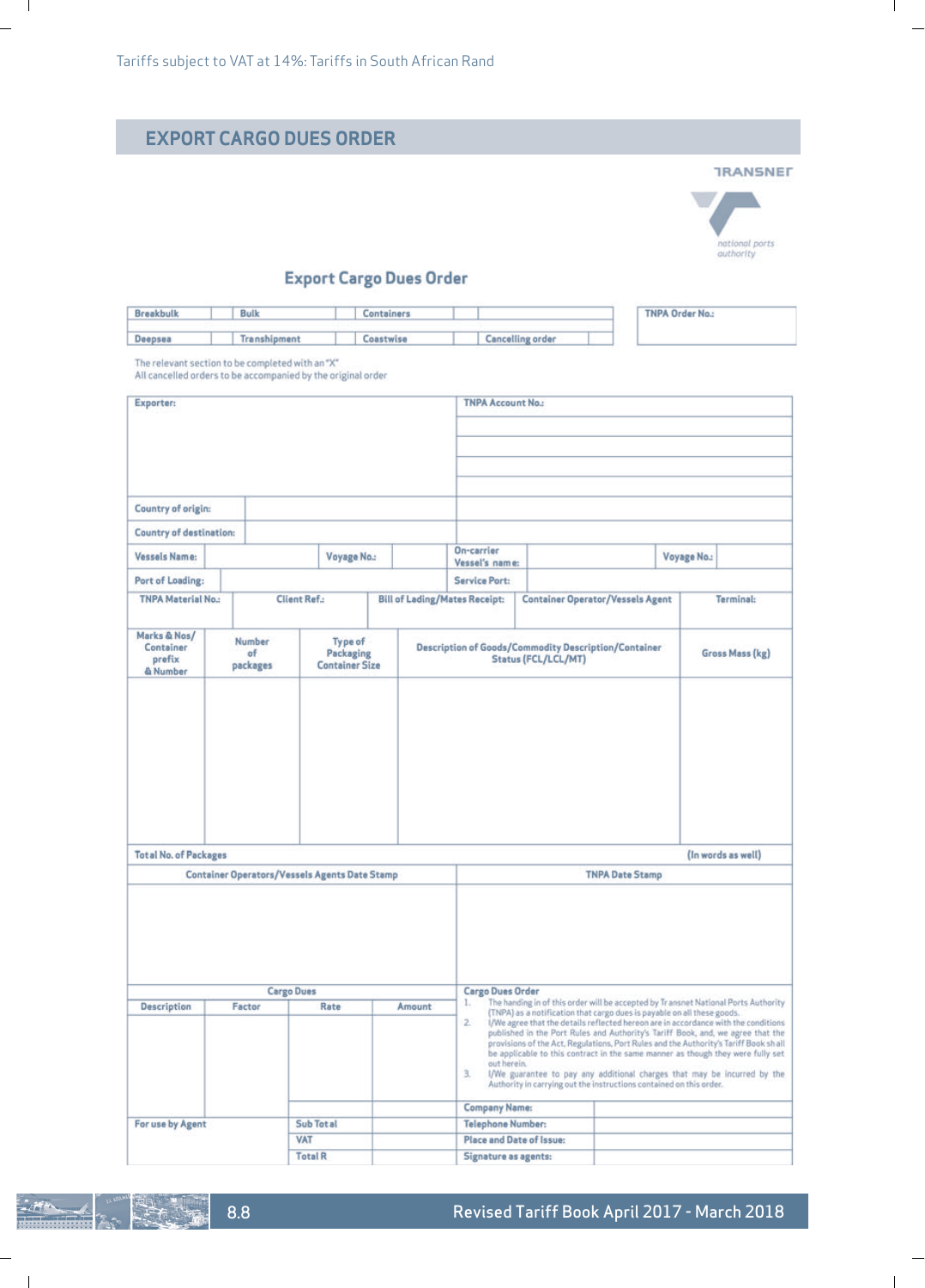Tariffs subject to VAT at 14%: Tariffs in South African Rand

## EXPORT CARGO DUES ORDER

TRANSNET national ports authority

### Export Cargo Dues Order

| | | | | | | | |
|---|---|---|---|---|---|---|---|
| Breakbulk | | Bulk | | Containers | | | |
| Deepsea | | Transhipment | | Coastwise | | Cancelling order | |

TNPA Order No.:

The relevant section to be completed with an "X"
All cancelled orders to be accompanied by the original order

| | | | | | | | | |
|---|---|---|---|---|---|---|---|---|
| Exporter: | | | | TNPA Account No.: | | | | |
| Country of origin: | | | | | | | | |
| Country of destination: | | | | | | | | |
| Vessels Name: | | Voyage No.: | | On-carrier Vessel's name: | | | Voyage No.: | |
| Port of Loading: | | | | Service Port: | | | | |
| TNPA Material No.: | Client Ref.: | | Bill of Lading/Mates Receipt: | | Container Operator/Vessels Agent | | Terminal: | |

| Marks & Nos/ Container prefix & Number | Number of packages | Type of Packaging Container Size | Description of Goods/Commodity Description/Container Status (FCL/LCL/MT) | Gross Mass (kg) |
|---|---|---|---|---|
| | | | | |
| Total No. of Packages | | | | (In words as well) |

| Container Operators/Vessels Agents Date Stamp | TNPA Date Stamp |
|---|---|
| | |

| Cargo Dues | | | | Cargo Dues Order | |
|---|---|---|---|---|---|
| Description | Factor | Rate | Amount | | |
| | | | | Company Name: | |
| For use by Agent | | Sub Total | | Telephone Number: | |
| | | VAT | | Place and Date of Issue: | |
| | | Total R | | Signature as agents: | |

**Cargo Dues Order**

1. The handing in of this order will be accepted by Transnet National Ports Authority (TNPA) as a notification that cargo dues is payable on all these goods.
2. I/We agree that the details reflected hereon are in accordance with the conditions published in the Port Rules and Authority's Tariff Book, and, we agree that the provisions of the Act, Regulations, Port Rules and the Authority's Tariff Book shall be applicable to this contract in the same manner as though they were fully set out herein.
3. I/We guarantee to pay any additional charges that may be incurred by the Authority in carrying out the instructions contained on this order.